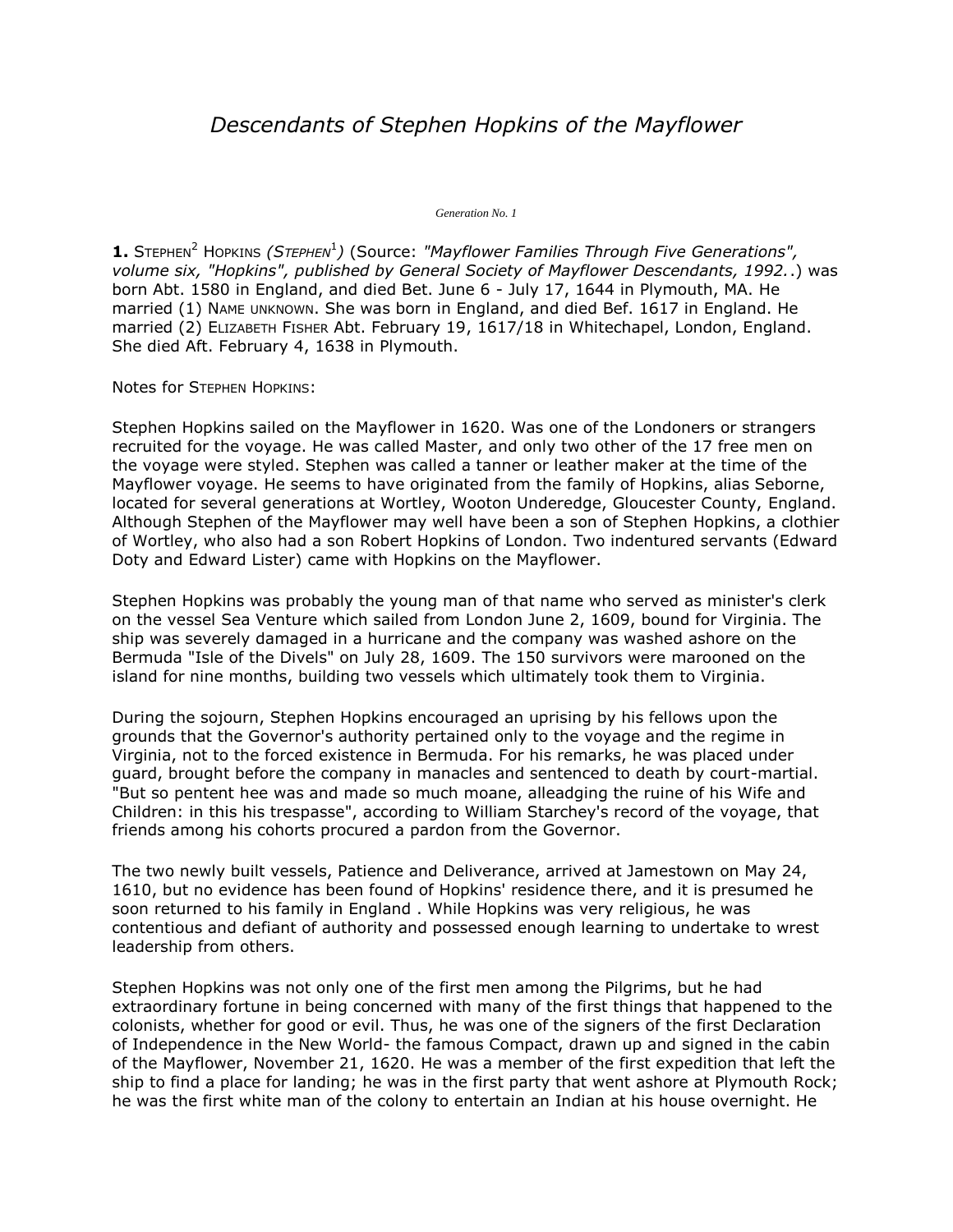# *Descendants of Stephen Hopkins of the Mayflower*

*Generation No. 1*

**1.** STEPHEN[2] HOPKINS *(STEPHEN[1])* (Source: *"Mayflower Families Through Five Generations", volume six, "Hopkins", published by General Society of Mayflower Descendants, 1992.*.) was born Abt. 1580 in England, and died Bet. June 6 - July 17, 1644 in Plymouth, MA. He married (1) NAME UNKNOWN. She was born in England, and died Bef. 1617 in England. He married (2) ELIZABETH FISHER Abt. February 19, 1617/18 in Whitechapel, London, England. She died Aft. February 4, 1638 in Plymouth.

Notes for STEPHEN HOPKINS:

Stephen Hopkins sailed on the Mayflower in 1620. Was one of the Londoners or strangers recruited for the voyage. He was called Master, and only two other of the 17 free men on the voyage were styled. Stephen was called a tanner or leather maker at the time of the Mayflower voyage. He seems to have originated from the family of Hopkins, alias Seborne, located for several generations at Wortley, Wooton Underedge, Gloucester County, England. Although Stephen of the Mayflower may well have been a son of Stephen Hopkins, a clothier of Wortley, who also had a son Robert Hopkins of London. Two indentured servants (Edward Doty and Edward Lister) came with Hopkins on the Mayflower.

Stephen Hopkins was probably the young man of that name who served as minister's clerk on the vessel Sea Venture which sailed from London June 2, 1609, bound for Virginia. The ship was severely damaged in a hurricane and the company was washed ashore on the Bermuda "Isle of the Divels" on July 28, 1609. The 150 survivors were marooned on the island for nine months, building two vessels which ultimately took them to Virginia.

During the sojourn, Stephen Hopkins encouraged an uprising by his fellows upon the grounds that the Governor's authority pertained only to the voyage and the regime in Virginia, not to the forced existence in Bermuda. For his remarks, he was placed under guard, brought before the company in manacles and sentenced to death by court-martial. "But so pentent hee was and made so much moane, alleadging the ruine of his Wife and Children: in this his trespasse", according to William Starchey's record of the voyage, that friends among his cohorts procured a pardon from the Governor.

The two newly built vessels, Patience and Deliverance, arrived at Jamestown on May 24, 1610, but no evidence has been found of Hopkins' residence there, and it is presumed he soon returned to his family in England . While Hopkins was very religious, he was contentious and defiant of authority and possessed enough learning to undertake to wrest leadership from others.

Stephen Hopkins was not only one of the first men among the Pilgrims, but he had extraordinary fortune in being concerned with many of the first things that happened to the colonists, whether for good or evil. Thus, he was one of the signers of the first Declaration of Independence in the New World- the famous Compact, drawn up and signed in the cabin of the Mayflower, November 21, 1620. He was a member of the first expedition that left the ship to find a place for landing; he was in the first party that went ashore at Plymouth Rock; he was the first white man of the colony to entertain an Indian at his house overnight. He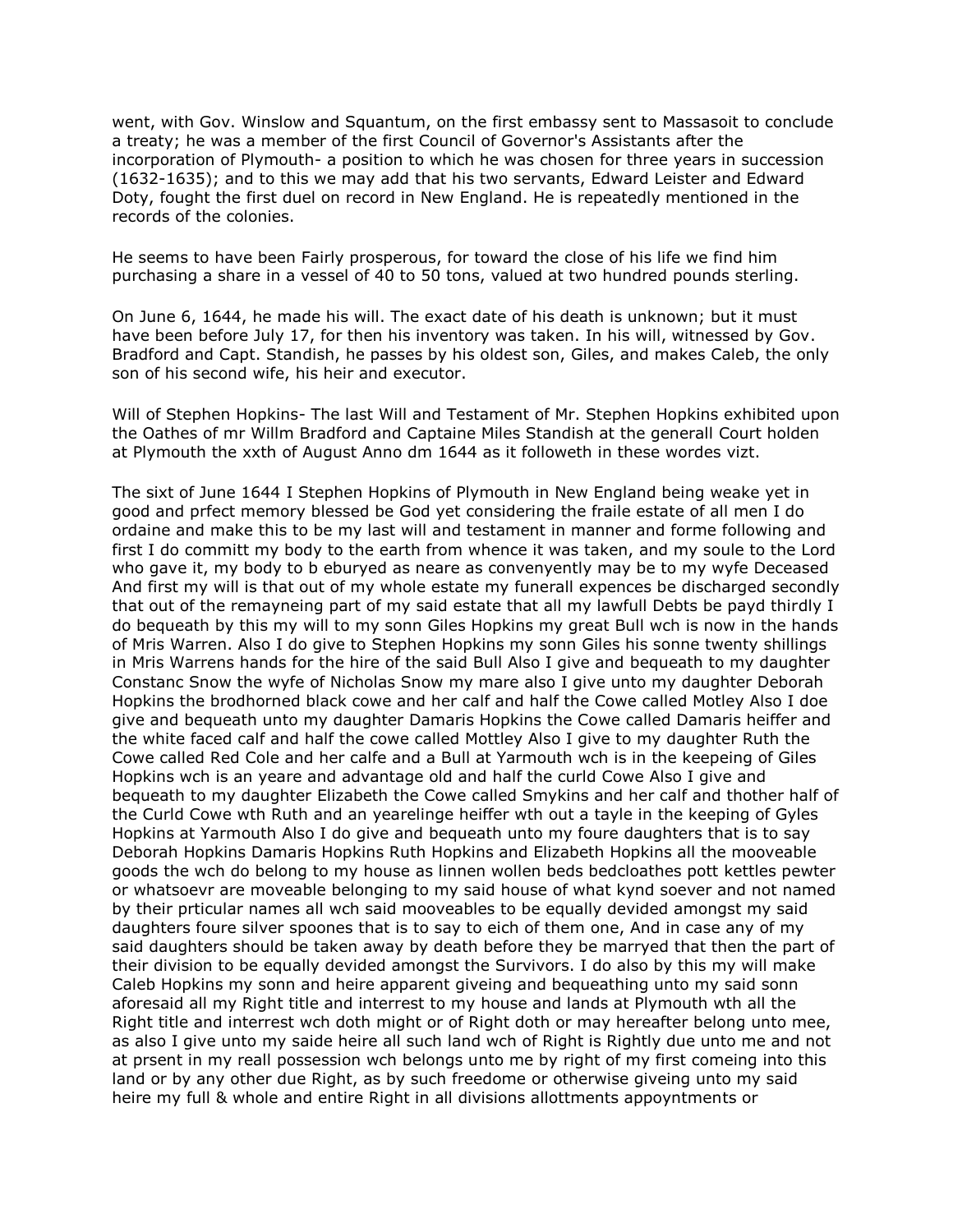went, with Gov. Winslow and Squantum, on the first embassy sent to Massasoit to conclude a treaty; he was a member of the first Council of Governor's Assistants after the incorporation of Plymouth- a position to which he was chosen for three years in succession (1632-1635); and to this we may add that his two servants, Edward Leister and Edward Doty, fought the first duel on record in New England. He is repeatedly mentioned in the records of the colonies.

He seems to have been Fairly prosperous, for toward the close of his life we find him purchasing a share in a vessel of 40 to 50 tons, valued at two hundred pounds sterling.

On June 6, 1644, he made his will. The exact date of his death is unknown; but it must have been before July 17, for then his inventory was taken. In his will, witnessed by Gov. Bradford and Capt. Standish, he passes by his oldest son, Giles, and makes Caleb, the only son of his second wife, his heir and executor.

Will of Stephen Hopkins- The last Will and Testament of Mr. Stephen Hopkins exhibited upon the Oathes of mr Willm Bradford and Captaine Miles Standish at the generall Court holden at Plymouth the xxth of August Anno dm 1644 as it followeth in these wordes vizt.

The sixt of June 1644 I Stephen Hopkins of Plymouth in New England being weake yet in good and prfect memory blessed be God yet considering the fraile estate of all men I do ordaine and make this to be my last will and testament in manner and forme following and first I do committ my body to the earth from whence it was taken, and my soule to the Lord who gave it, my body to b eburyed as neare as convenyently may be to my wyfe Deceased And first my will is that out of my whole estate my funerall expences be discharged secondly that out of the remayneing part of my said estate that all my lawfull Debts be payd thirdly I do bequeath by this my will to my sonn Giles Hopkins my great Bull wch is now in the hands of Mris Warren. Also I do give to Stephen Hopkins my sonn Giles his sonne twenty shillings in Mris Warrens hands for the hire of the said Bull Also I give and bequeath to my daughter Constanc Snow the wyfe of Nicholas Snow my mare also I give unto my daughter Deborah Hopkins the brodhorned black cowe and her calf and half the Cowe called Motley Also I doe give and bequeath unto my daughter Damaris Hopkins the Cowe called Damaris heiffer and the white faced calf and half the cowe called Mottley Also I give to my daughter Ruth the Cowe called Red Cole and her calfe and a Bull at Yarmouth wch is in the keepeing of Giles Hopkins wch is an yeare and advantage old and half the curld Cowe Also I give and bequeath to my daughter Elizabeth the Cowe called Smykins and her calf and thother half of the Curld Cowe wth Ruth and an yearelinge heiffer wth out a tayle in the keeping of Gyles Hopkins at Yarmouth Also I do give and bequeath unto my foure daughters that is to say Deborah Hopkins Damaris Hopkins Ruth Hopkins and Elizabeth Hopkins all the mooveable goods the wch do belong to my house as linnen wollen beds bedcloathes pott kettles pewter or whatsoevr are moveable belonging to my said house of what kynd soever and not named by their prticular names all wch said mooveables to be equally devided amongst my said daughters foure silver spoones that is to say to eich of them one, And in case any of my said daughters should be taken away by death before they be marryed that then the part of their division to be equally devided amongst the Survivors. I do also by this my will make Caleb Hopkins my sonn and heire apparent giveing and bequeathing unto my said sonn aforesaid all my Right title and interrest to my house and lands at Plymouth wth all the Right title and interrest wch doth might or of Right doth or may hereafter belong unto mee, as also I give unto my saide heire all such land wch of Right is Rightly due unto me and not at prsent in my reall possession wch belongs unto me by right of my first comeing into this land or by any other due Right, as by such freedome or otherwise giveing unto my said heire my full & whole and entire Right in all divisions allottments appoyntments or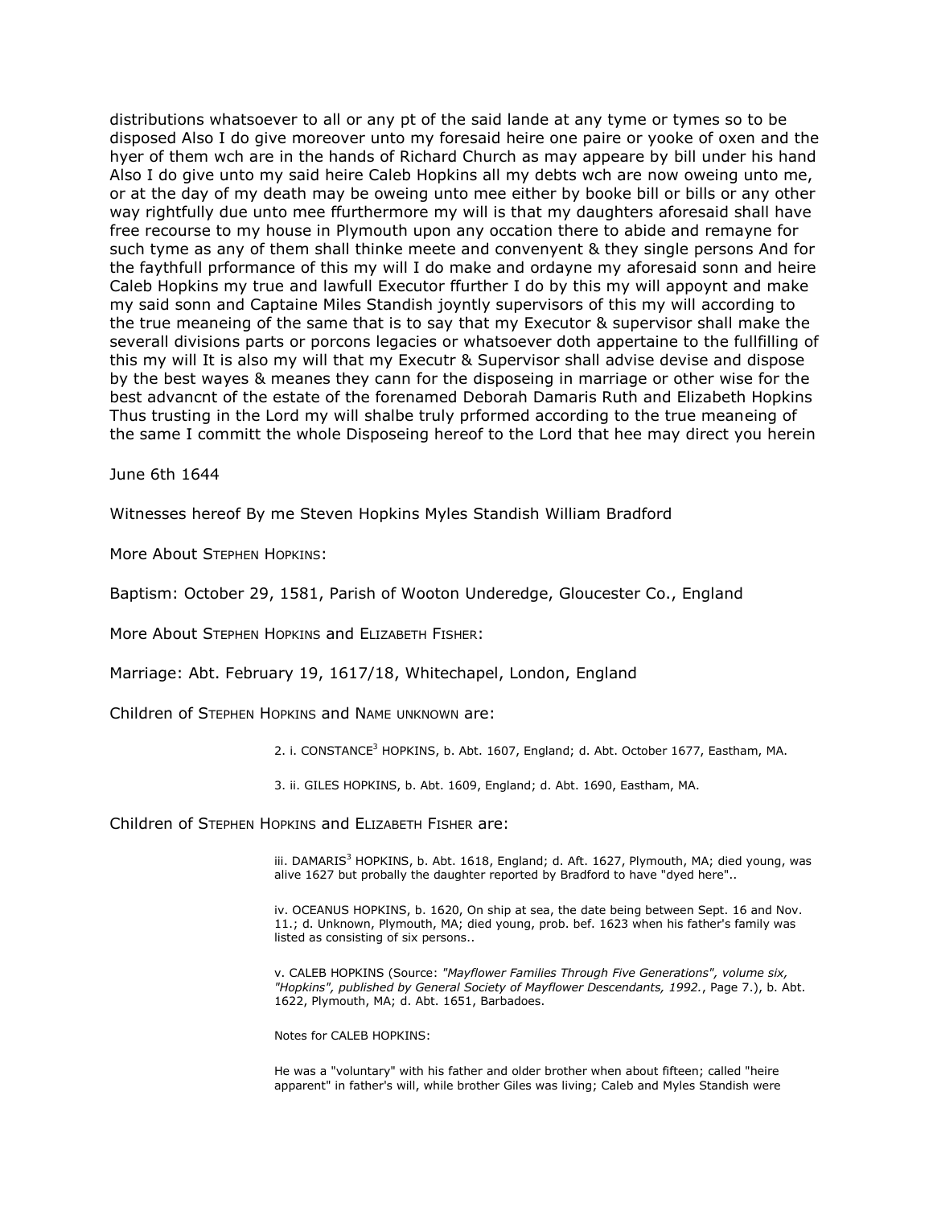distributions whatsoever to all or any pt of the said lande at any tyme or tymes so to be disposed Also I do give moreover unto my foresaid heire one paire or yooke of oxen and the hyer of them wch are in the hands of Richard Church as may appeare by bill under his hand Also I do give unto my said heire Caleb Hopkins all my debts wch are now oweing unto me, or at the day of my death may be oweing unto mee either by booke bill or bills or any other way rightfully due unto mee ffurthermore my will is that my daughters aforesaid shall have free recourse to my house in Plymouth upon any occation there to abide and remayne for such tyme as any of them shall thinke meete and convenyent & they single persons And for the faythfull prformance of this my will I do make and ordayne my aforesaid sonn and heire Caleb Hopkins my true and lawfull Executor ffurther I do by this my will appoynt and make my said sonn and Captaine Miles Standish joyntly supervisors of this my will according to the true meaneing of the same that is to say that my Executor & supervisor shall make the severall divisions parts or porcons legacies or whatsoever doth appertaine to the fullfilling of this my will It is also my will that my Executr & Supervisor shall advise devise and dispose by the best wayes & meanes they cann for the disposeing in marriage or other wise for the best advancnt of the estate of the forenamed Deborah Damaris Ruth and Elizabeth Hopkins Thus trusting in the Lord my will shalbe truly prformed according to the true meaneing of the same I committ the whole Disposeing hereof to the Lord that hee may direct you herein

June 6th 1644

Witnesses hereof By me Steven Hopkins Myles Standish William Bradford

More About Stephen Hopkins:

Baptism: October 29, 1581, Parish of Wooton Underedge, Gloucester Co., England

More About Stephen Hopkins and Elizabeth Fisher:

Marriage: Abt. February 19, 1617/18, Whitechapel, London, England

Children of Stephen Hopkins and Name unknown are:

2. i. CONSTANCE[3] HOPKINS, b. Abt. 1607, England; d. Abt. October 1677, Eastham, MA.

3. ii. GILES HOPKINS, b. Abt. 1609, England; d. Abt. 1690, Eastham, MA.

Children of Stephen Hopkins and Elizabeth Fisher are:

iii. DAMARIS[3] HOPKINS, b. Abt. 1618, England; d. Aft. 1627, Plymouth, MA; died young, was alive 1627 but probally the daughter reported by Bradford to have "dyed here"..

iv. OCEANUS HOPKINS, b. 1620, On ship at sea, the date being between Sept. 16 and Nov. 11.; d. Unknown, Plymouth, MA; died young, prob. bef. 1623 when his father's family was listed as consisting of six persons..

v. CALEB HOPKINS (Source: *"Mayflower Families Through Five Generations", volume six, "Hopkins", published by General Society of Mayflower Descendants, 1992.*, Page 7.), b. Abt. 1622, Plymouth, MA; d. Abt. 1651, Barbadoes.

Notes for CALEB HOPKINS:

He was a "voluntary" with his father and older brother when about fifteen; called "heire apparent" in father's will, while brother Giles was living; Caleb and Myles Standish were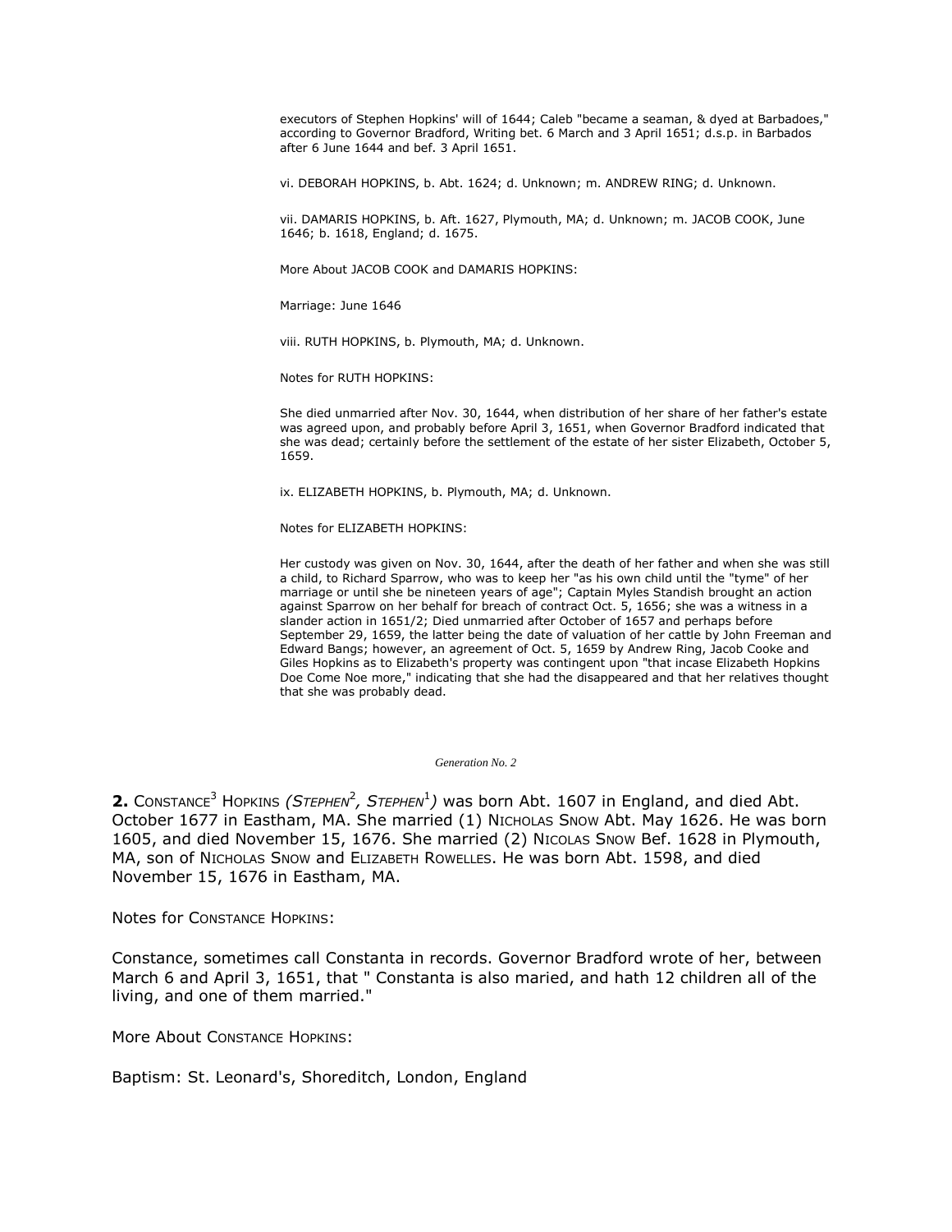executors of Stephen Hopkins' will of 1644; Caleb "became a seaman, & dyed at Barbadoes," according to Governor Bradford, Writing bet. 6 March and 3 April 1651; d.s.p. in Barbados after 6 June 1644 and bef. 3 April 1651.

vi. DEBORAH HOPKINS, b. Abt. 1624; d. Unknown; m. ANDREW RING; d. Unknown.

vii. DAMARIS HOPKINS, b. Aft. 1627, Plymouth, MA; d. Unknown; m. JACOB COOK, June 1646; b. 1618, England; d. 1675.

More About JACOB COOK and DAMARIS HOPKINS:

Marriage: June 1646

viii. RUTH HOPKINS, b. Plymouth, MA; d. Unknown.

Notes for RUTH HOPKINS:

She died unmarried after Nov. 30, 1644, when distribution of her share of her father's estate was agreed upon, and probably before April 3, 1651, when Governor Bradford indicated that she was dead; certainly before the settlement of the estate of her sister Elizabeth, October 5, 1659.

ix. ELIZABETH HOPKINS, b. Plymouth, MA; d. Unknown.

Notes for ELIZABETH HOPKINS:

Her custody was given on Nov. 30, 1644, after the death of her father and when she was still a child, to Richard Sparrow, who was to keep her "as his own child until the "tyme" of her marriage or until she be nineteen years of age"; Captain Myles Standish brought an action against Sparrow on her behalf for breach of contract Oct. 5, 1656; she was a witness in a slander action in 1651/2; Died unmarried after October of 1657 and perhaps before September 29, 1659, the latter being the date of valuation of her cattle by John Freeman and Edward Bangs; however, an agreement of Oct. 5, 1659 by Andrew Ring, Jacob Cooke and Giles Hopkins as to Elizabeth's property was contingent upon "that incase Elizabeth Hopkins Doe Come Noe more," indicating that she had the disappeared and that her relatives thought that she was probably dead.

*Generation No. 2*

**2.** CONSTANCE[3] HOPKINS *(STEPHEN[2], STEPHEN[1])* was born Abt. 1607 in England, and died Abt. October 1677 in Eastham, MA. She married (1) NICHOLAS SNOW Abt. May 1626. He was born 1605, and died November 15, 1676. She married (2) NICOLAS SNOW Bef. 1628 in Plymouth, MA, son of NICHOLAS SNOW and ELIZABETH ROWELLES. He was born Abt. 1598, and died November 15, 1676 in Eastham, MA.

Notes for CONSTANCE HOPKINS:

Constance, sometimes call Constanta in records. Governor Bradford wrote of her, between March 6 and April 3, 1651, that " Constanta is also maried, and hath 12 children all of the living, and one of them married."

More About CONSTANCE HOPKINS:

Baptism: St. Leonard's, Shoreditch, London, England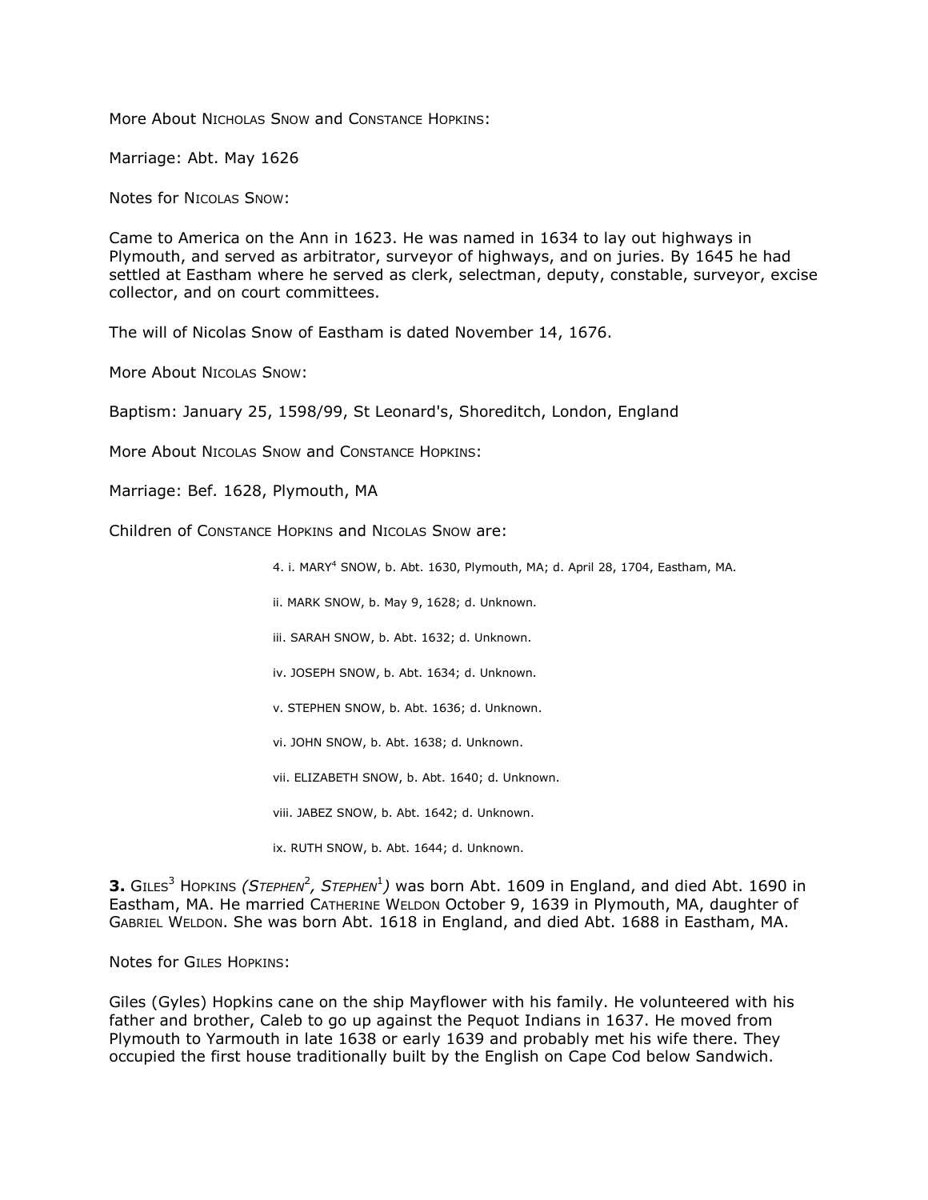More About Nicholas Snow and Constance Hopkins:

Marriage: Abt. May 1626

Notes for Nicolas Snow:

Came to America on the Ann in 1623. He was named in 1634 to lay out highways in Plymouth, and served as arbitrator, surveyor of highways, and on juries. By 1645 he had settled at Eastham where he served as clerk, selectman, deputy, constable, surveyor, excise collector, and on court committees.

The will of Nicolas Snow of Eastham is dated November 14, 1676.

More About Nicolas Snow:

Baptism: January 25, 1598/99, St Leonard's, Shoreditch, London, England

More About Nicolas Snow and Constance Hopkins:

Marriage: Bef. 1628, Plymouth, MA

Children of Constance Hopkins and Nicolas Snow are:

4. i. MARY[4] SNOW, b. Abt. 1630, Plymouth, MA; d. April 28, 1704, Eastham, MA.

ii. MARK SNOW, b. May 9, 1628; d. Unknown.

iii. SARAH SNOW, b. Abt. 1632; d. Unknown.

iv. JOSEPH SNOW, b. Abt. 1634; d. Unknown.

v. STEPHEN SNOW, b. Abt. 1636; d. Unknown.

vi. JOHN SNOW, b. Abt. 1638; d. Unknown.

vii. ELIZABETH SNOW, b. Abt. 1640; d. Unknown.

viii. JABEZ SNOW, b. Abt. 1642; d. Unknown.

ix. RUTH SNOW, b. Abt. 1644; d. Unknown.

**3.** Giles[3] Hopkins *(Stephen[2], Stephen[1])* was born Abt. 1609 in England, and died Abt. 1690 in Eastham, MA. He married Catherine Weldon October 9, 1639 in Plymouth, MA, daughter of Gabriel Weldon. She was born Abt. 1618 in England, and died Abt. 1688 in Eastham, MA.

Notes for Giles Hopkins:

Giles (Gyles) Hopkins cane on the ship Mayflower with his family. He volunteered with his father and brother, Caleb to go up against the Pequot Indians in 1637. He moved from Plymouth to Yarmouth in late 1638 or early 1639 and probably met his wife there. They occupied the first house traditionally built by the English on Cape Cod below Sandwich.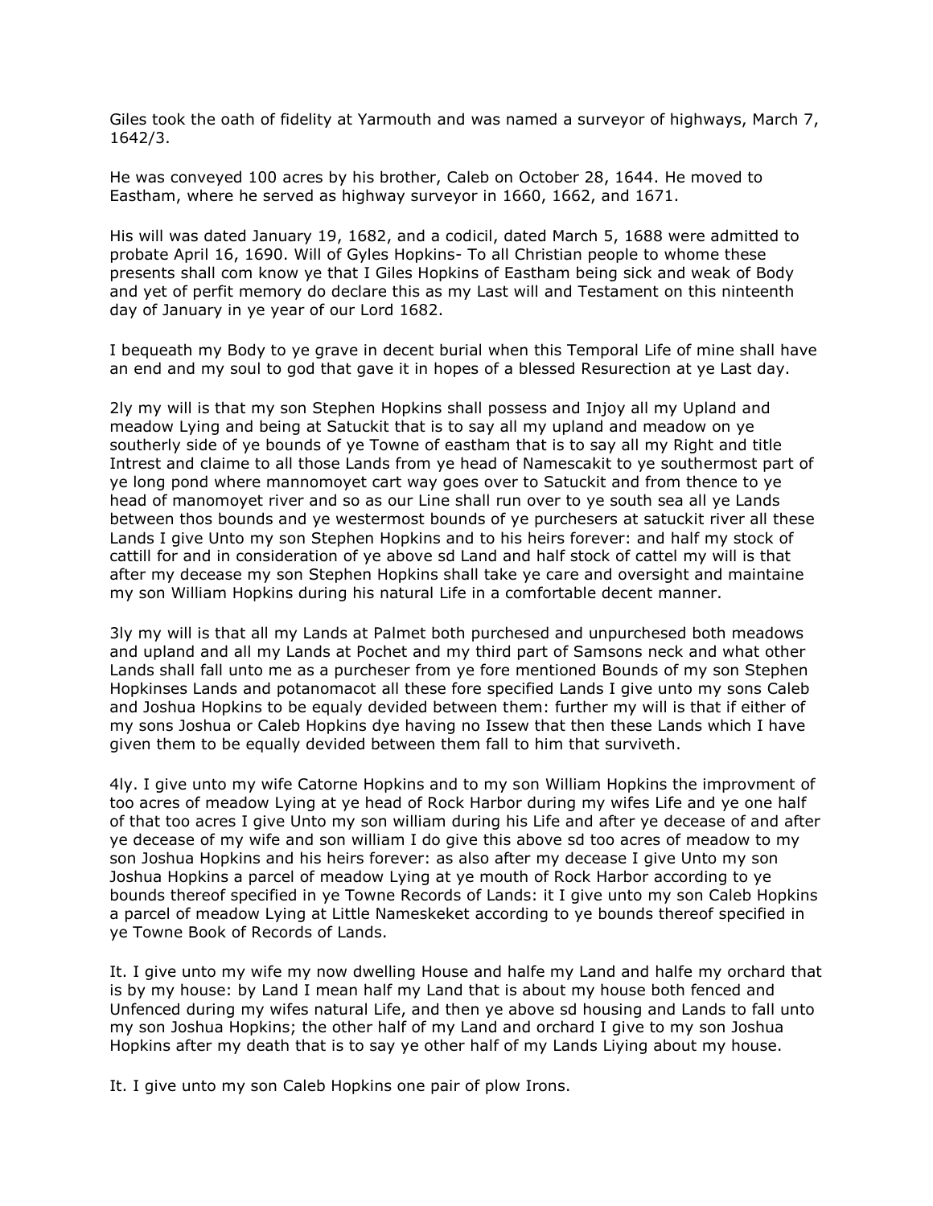Giles took the oath of fidelity at Yarmouth and was named a surveyor of highways, March 7, 1642/3.

He was conveyed 100 acres by his brother, Caleb on October 28, 1644. He moved to Eastham, where he served as highway surveyor in 1660, 1662, and 1671.

His will was dated January 19, 1682, and a codicil, dated March 5, 1688 were admitted to probate April 16, 1690. Will of Gyles Hopkins- To all Christian people to whome these presents shall com know ye that I Giles Hopkins of Eastham being sick and weak of Body and yet of perfit memory do declare this as my Last will and Testament on this ninteenth day of January in ye year of our Lord 1682.

I bequeath my Body to ye grave in decent burial when this Temporal Life of mine shall have an end and my soul to god that gave it in hopes of a blessed Resurection at ye Last day.

2ly my will is that my son Stephen Hopkins shall possess and Injoy all my Upland and meadow Lying and being at Satuckit that is to say all my upland and meadow on ye southerly side of ye bounds of ye Towne of eastham that is to say all my Right and title Intrest and claime to all those Lands from ye head of Namescakit to ye southermost part of ye long pond where mannomoyet cart way goes over to Satuckit and from thence to ye head of manomoyet river and so as our Line shall run over to ye south sea all ye Lands between thos bounds and ye westermost bounds of ye purchesers at satuckit river all these Lands I give Unto my son Stephen Hopkins and to his heirs forever: and half my stock of cattill for and in consideration of ye above sd Land and half stock of cattel my will is that after my decease my son Stephen Hopkins shall take ye care and oversight and maintaine my son William Hopkins during his natural Life in a comfortable decent manner.

3ly my will is that all my Lands at Palmet both purchesed and unpurchesed both meadows and upland and all my Lands at Pochet and my third part of Samsons neck and what other Lands shall fall unto me as a purcheser from ye fore mentioned Bounds of my son Stephen Hopkinses Lands and potanomacot all these fore specified Lands I give unto my sons Caleb and Joshua Hopkins to be equaly devided between them: further my will is that if either of my sons Joshua or Caleb Hopkins dye having no Issew that then these Lands which I have given them to be equally devided between them fall to him that surviveth.

4ly. I give unto my wife Catorne Hopkins and to my son William Hopkins the improvment of too acres of meadow Lying at ye head of Rock Harbor during my wifes Life and ye one half of that too acres I give Unto my son william during his Life and after ye decease of and after ye decease of my wife and son william I do give this above sd too acres of meadow to my son Joshua Hopkins and his heirs forever: as also after my decease I give Unto my son Joshua Hopkins a parcel of meadow Lying at ye mouth of Rock Harbor according to ye bounds thereof specified in ye Towne Records of Lands: it I give unto my son Caleb Hopkins a parcel of meadow Lying at Little Nameskeket according to ye bounds thereof specified in ye Towne Book of Records of Lands.

It. I give unto my wife my now dwelling House and halfe my Land and halfe my orchard that is by my house: by Land I mean half my Land that is about my house both fenced and Unfenced during my wifes natural Life, and then ye above sd housing and Lands to fall unto my son Joshua Hopkins; the other half of my Land and orchard I give to my son Joshua Hopkins after my death that is to say ye other half of my Lands Liying about my house.

It. I give unto my son Caleb Hopkins one pair of plow Irons.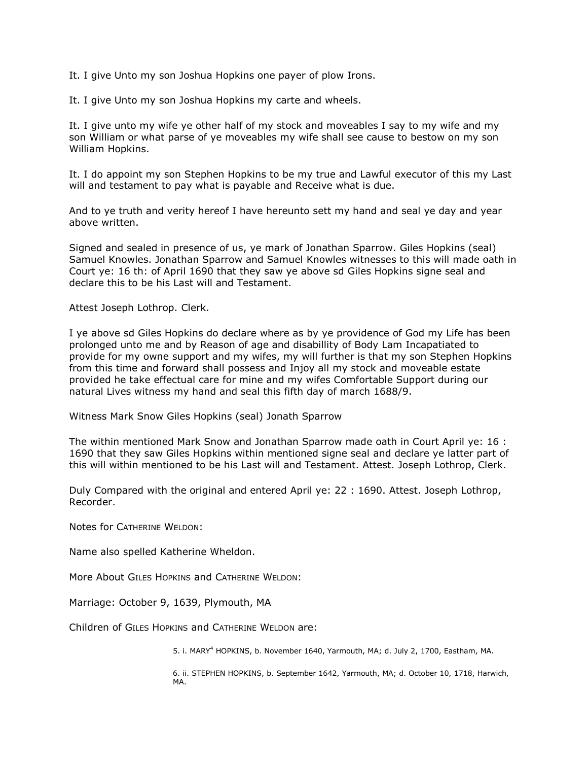It. I give Unto my son Joshua Hopkins one payer of plow Irons.

It. I give Unto my son Joshua Hopkins my carte and wheels.

It. I give unto my wife ye other half of my stock and moveables I say to my wife and my son William or what parse of ye moveables my wife shall see cause to bestow on my son William Hopkins.

It. I do appoint my son Stephen Hopkins to be my true and Lawful executor of this my Last will and testament to pay what is payable and Receive what is due.

And to ye truth and verity hereof I have hereunto sett my hand and seal ye day and year above written.

Signed and sealed in presence of us, ye mark of Jonathan Sparrow. Giles Hopkins (seal) Samuel Knowles. Jonathan Sparrow and Samuel Knowles witnesses to this will made oath in Court ye: 16 th: of April 1690 that they saw ye above sd Giles Hopkins signe seal and declare this to be his Last will and Testament.

Attest Joseph Lothrop. Clerk.

I ye above sd Giles Hopkins do declare where as by ye providence of God my Life has been prolonged unto me and by Reason of age and disabillity of Body Lam Incapatiated to provide for my owne support and my wifes, my will further is that my son Stephen Hopkins from this time and forward shall possess and Injoy all my stock and moveable estate provided he take effectual care for mine and my wifes Comfortable Support during our natural Lives witness my hand and seal this fifth day of march 1688/9.

Witness Mark Snow Giles Hopkins (seal) Jonath Sparrow

The within mentioned Mark Snow and Jonathan Sparrow made oath in Court April ye: 16 : 1690 that they saw Giles Hopkins within mentioned signe seal and declare ye latter part of this will within mentioned to be his Last will and Testament. Attest. Joseph Lothrop, Clerk.

Duly Compared with the original and entered April ye: 22 : 1690. Attest. Joseph Lothrop, Recorder.

Notes for Catherine Weldon:

Name also spelled Katherine Wheldon.

More About Giles Hopkins and Catherine Weldon:

Marriage: October 9, 1639, Plymouth, MA

Children of Giles Hopkins and Catherine Weldon are:

5. i. MARY[4] HOPKINS, b. November 1640, Yarmouth, MA; d. July 2, 1700, Eastham, MA.

6. ii. STEPHEN HOPKINS, b. September 1642, Yarmouth, MA; d. October 10, 1718, Harwich, MA.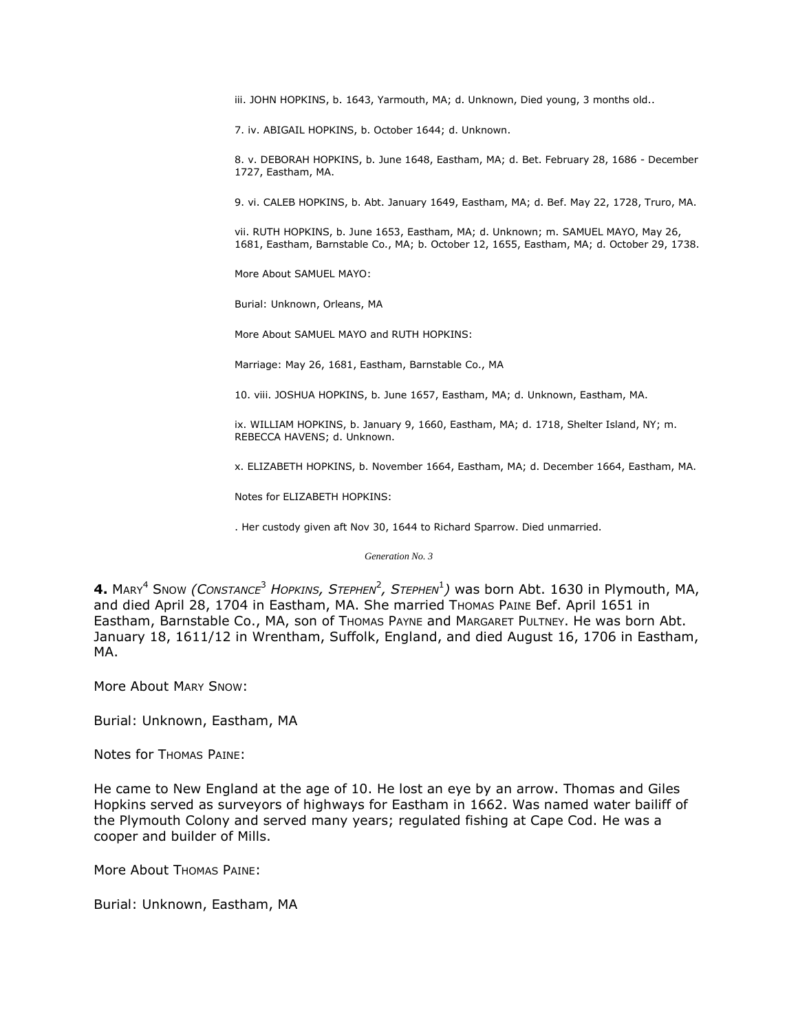iii. JOHN HOPKINS, b. 1643, Yarmouth, MA; d. Unknown, Died young, 3 months old..

7. iv. ABIGAIL HOPKINS, b. October 1644; d. Unknown.

8. v. DEBORAH HOPKINS, b. June 1648, Eastham, MA; d. Bet. February 28, 1686 - December 1727, Eastham, MA.

9. vi. CALEB HOPKINS, b. Abt. January 1649, Eastham, MA; d. Bef. May 22, 1728, Truro, MA.

vii. RUTH HOPKINS, b. June 1653, Eastham, MA; d. Unknown; m. SAMUEL MAYO, May 26, 1681, Eastham, Barnstable Co., MA; b. October 12, 1655, Eastham, MA; d. October 29, 1738.

More About SAMUEL MAYO:

Burial: Unknown, Orleans, MA

More About SAMUEL MAYO and RUTH HOPKINS:

Marriage: May 26, 1681, Eastham, Barnstable Co., MA

10. viii. JOSHUA HOPKINS, b. June 1657, Eastham, MA; d. Unknown, Eastham, MA.

ix. WILLIAM HOPKINS, b. January 9, 1660, Eastham, MA; d. 1718, Shelter Island, NY; m. REBECCA HAVENS; d. Unknown.

x. ELIZABETH HOPKINS, b. November 1664, Eastham, MA; d. December 1664, Eastham, MA.

Notes for ELIZABETH HOPKINS:

. Her custody given aft Nov 30, 1644 to Richard Sparrow. Died unmarried.

*Generation No. 3*

**4.** MARY[4] SNOW *(CONSTANCE[3] HOPKINS, STEPHEN[2], STEPHEN[1])* was born Abt. 1630 in Plymouth, MA, and died April 28, 1704 in Eastham, MA. She married THOMAS PAINE Bef. April 1651 in Eastham, Barnstable Co., MA, son of THOMAS PAYNE and MARGARET PULTNEY. He was born Abt. January 18, 1611/12 in Wrentham, Suffolk, England, and died August 16, 1706 in Eastham, MA.

More About MARY SNOW:

Burial: Unknown, Eastham, MA

Notes for THOMAS PAINE:

He came to New England at the age of 10. He lost an eye by an arrow. Thomas and Giles Hopkins served as surveyors of highways for Eastham in 1662. Was named water bailiff of the Plymouth Colony and served many years; regulated fishing at Cape Cod. He was a cooper and builder of Mills.

More About THOMAS PAINE:

Burial: Unknown, Eastham, MA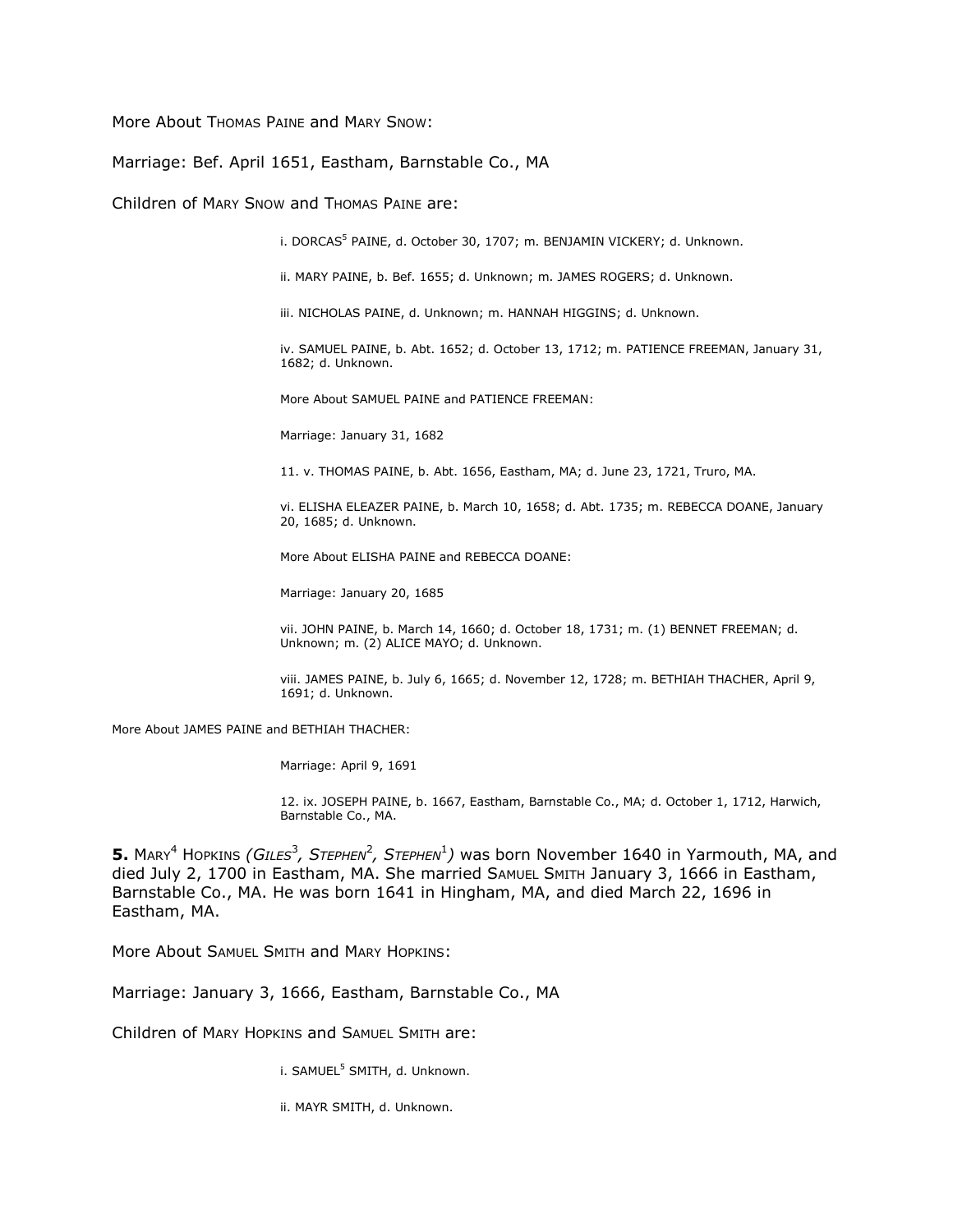More About THOMAS PAINE and MARY SNOW:

Marriage: Bef. April 1651, Eastham, Barnstable Co., MA

Children of MARY SNOW and THOMAS PAINE are:

i. DORCAS[5] PAINE, d. October 30, 1707; m. BENJAMIN VICKERY; d. Unknown.

ii. MARY PAINE, b. Bef. 1655; d. Unknown; m. JAMES ROGERS; d. Unknown.

iii. NICHOLAS PAINE, d. Unknown; m. HANNAH HIGGINS; d. Unknown.

iv. SAMUEL PAINE, b. Abt. 1652; d. October 13, 1712; m. PATIENCE FREEMAN, January 31, 1682; d. Unknown.

More About SAMUEL PAINE and PATIENCE FREEMAN:

Marriage: January 31, 1682

11. v. THOMAS PAINE, b. Abt. 1656, Eastham, MA; d. June 23, 1721, Truro, MA.

vi. ELISHA ELEAZER PAINE, b. March 10, 1658; d. Abt. 1735; m. REBECCA DOANE, January 20, 1685; d. Unknown.

More About ELISHA PAINE and REBECCA DOANE:

Marriage: January 20, 1685

vii. JOHN PAINE, b. March 14, 1660; d. October 18, 1731; m. (1) BENNET FREEMAN; d. Unknown; m. (2) ALICE MAYO; d. Unknown.

viii. JAMES PAINE, b. July 6, 1665; d. November 12, 1728; m. BETHIAH THACHER, April 9, 1691; d. Unknown.

More About JAMES PAINE and BETHIAH THACHER:

Marriage: April 9, 1691

12. ix. JOSEPH PAINE, b. 1667, Eastham, Barnstable Co., MA; d. October 1, 1712, Harwich, Barnstable Co., MA.

**5.** MARY[4] HOPKINS *(GILES[3], STEPHEN[2], STEPHEN[1])* was born November 1640 in Yarmouth, MA, and died July 2, 1700 in Eastham, MA. She married SAMUEL SMITH January 3, 1666 in Eastham, Barnstable Co., MA. He was born 1641 in Hingham, MA, and died March 22, 1696 in Eastham, MA.

More About SAMUEL SMITH and MARY HOPKINS:

Marriage: January 3, 1666, Eastham, Barnstable Co., MA

Children of MARY HOPKINS and SAMUEL SMITH are:

i. SAMUEL[5] SMITH, d. Unknown.

ii. MAYR SMITH, d. Unknown.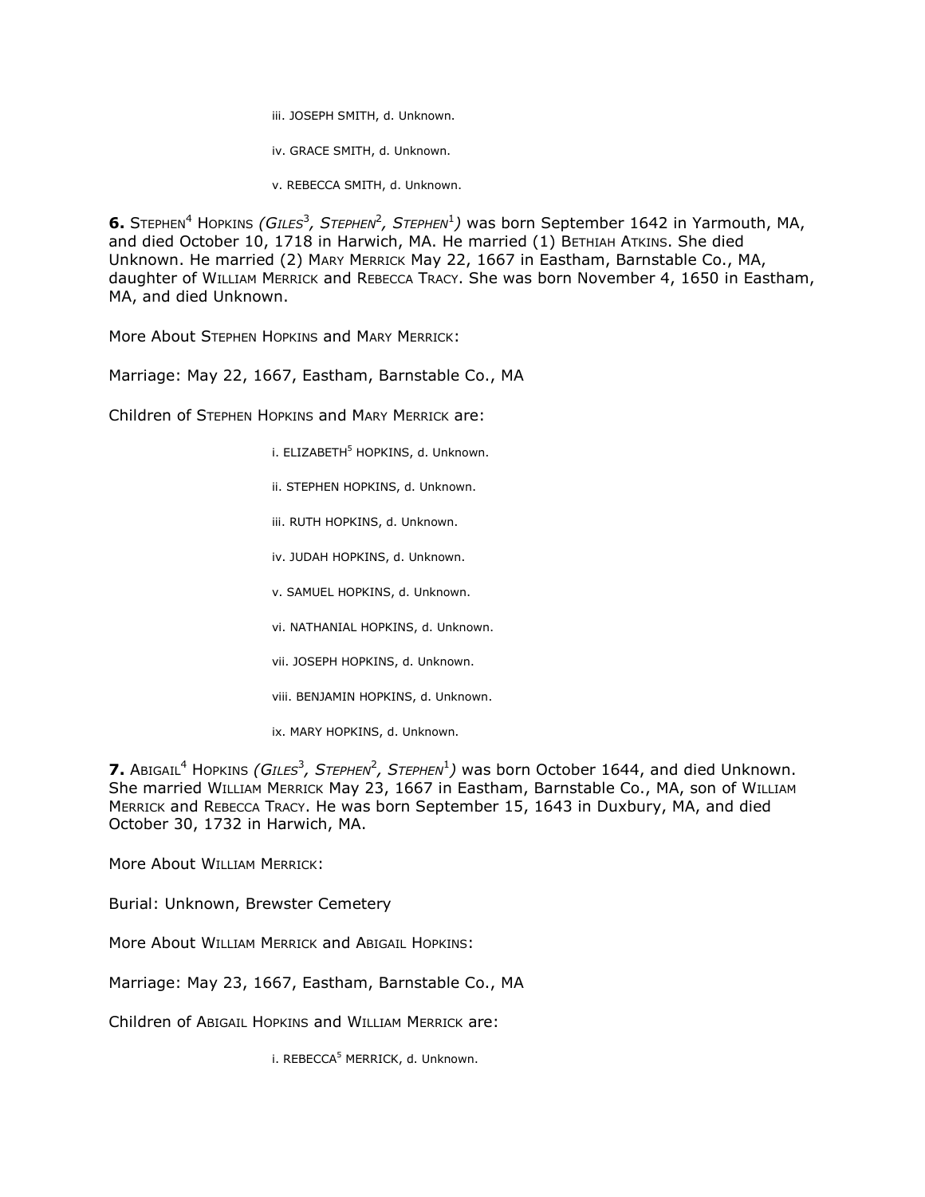iii. JOSEPH SMITH, d. Unknown.

iv. GRACE SMITH, d. Unknown.

v. REBECCA SMITH, d. Unknown.

**6.** STEPHEN[4] HOPKINS *(GILES[3], STEPHEN[2], STEPHEN[1])* was born September 1642 in Yarmouth, MA, and died October 10, 1718 in Harwich, MA. He married (1) BETHIAH ATKINS. She died Unknown. He married (2) MARY MERRICK May 22, 1667 in Eastham, Barnstable Co., MA, daughter of WILLIAM MERRICK and REBECCA TRACY. She was born November 4, 1650 in Eastham, MA, and died Unknown.

More About STEPHEN HOPKINS and MARY MERRICK:

Marriage: May 22, 1667, Eastham, Barnstable Co., MA

Children of STEPHEN HOPKINS and MARY MERRICK are:

i. ELIZABETH[5] HOPKINS, d. Unknown.

ii. STEPHEN HOPKINS, d. Unknown.

iii. RUTH HOPKINS, d. Unknown.

iv. JUDAH HOPKINS, d. Unknown.

v. SAMUEL HOPKINS, d. Unknown.

vi. NATHANIAL HOPKINS, d. Unknown.

vii. JOSEPH HOPKINS, d. Unknown.

viii. BENJAMIN HOPKINS, d. Unknown.

ix. MARY HOPKINS, d. Unknown.

**7.** ABIGAIL[4] HOPKINS *(GILES[3], STEPHEN[2], STEPHEN[1])* was born October 1644, and died Unknown. She married WILLIAM MERRICK May 23, 1667 in Eastham, Barnstable Co., MA, son of WILLIAM MERRICK and REBECCA TRACY. He was born September 15, 1643 in Duxbury, MA, and died October 30, 1732 in Harwich, MA.

More About WILLIAM MERRICK:

Burial: Unknown, Brewster Cemetery

More About WILLIAM MERRICK and ABIGAIL HOPKINS:

Marriage: May 23, 1667, Eastham, Barnstable Co., MA

Children of ABIGAIL HOPKINS and WILLIAM MERRICK are:

i. REBECCA[5] MERRICK, d. Unknown.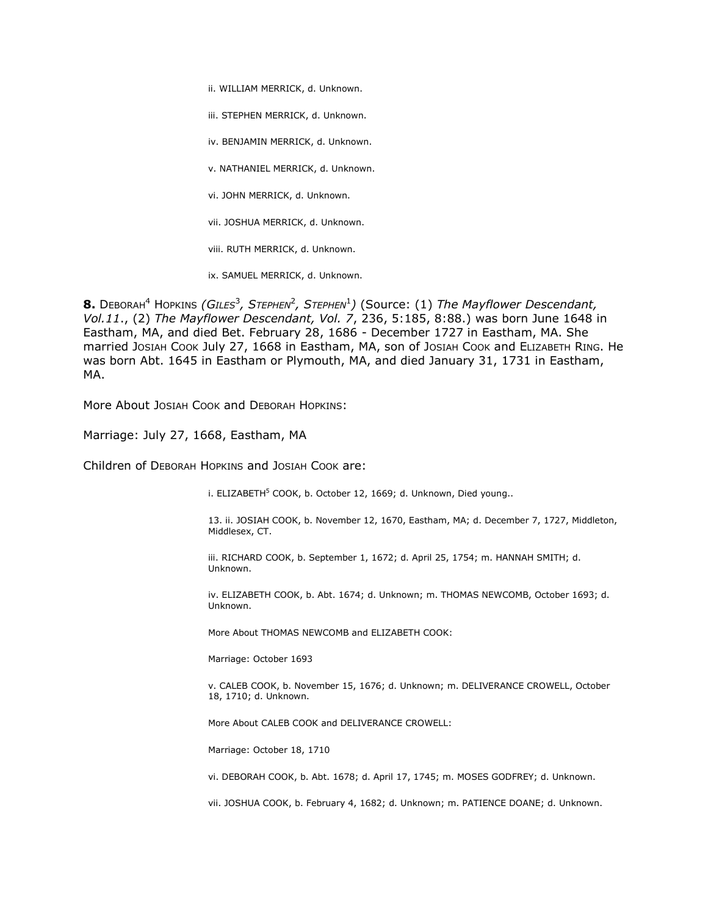ii. WILLIAM MERRICK, d. Unknown.

iii. STEPHEN MERRICK, d. Unknown.

iv. BENJAMIN MERRICK, d. Unknown.

v. NATHANIEL MERRICK, d. Unknown.

vi. JOHN MERRICK, d. Unknown.

vii. JOSHUA MERRICK, d. Unknown.

viii. RUTH MERRICK, d. Unknown.

ix. SAMUEL MERRICK, d. Unknown.

**8.** DEBORAH[4] HOPKINS *(GILES[3], STEPHEN[2], STEPHEN[1])* (Source: (1) *The Mayflower Descendant, Vol.11*., (2) *The Mayflower Descendant, Vol. 7*, 236, 5:185, 8:88.) was born June 1648 in Eastham, MA, and died Bet. February 28, 1686 - December 1727 in Eastham, MA. She married JOSIAH COOK July 27, 1668 in Eastham, MA, son of JOSIAH COOK and ELIZABETH RING. He was born Abt. 1645 in Eastham or Plymouth, MA, and died January 31, 1731 in Eastham, MA.

More About JOSIAH COOK and DEBORAH HOPKINS:

Marriage: July 27, 1668, Eastham, MA

Children of DEBORAH HOPKINS and JOSIAH COOK are:

i. ELIZABETH[5] COOK, b. October 12, 1669; d. Unknown, Died young..

13. ii. JOSIAH COOK, b. November 12, 1670, Eastham, MA; d. December 7, 1727, Middleton, Middlesex, CT.

iii. RICHARD COOK, b. September 1, 1672; d. April 25, 1754; m. HANNAH SMITH; d. Unknown.

iv. ELIZABETH COOK, b. Abt. 1674; d. Unknown; m. THOMAS NEWCOMB, October 1693; d. Unknown.

More About THOMAS NEWCOMB and ELIZABETH COOK:

Marriage: October 1693

v. CALEB COOK, b. November 15, 1676; d. Unknown; m. DELIVERANCE CROWELL, October 18, 1710; d. Unknown.

More About CALEB COOK and DELIVERANCE CROWELL:

Marriage: October 18, 1710

vi. DEBORAH COOK, b. Abt. 1678; d. April 17, 1745; m. MOSES GODFREY; d. Unknown.

vii. JOSHUA COOK, b. February 4, 1682; d. Unknown; m. PATIENCE DOANE; d. Unknown.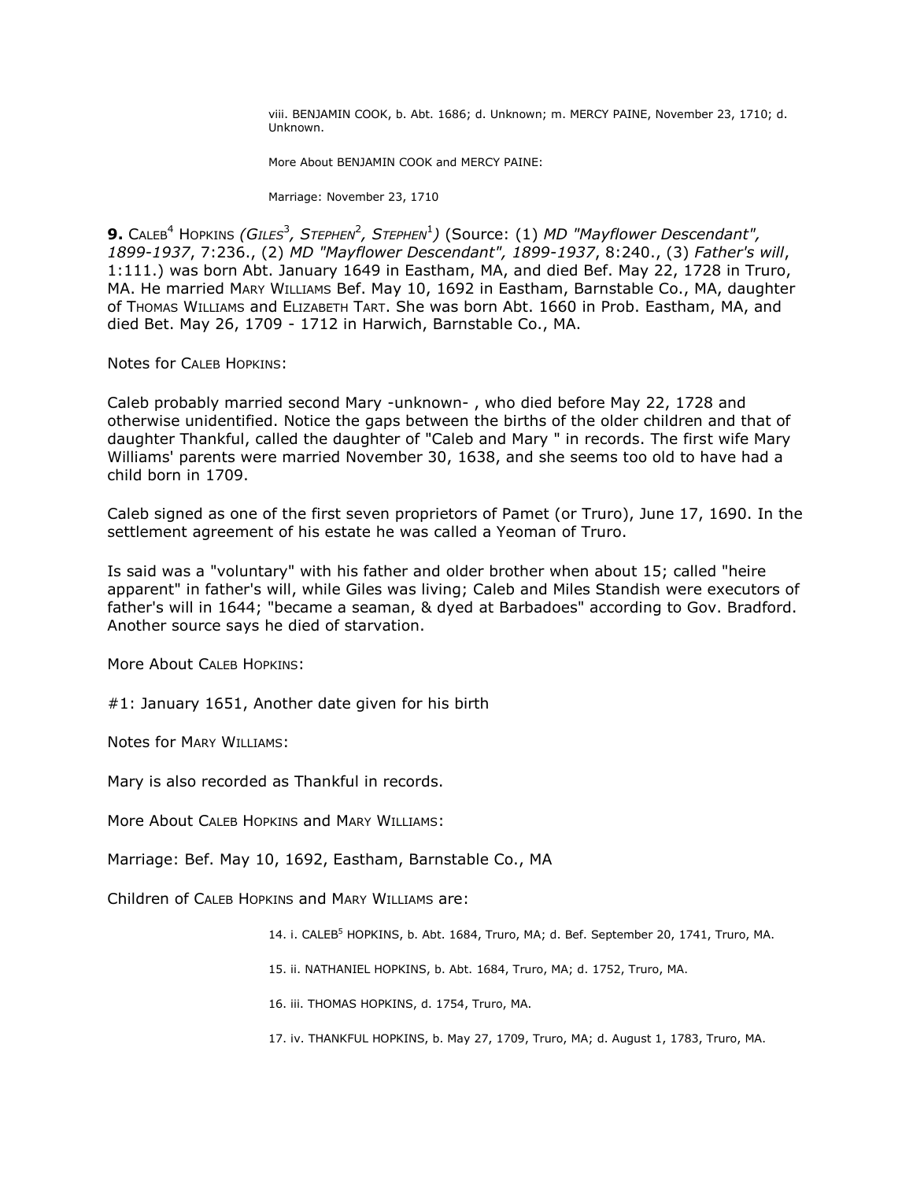viii. BENJAMIN COOK, b. Abt. 1686; d. Unknown; m. MERCY PAINE, November 23, 1710; d. Unknown.

More About BENJAMIN COOK and MERCY PAINE:

Marriage: November 23, 1710

**9.** CALEB[4] HOPKINS *(GILES[3], STEPHEN[2], STEPHEN[1])* (Source: (1) *MD "Mayflower Descendant", 1899-1937*, 7:236., (2) *MD "Mayflower Descendant", 1899-1937*, 8:240., (3) *Father's will*, 1:111.) was born Abt. January 1649 in Eastham, MA, and died Bef. May 22, 1728 in Truro, MA. He married MARY WILLIAMS Bef. May 10, 1692 in Eastham, Barnstable Co., MA, daughter of THOMAS WILLIAMS and ELIZABETH TART. She was born Abt. 1660 in Prob. Eastham, MA, and died Bet. May 26, 1709 - 1712 in Harwich, Barnstable Co., MA.

Notes for CALEB HOPKINS:

Caleb probably married second Mary -unknown- , who died before May 22, 1728 and otherwise unidentified. Notice the gaps between the births of the older children and that of daughter Thankful, called the daughter of "Caleb and Mary " in records. The first wife Mary Williams' parents were married November 30, 1638, and she seems too old to have had a child born in 1709.

Caleb signed as one of the first seven proprietors of Pamet (or Truro), June 17, 1690. In the settlement agreement of his estate he was called a Yeoman of Truro.

Is said was a "voluntary" with his father and older brother when about 15; called "heire apparent" in father's will, while Giles was living; Caleb and Miles Standish were executors of father's will in 1644; "became a seaman, & dyed at Barbadoes" according to Gov. Bradford. Another source says he died of starvation.

More About CALEB HOPKINS:

#1: January 1651, Another date given for his birth

Notes for MARY WILLIAMS:

Mary is also recorded as Thankful in records.

More About CALEB HOPKINS and MARY WILLIAMS:

Marriage: Bef. May 10, 1692, Eastham, Barnstable Co., MA

Children of CALEB HOPKINS and MARY WILLIAMS are:

14. i. CALEB[5] HOPKINS, b. Abt. 1684, Truro, MA; d. Bef. September 20, 1741, Truro, MA.

15. ii. NATHANIEL HOPKINS, b. Abt. 1684, Truro, MA; d. 1752, Truro, MA.

16. iii. THOMAS HOPKINS, d. 1754, Truro, MA.

17. iv. THANKFUL HOPKINS, b. May 27, 1709, Truro, MA; d. August 1, 1783, Truro, MA.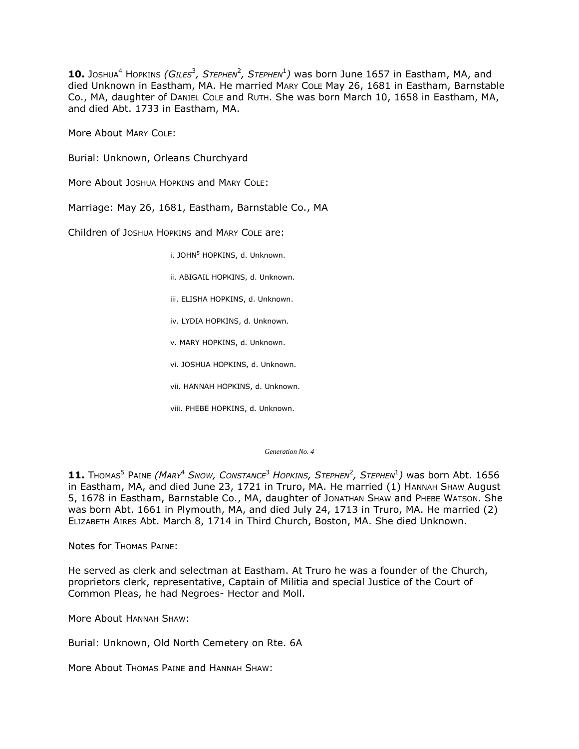**10.** JOSHUA[4] HOPKINS *(GILES[3], STEPHEN[2], STEPHEN[1])* was born June 1657 in Eastham, MA, and died Unknown in Eastham, MA. He married MARY COLE May 26, 1681 in Eastham, Barnstable Co., MA, daughter of DANIEL COLE and RUTH. She was born March 10, 1658 in Eastham, MA, and died Abt. 1733 in Eastham, MA.

More About MARY COLE:

Burial: Unknown, Orleans Churchyard

More About JOSHUA HOPKINS and MARY COLE:

Marriage: May 26, 1681, Eastham, Barnstable Co., MA

Children of JOSHUA HOPKINS and MARY COLE are:

i. JOHN[5] HOPKINS, d. Unknown.

ii. ABIGAIL HOPKINS, d. Unknown.

iii. ELISHA HOPKINS, d. Unknown.

iv. LYDIA HOPKINS, d. Unknown.

v. MARY HOPKINS, d. Unknown.

vi. JOSHUA HOPKINS, d. Unknown.

vii. HANNAH HOPKINS, d. Unknown.

viii. PHEBE HOPKINS, d. Unknown.

*Generation No. 4*

**11.** THOMAS[5] PAINE *(MARY[4] SNOW, CONSTANCE[3] HOPKINS, STEPHEN[2], STEPHEN[1])* was born Abt. 1656 in Eastham, MA, and died June 23, 1721 in Truro, MA. He married (1) HANNAH SHAW August 5, 1678 in Eastham, Barnstable Co., MA, daughter of JONATHAN SHAW and PHEBE WATSON. She was born Abt. 1661 in Plymouth, MA, and died July 24, 1713 in Truro, MA. He married (2) ELIZABETH AIRES Abt. March 8, 1714 in Third Church, Boston, MA. She died Unknown.

Notes for THOMAS PAINE:

He served as clerk and selectman at Eastham. At Truro he was a founder of the Church, proprietors clerk, representative, Captain of Militia and special Justice of the Court of Common Pleas, he had Negroes- Hector and Moll.

More About HANNAH SHAW:

Burial: Unknown, Old North Cemetery on Rte. 6A

More About THOMAS PAINE and HANNAH SHAW: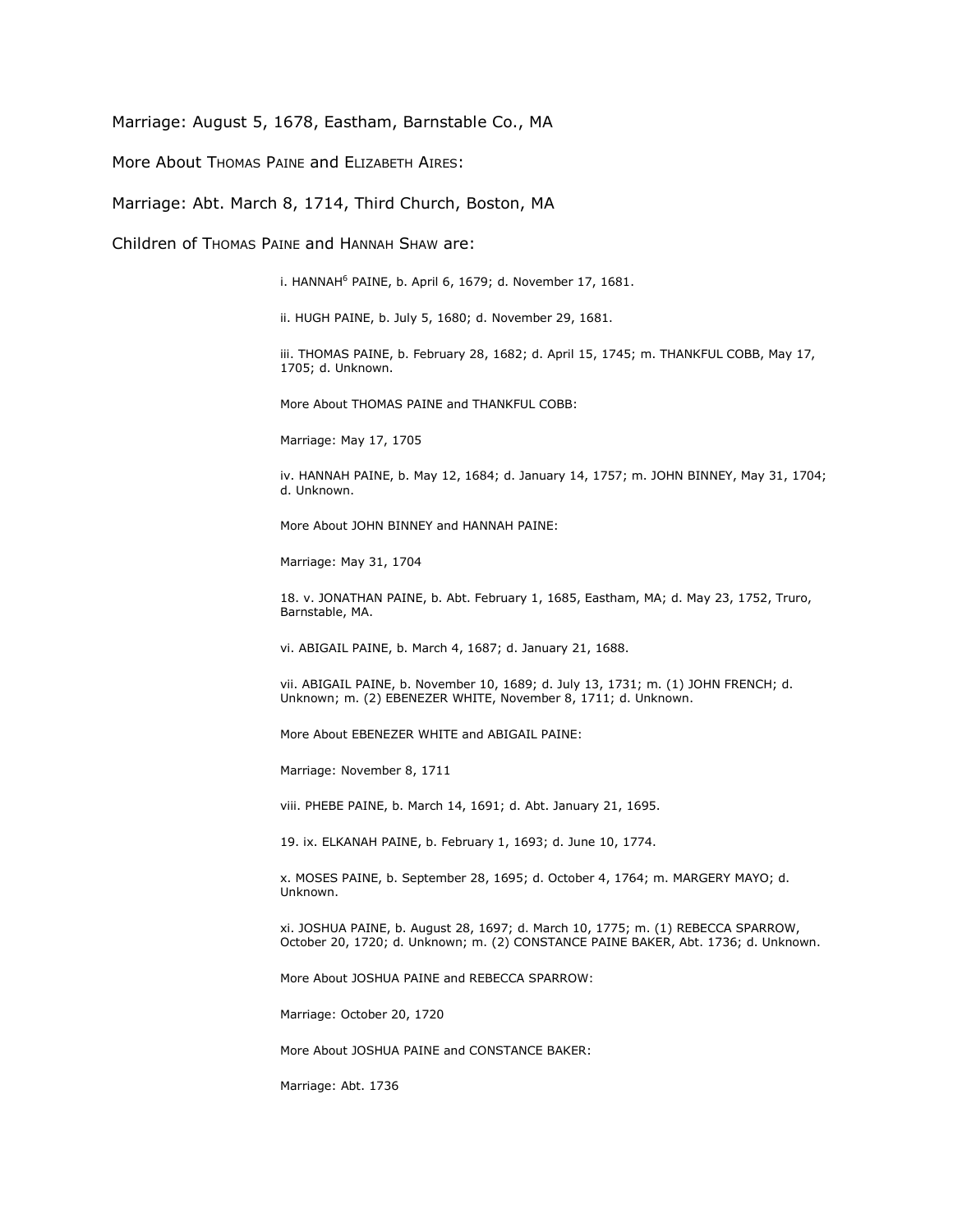Marriage: August 5, 1678, Eastham, Barnstable Co., MA

More About THOMAS PAINE and ELIZABETH AIRES:

Marriage: Abt. March 8, 1714, Third Church, Boston, MA

Children of THOMAS PAINE and HANNAH SHAW are:

i. HANNAH[6] PAINE, b. April 6, 1679; d. November 17, 1681.

ii. HUGH PAINE, b. July 5, 1680; d. November 29, 1681.

iii. THOMAS PAINE, b. February 28, 1682; d. April 15, 1745; m. THANKFUL COBB, May 17, 1705; d. Unknown.

More About THOMAS PAINE and THANKFUL COBB:

Marriage: May 17, 1705

iv. HANNAH PAINE, b. May 12, 1684; d. January 14, 1757; m. JOHN BINNEY, May 31, 1704; d. Unknown.

More About JOHN BINNEY and HANNAH PAINE:

Marriage: May 31, 1704

18. v. JONATHAN PAINE, b. Abt. February 1, 1685, Eastham, MA; d. May 23, 1752, Truro, Barnstable, MA.

vi. ABIGAIL PAINE, b. March 4, 1687; d. January 21, 1688.

vii. ABIGAIL PAINE, b. November 10, 1689; d. July 13, 1731; m. (1) JOHN FRENCH; d. Unknown; m. (2) EBENEZER WHITE, November 8, 1711; d. Unknown.

More About EBENEZER WHITE and ABIGAIL PAINE:

Marriage: November 8, 1711

viii. PHEBE PAINE, b. March 14, 1691; d. Abt. January 21, 1695.

19. ix. ELKANAH PAINE, b. February 1, 1693; d. June 10, 1774.

x. MOSES PAINE, b. September 28, 1695; d. October 4, 1764; m. MARGERY MAYO; d. Unknown.

xi. JOSHUA PAINE, b. August 28, 1697; d. March 10, 1775; m. (1) REBECCA SPARROW, October 20, 1720; d. Unknown; m. (2) CONSTANCE PAINE BAKER, Abt. 1736; d. Unknown.

More About JOSHUA PAINE and REBECCA SPARROW:

Marriage: October 20, 1720

More About JOSHUA PAINE and CONSTANCE BAKER:

Marriage: Abt. 1736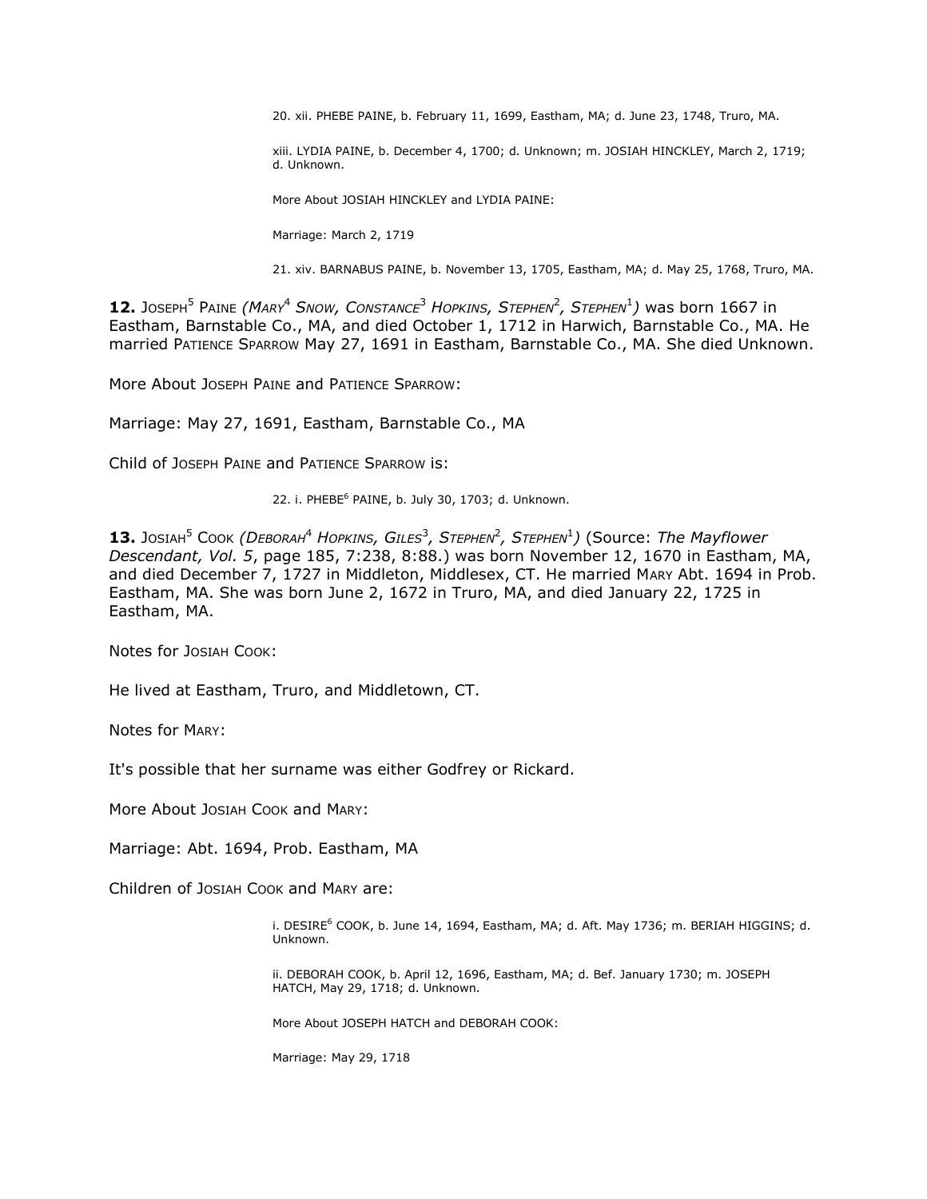20. xii. PHEBE PAINE, b. February 11, 1699, Eastham, MA; d. June 23, 1748, Truro, MA.

xiii. LYDIA PAINE, b. December 4, 1700; d. Unknown; m. JOSIAH HINCKLEY, March 2, 1719; d. Unknown.

More About JOSIAH HINCKLEY and LYDIA PAINE:

Marriage: March 2, 1719

21. xiv. BARNABUS PAINE, b. November 13, 1705, Eastham, MA; d. May 25, 1768, Truro, MA.

**12.** JOSEPH[5] PAINE *(MARY[4] SNOW, CONSTANCE[3] HOPKINS, STEPHEN[2], STEPHEN[1])* was born 1667 in Eastham, Barnstable Co., MA, and died October 1, 1712 in Harwich, Barnstable Co., MA. He married PATIENCE SPARROW May 27, 1691 in Eastham, Barnstable Co., MA. She died Unknown.

More About JOSEPH PAINE and PATIENCE SPARROW:

Marriage: May 27, 1691, Eastham, Barnstable Co., MA

Child of JOSEPH PAINE and PATIENCE SPARROW is:

22. i. PHEBE[6] PAINE, b. July 30, 1703; d. Unknown.

**13.** JOSIAH[5] COOK *(DEBORAH[4] HOPKINS, GILES[3], STEPHEN[2], STEPHEN[1])* (Source: *The Mayflower Descendant, Vol. 5*, page 185, 7:238, 8:88.) was born November 12, 1670 in Eastham, MA, and died December 7, 1727 in Middleton, Middlesex, CT. He married MARY Abt. 1694 in Prob. Eastham, MA. She was born June 2, 1672 in Truro, MA, and died January 22, 1725 in Eastham, MA.

Notes for JOSIAH COOK:

He lived at Eastham, Truro, and Middletown, CT.

Notes for MARY:

It's possible that her surname was either Godfrey or Rickard.

More About JOSIAH COOK and MARY:

Marriage: Abt. 1694, Prob. Eastham, MA

Children of JOSIAH COOK and MARY are:

i. DESIRE[6] COOK, b. June 14, 1694, Eastham, MA; d. Aft. May 1736; m. BERIAH HIGGINS; d. Unknown.

ii. DEBORAH COOK, b. April 12, 1696, Eastham, MA; d. Bef. January 1730; m. JOSEPH HATCH, May 29, 1718; d. Unknown.

More About JOSEPH HATCH and DEBORAH COOK:

Marriage: May 29, 1718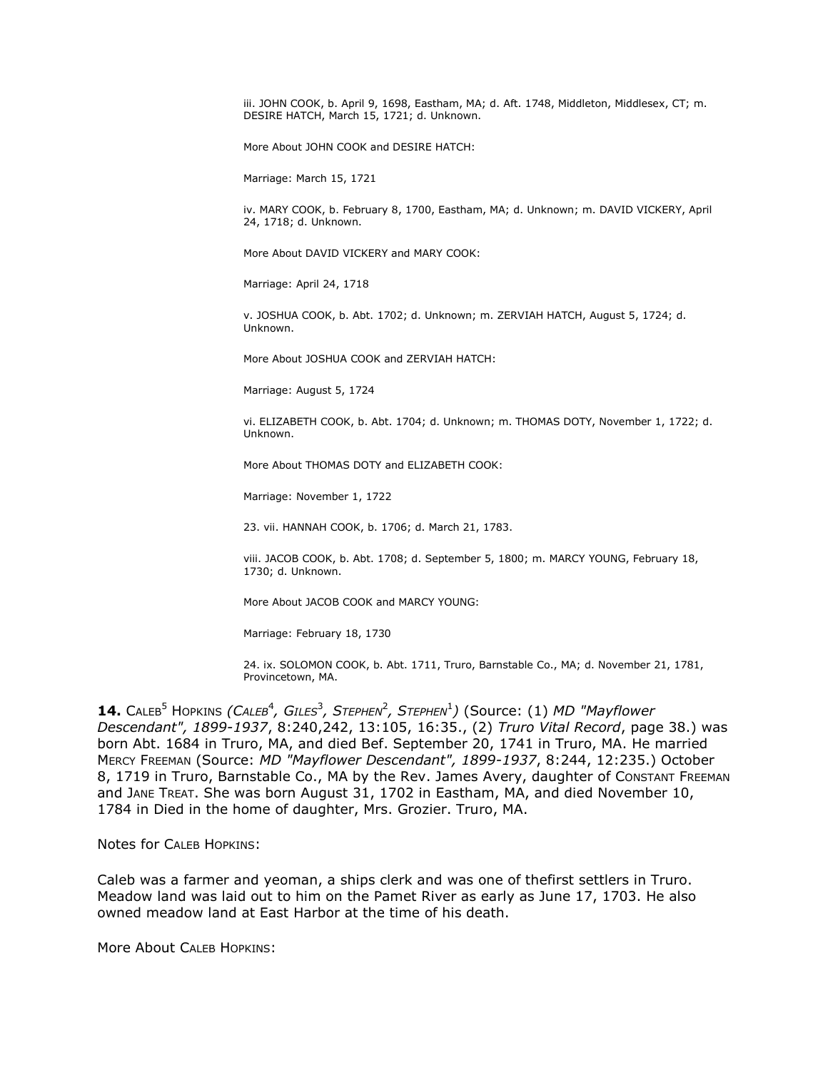iii. JOHN COOK, b. April 9, 1698, Eastham, MA; d. Aft. 1748, Middleton, Middlesex, CT; m. DESIRE HATCH, March 15, 1721; d. Unknown.

More About JOHN COOK and DESIRE HATCH:

Marriage: March 15, 1721

iv. MARY COOK, b. February 8, 1700, Eastham, MA; d. Unknown; m. DAVID VICKERY, April 24, 1718; d. Unknown.

More About DAVID VICKERY and MARY COOK:

Marriage: April 24, 1718

v. JOSHUA COOK, b. Abt. 1702; d. Unknown; m. ZERVIAH HATCH, August 5, 1724; d. Unknown.

More About JOSHUA COOK and ZERVIAH HATCH:

Marriage: August 5, 1724

vi. ELIZABETH COOK, b. Abt. 1704; d. Unknown; m. THOMAS DOTY, November 1, 1722; d. Unknown.

More About THOMAS DOTY and ELIZABETH COOK:

Marriage: November 1, 1722

23. vii. HANNAH COOK, b. 1706; d. March 21, 1783.

viii. JACOB COOK, b. Abt. 1708; d. September 5, 1800; m. MARCY YOUNG, February 18, 1730; d. Unknown.

More About JACOB COOK and MARCY YOUNG:

Marriage: February 18, 1730

24. ix. SOLOMON COOK, b. Abt. 1711, Truro, Barnstable Co., MA; d. November 21, 1781, Provincetown, MA.

**14.** CALEB[5] HOPKINS *(CALEB[4], GILES[3], STEPHEN[2], STEPHEN[1])* (Source: (1) *MD "Mayflower Descendant", 1899-1937*, 8:240,242, 13:105, 16:35., (2) *Truro Vital Record*, page 38.) was born Abt. 1684 in Truro, MA, and died Bef. September 20, 1741 in Truro, MA. He married MERCY FREEMAN (Source: *MD "Mayflower Descendant", 1899-1937*, 8:244, 12:235.) October 8, 1719 in Truro, Barnstable Co., MA by the Rev. James Avery, daughter of CONSTANT FREEMAN and JANE TREAT. She was born August 31, 1702 in Eastham, MA, and died November 10, 1784 in Died in the home of daughter, Mrs. Grozier. Truro, MA.

Notes for CALEB HOPKINS:

Caleb was a farmer and yeoman, a ships clerk and was one of thefirst settlers in Truro. Meadow land was laid out to him on the Pamet River as early as June 17, 1703. He also owned meadow land at East Harbor at the time of his death.

More About CALEB HOPKINS: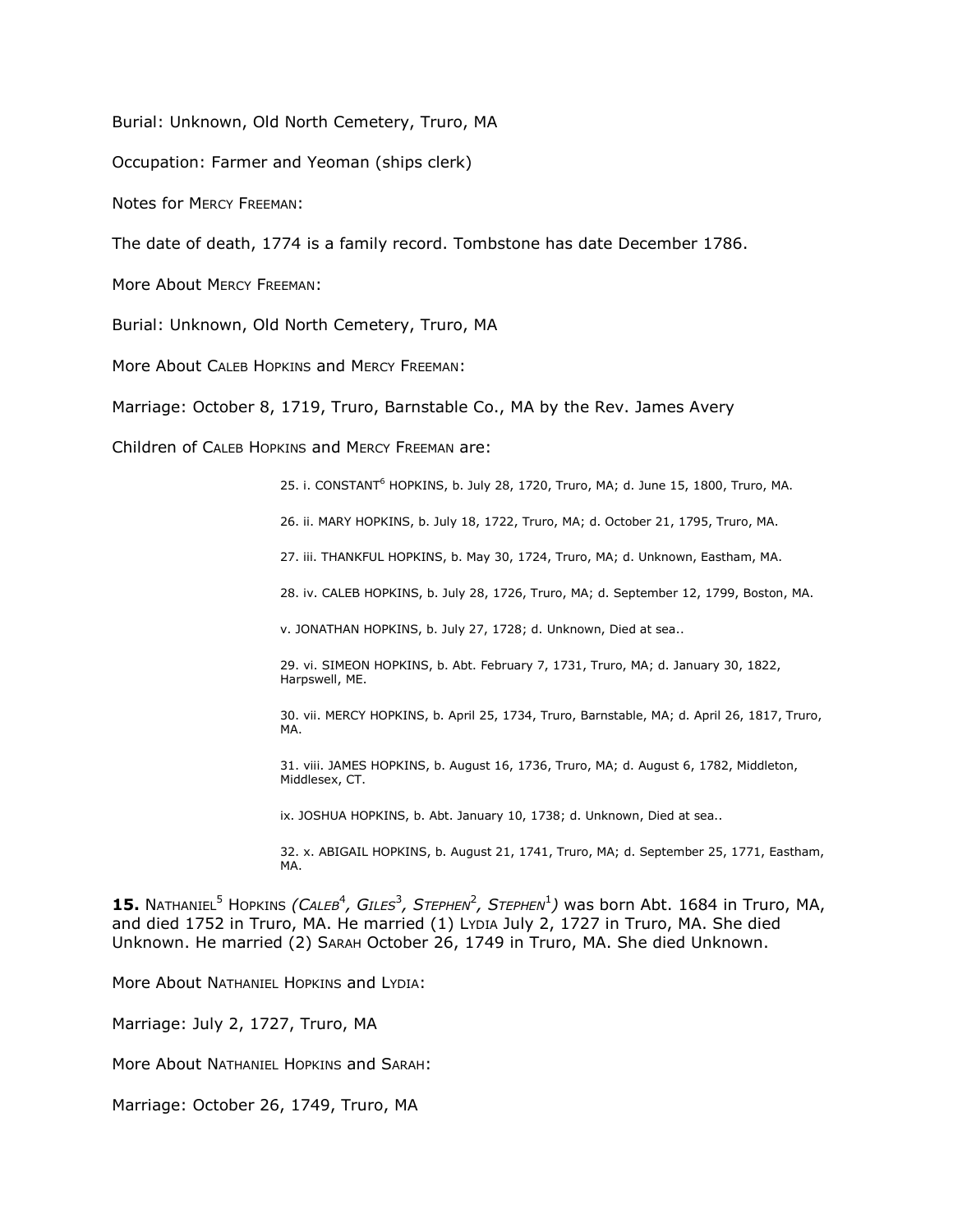Burial: Unknown, Old North Cemetery, Truro, MA

Occupation: Farmer and Yeoman (ships clerk)

Notes for MERCY FREEMAN:

The date of death, 1774 is a family record. Tombstone has date December 1786.

More About MERCY FREEMAN:

Burial: Unknown, Old North Cemetery, Truro, MA

More About CALEB HOPKINS and MERCY FREEMAN:

Marriage: October 8, 1719, Truro, Barnstable Co., MA by the Rev. James Avery

Children of CALEB HOPKINS and MERCY FREEMAN are:

25. i. CONSTANT[6] HOPKINS, b. July 28, 1720, Truro, MA; d. June 15, 1800, Truro, MA.

26. ii. MARY HOPKINS, b. July 18, 1722, Truro, MA; d. October 21, 1795, Truro, MA.

27. iii. THANKFUL HOPKINS, b. May 30, 1724, Truro, MA; d. Unknown, Eastham, MA.

28. iv. CALEB HOPKINS, b. July 28, 1726, Truro, MA; d. September 12, 1799, Boston, MA.

v. JONATHAN HOPKINS, b. July 27, 1728; d. Unknown, Died at sea..

29. vi. SIMEON HOPKINS, b. Abt. February 7, 1731, Truro, MA; d. January 30, 1822, Harpswell, ME.

30. vii. MERCY HOPKINS, b. April 25, 1734, Truro, Barnstable, MA; d. April 26, 1817, Truro, MA.

31. viii. JAMES HOPKINS, b. August 16, 1736, Truro, MA; d. August 6, 1782, Middleton, Middlesex, CT.

ix. JOSHUA HOPKINS, b. Abt. January 10, 1738; d. Unknown, Died at sea..

32. x. ABIGAIL HOPKINS, b. August 21, 1741, Truro, MA; d. September 25, 1771, Eastham, MA.

**15.** NATHANIEL[5] HOPKINS *(CALEB[4], GILES[3], STEPHEN[2], STEPHEN[1])* was born Abt. 1684 in Truro, MA, and died 1752 in Truro, MA. He married (1) LYDIA July 2, 1727 in Truro, MA. She died Unknown. He married (2) SARAH October 26, 1749 in Truro, MA. She died Unknown.

More About NATHANIEL HOPKINS and LYDIA:

Marriage: July 2, 1727, Truro, MA

More About NATHANIEL HOPKINS and SARAH:

Marriage: October 26, 1749, Truro, MA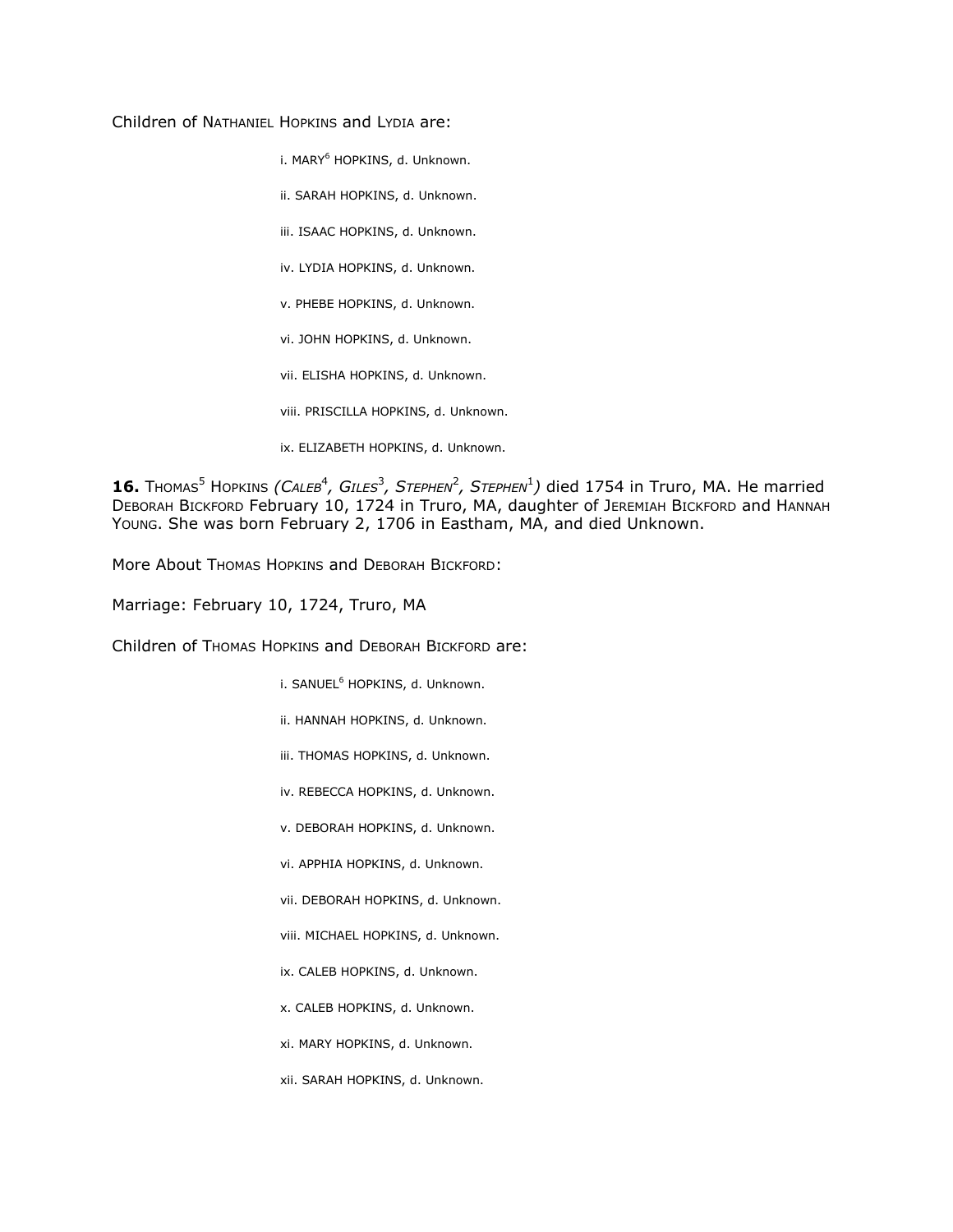Children of Nathaniel Hopkins and Lydia are:

i. MARY[6] HOPKINS, d. Unknown.

ii. SARAH HOPKINS, d. Unknown.

iii. ISAAC HOPKINS, d. Unknown.

iv. LYDIA HOPKINS, d. Unknown.

v. PHEBE HOPKINS, d. Unknown.

vi. JOHN HOPKINS, d. Unknown.

vii. ELISHA HOPKINS, d. Unknown.

viii. PRISCILLA HOPKINS, d. Unknown.

ix. ELIZABETH HOPKINS, d. Unknown.

**16.** Thomas[5] Hopkins *(Caleb[4], Giles[3], Stephen[2], Stephen[1])* died 1754 in Truro, MA. He married Deborah Bickford February 10, 1724 in Truro, MA, daughter of Jeremiah Bickford and Hannah Young. She was born February 2, 1706 in Eastham, MA, and died Unknown.

More About Thomas Hopkins and Deborah Bickford:

Marriage: February 10, 1724, Truro, MA

Children of Thomas Hopkins and Deborah Bickford are:

i. SANUEL[6] HOPKINS, d. Unknown.

ii. HANNAH HOPKINS, d. Unknown.

iii. THOMAS HOPKINS, d. Unknown.

iv. REBECCA HOPKINS, d. Unknown.

v. DEBORAH HOPKINS, d. Unknown.

vi. APPHIA HOPKINS, d. Unknown.

vii. DEBORAH HOPKINS, d. Unknown.

viii. MICHAEL HOPKINS, d. Unknown.

ix. CALEB HOPKINS, d. Unknown.

x. CALEB HOPKINS, d. Unknown.

xi. MARY HOPKINS, d. Unknown.

xii. SARAH HOPKINS, d. Unknown.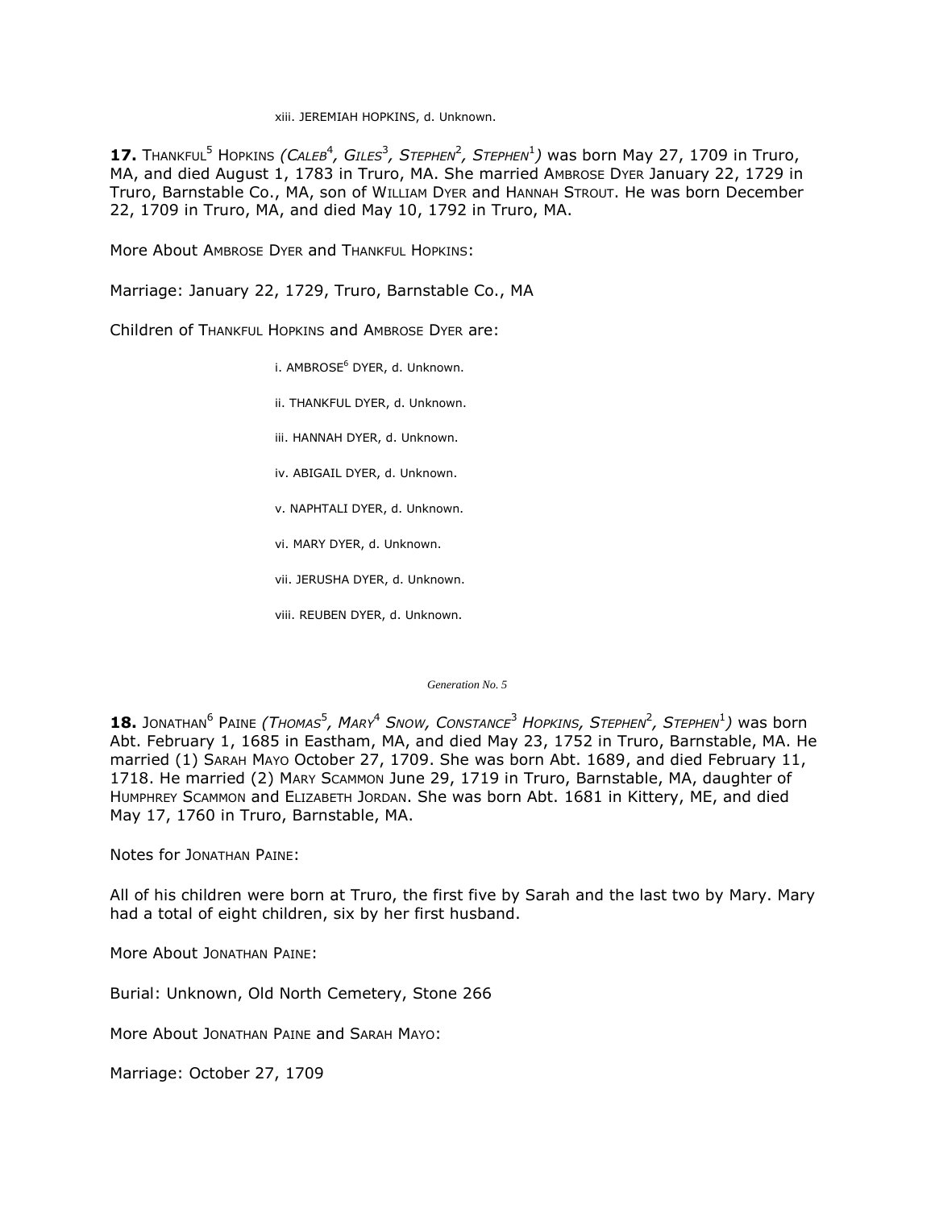xiii. JEREMIAH HOPKINS, d. Unknown.

**17.** THANKFUL[5] HOPKINS *(CALEB[4], GILES[3], STEPHEN[2], STEPHEN[1])* was born May 27, 1709 in Truro, MA, and died August 1, 1783 in Truro, MA. She married AMBROSE DYER January 22, 1729 in Truro, Barnstable Co., MA, son of WILLIAM DYER and HANNAH STROUT. He was born December 22, 1709 in Truro, MA, and died May 10, 1792 in Truro, MA.

More About AMBROSE DYER and THANKFUL HOPKINS:

Marriage: January 22, 1729, Truro, Barnstable Co., MA

Children of THANKFUL HOPKINS and AMBROSE DYER are:

i. AMBROSE[6] DYER, d. Unknown.

ii. THANKFUL DYER, d. Unknown.

iii. HANNAH DYER, d. Unknown.

iv. ABIGAIL DYER, d. Unknown.

v. NAPHTALI DYER, d. Unknown.

vi. MARY DYER, d. Unknown.

vii. JERUSHA DYER, d. Unknown.

viii. REUBEN DYER, d. Unknown.

*Generation No. 5*

**18.** JONATHAN[6] PAINE *(THOMAS[5], MARY[4] SNOW, CONSTANCE[3] HOPKINS, STEPHEN[2], STEPHEN[1])* was born Abt. February 1, 1685 in Eastham, MA, and died May 23, 1752 in Truro, Barnstable, MA. He married (1) SARAH MAYO October 27, 1709. She was born Abt. 1689, and died February 11, 1718. He married (2) MARY SCAMMON June 29, 1719 in Truro, Barnstable, MA, daughter of HUMPHREY SCAMMON and ELIZABETH JORDAN. She was born Abt. 1681 in Kittery, ME, and died May 17, 1760 in Truro, Barnstable, MA.

Notes for JONATHAN PAINE:

All of his children were born at Truro, the first five by Sarah and the last two by Mary. Mary had a total of eight children, six by her first husband.

More About JONATHAN PAINE:

Burial: Unknown, Old North Cemetery, Stone 266

More About JONATHAN PAINE and SARAH MAYO:

Marriage: October 27, 1709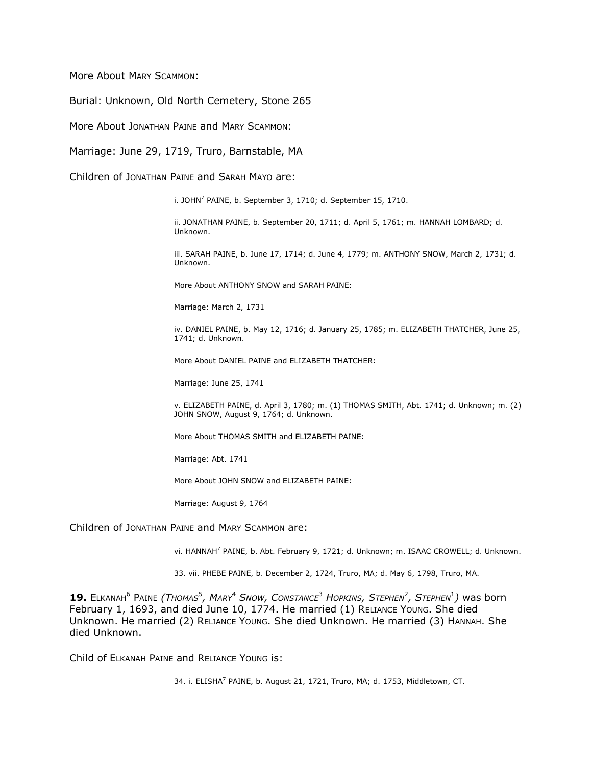More About MARY SCAMMON:

Burial: Unknown, Old North Cemetery, Stone 265

More About JONATHAN PAINE and MARY SCAMMON:

Marriage: June 29, 1719, Truro, Barnstable, MA

Children of JONATHAN PAINE and SARAH MAYO are:

i. JOHN[7] PAINE, b. September 3, 1710; d. September 15, 1710.

ii. JONATHAN PAINE, b. September 20, 1711; d. April 5, 1761; m. HANNAH LOMBARD; d. Unknown.

iii. SARAH PAINE, b. June 17, 1714; d. June 4, 1779; m. ANTHONY SNOW, March 2, 1731; d. Unknown.

More About ANTHONY SNOW and SARAH PAINE:

Marriage: March 2, 1731

iv. DANIEL PAINE, b. May 12, 1716; d. January 25, 1785; m. ELIZABETH THATCHER, June 25, 1741; d. Unknown.

More About DANIEL PAINE and ELIZABETH THATCHER:

Marriage: June 25, 1741

v. ELIZABETH PAINE, d. April 3, 1780; m. (1) THOMAS SMITH, Abt. 1741; d. Unknown; m. (2) JOHN SNOW, August 9, 1764; d. Unknown.

More About THOMAS SMITH and ELIZABETH PAINE:

Marriage: Abt. 1741

More About JOHN SNOW and ELIZABETH PAINE:

Marriage: August 9, 1764

Children of JONATHAN PAINE and MARY SCAMMON are:

vi. HANNAH[7] PAINE, b. Abt. February 9, 1721; d. Unknown; m. ISAAC CROWELL; d. Unknown.

33. vii. PHEBE PAINE, b. December 2, 1724, Truro, MA; d. May 6, 1798, Truro, MA.

**19.** ELKANAH[6] PAINE *(THOMAS[5], MARY[4] SNOW, CONSTANCE[3] HOPKINS, STEPHEN[2], STEPHEN[1])* was born February 1, 1693, and died June 10, 1774. He married (1) RELIANCE YOUNG. She died Unknown. He married (2) RELIANCE YOUNG. She died Unknown. He married (3) HANNAH. She died Unknown.

Child of ELKANAH PAINE and RELIANCE YOUNG is:

34. i. ELISHA[7] PAINE, b. August 21, 1721, Truro, MA; d. 1753, Middletown, CT.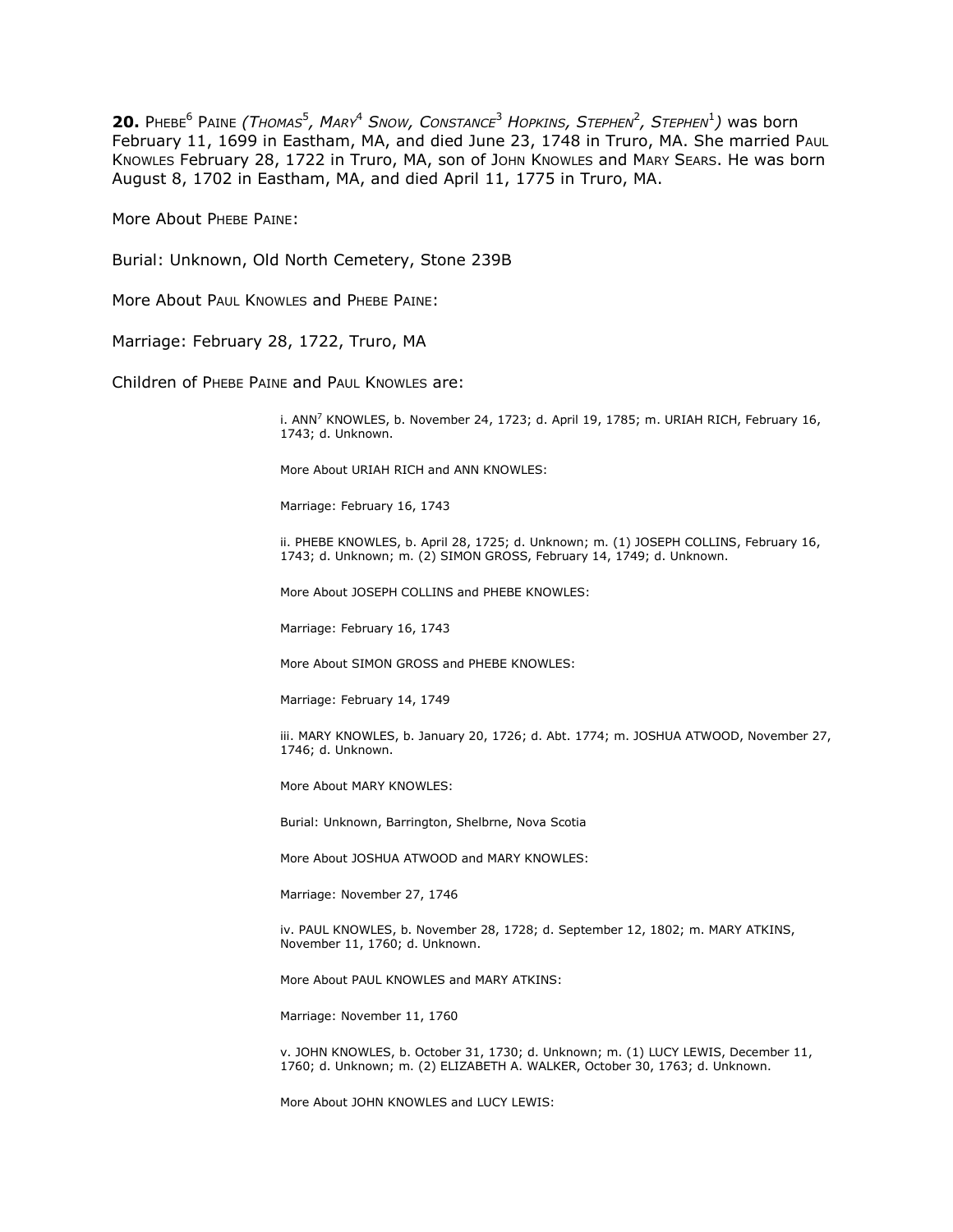**20.** PHEBE[6] PAINE *(THOMAS[5], MARY[4] SNOW, CONSTANCE[3] HOPKINS, STEPHEN[2], STEPHEN[1])* was born February 11, 1699 in Eastham, MA, and died June 23, 1748 in Truro, MA. She married PAUL KNOWLES February 28, 1722 in Truro, MA, son of JOHN KNOWLES and MARY SEARS. He was born August 8, 1702 in Eastham, MA, and died April 11, 1775 in Truro, MA.

More About PHEBE PAINE:

Burial: Unknown, Old North Cemetery, Stone 239B

More About PAUL KNOWLES and PHEBE PAINE:

Marriage: February 28, 1722, Truro, MA

Children of PHEBE PAINE and PAUL KNOWLES are:

i. ANN[7] KNOWLES, b. November 24, 1723; d. April 19, 1785; m. URIAH RICH, February 16, 1743; d. Unknown.

More About URIAH RICH and ANN KNOWLES:

Marriage: February 16, 1743

ii. PHEBE KNOWLES, b. April 28, 1725; d. Unknown; m. (1) JOSEPH COLLINS, February 16, 1743; d. Unknown; m. (2) SIMON GROSS, February 14, 1749; d. Unknown.

More About JOSEPH COLLINS and PHEBE KNOWLES:

Marriage: February 16, 1743

More About SIMON GROSS and PHEBE KNOWLES:

Marriage: February 14, 1749

iii. MARY KNOWLES, b. January 20, 1726; d. Abt. 1774; m. JOSHUA ATWOOD, November 27, 1746; d. Unknown.

More About MARY KNOWLES:

Burial: Unknown, Barrington, Shelbrne, Nova Scotia

More About JOSHUA ATWOOD and MARY KNOWLES:

Marriage: November 27, 1746

iv. PAUL KNOWLES, b. November 28, 1728; d. September 12, 1802; m. MARY ATKINS, November 11, 1760; d. Unknown.

More About PAUL KNOWLES and MARY ATKINS:

Marriage: November 11, 1760

v. JOHN KNOWLES, b. October 31, 1730; d. Unknown; m. (1) LUCY LEWIS, December 11, 1760; d. Unknown; m. (2) ELIZABETH A. WALKER, October 30, 1763; d. Unknown.

More About JOHN KNOWLES and LUCY LEWIS: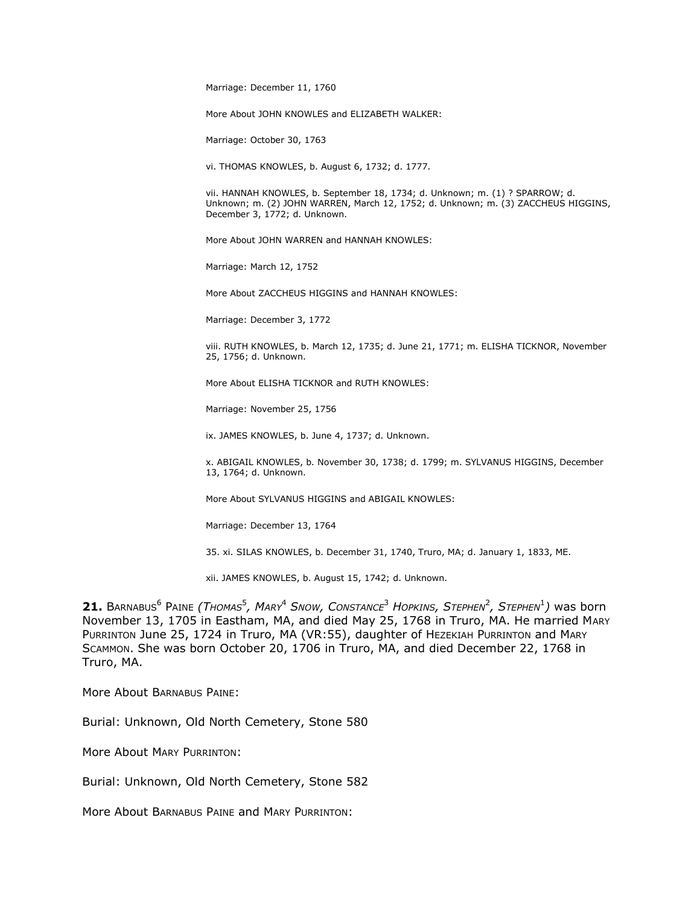Marriage: December 11, 1760

More About JOHN KNOWLES and ELIZABETH WALKER:

Marriage: October 30, 1763

vi. THOMAS KNOWLES, b. August 6, 1732; d. 1777.

vii. HANNAH KNOWLES, b. September 18, 1734; d. Unknown; m. (1) ? SPARROW; d. Unknown; m. (2) JOHN WARREN, March 12, 1752; d. Unknown; m. (3) ZACCHEUS HIGGINS, December 3, 1772; d. Unknown.

More About JOHN WARREN and HANNAH KNOWLES:

Marriage: March 12, 1752

More About ZACCHEUS HIGGINS and HANNAH KNOWLES:

Marriage: December 3, 1772

viii. RUTH KNOWLES, b. March 12, 1735; d. June 21, 1771; m. ELISHA TICKNOR, November 25, 1756; d. Unknown.

More About ELISHA TICKNOR and RUTH KNOWLES:

Marriage: November 25, 1756

ix. JAMES KNOWLES, b. June 4, 1737; d. Unknown.

x. ABIGAIL KNOWLES, b. November 30, 1738; d. 1799; m. SYLVANUS HIGGINS, December 13, 1764; d. Unknown.

More About SYLVANUS HIGGINS and ABIGAIL KNOWLES:

Marriage: December 13, 1764

35. xi. SILAS KNOWLES, b. December 31, 1740, Truro, MA; d. January 1, 1833, ME.

xii. JAMES KNOWLES, b. August 15, 1742; d. Unknown.

**21.** BARNABUS[6] PAINE *(THOMAS[5], MARY[4] SNOW, CONSTANCE[3] HOPKINS, STEPHEN[2], STEPHEN[1])* was born November 13, 1705 in Eastham, MA, and died May 25, 1768 in Truro, MA. He married MARY PURRINTON June 25, 1724 in Truro, MA (VR:55), daughter of HEZEKIAH PURRINTON and MARY SCAMMON. She was born October 20, 1706 in Truro, MA, and died December 22, 1768 in Truro, MA.

More About BARNABUS PAINE:

Burial: Unknown, Old North Cemetery, Stone 580

More About MARY PURRINTON:

Burial: Unknown, Old North Cemetery, Stone 582

More About BARNABUS PAINE and MARY PURRINTON: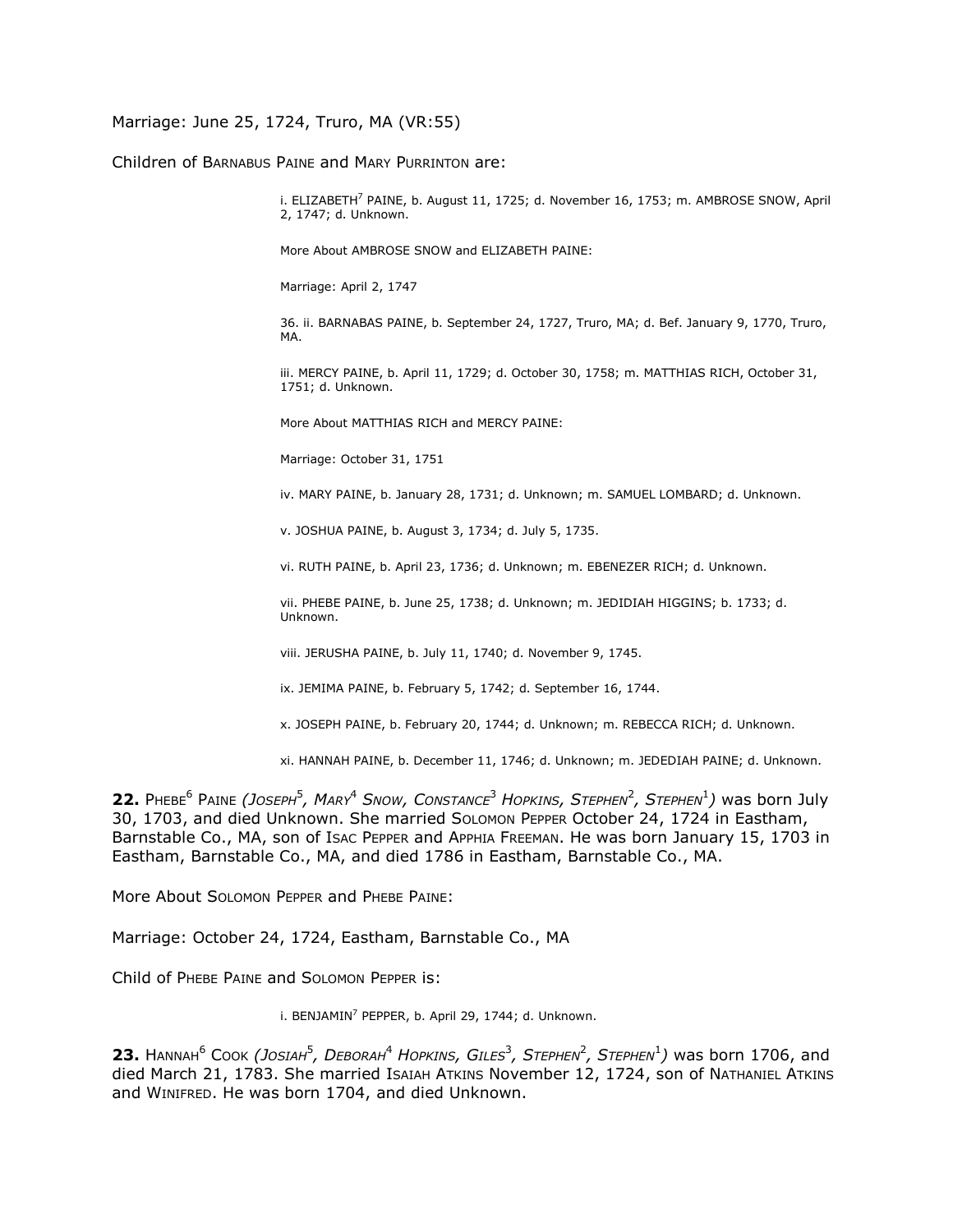Marriage: June 25, 1724, Truro, MA (VR:55)

Children of Barnabus Paine and Mary Purrinton are:

i. ELIZABETH[7] PAINE, b. August 11, 1725; d. November 16, 1753; m. AMBROSE SNOW, April 2, 1747; d. Unknown.

More About AMBROSE SNOW and ELIZABETH PAINE:

Marriage: April 2, 1747

36. ii. BARNABAS PAINE, b. September 24, 1727, Truro, MA; d. Bef. January 9, 1770, Truro, MA.

iii. MERCY PAINE, b. April 11, 1729; d. October 30, 1758; m. MATTHIAS RICH, October 31, 1751; d. Unknown.

More About MATTHIAS RICH and MERCY PAINE:

Marriage: October 31, 1751

iv. MARY PAINE, b. January 28, 1731; d. Unknown; m. SAMUEL LOMBARD; d. Unknown.

v. JOSHUA PAINE, b. August 3, 1734; d. July 5, 1735.

vi. RUTH PAINE, b. April 23, 1736; d. Unknown; m. EBENEZER RICH; d. Unknown.

vii. PHEBE PAINE, b. June 25, 1738; d. Unknown; m. JEDIDIAH HIGGINS; b. 1733; d. Unknown.

viii. JERUSHA PAINE, b. July 11, 1740; d. November 9, 1745.

ix. JEMIMA PAINE, b. February 5, 1742; d. September 16, 1744.

x. JOSEPH PAINE, b. February 20, 1744; d. Unknown; m. REBECCA RICH; d. Unknown.

xi. HANNAH PAINE, b. December 11, 1746; d. Unknown; m. JEDEDIAH PAINE; d. Unknown.

**22.** Phebe[6] Paine *(Joseph[5], Mary[4] Snow, Constance[3] Hopkins, Stephen[2], Stephen[1])* was born July 30, 1703, and died Unknown. She married Solomon Pepper October 24, 1724 in Eastham, Barnstable Co., MA, son of Isac Pepper and Apphia Freeman. He was born January 15, 1703 in Eastham, Barnstable Co., MA, and died 1786 in Eastham, Barnstable Co., MA.

More About Solomon Pepper and Phebe Paine:

Marriage: October 24, 1724, Eastham, Barnstable Co., MA

Child of Phebe Paine and Solomon Pepper is:

i. BENJAMIN[7] PEPPER, b. April 29, 1744; d. Unknown.

**23.** Hannah[6] Cook *(Josiah[5], Deborah[4] Hopkins, Giles[3], Stephen[2], Stephen[1])* was born 1706, and died March 21, 1783. She married Isaiah Atkins November 12, 1724, son of Nathaniel Atkins and Winifred. He was born 1704, and died Unknown.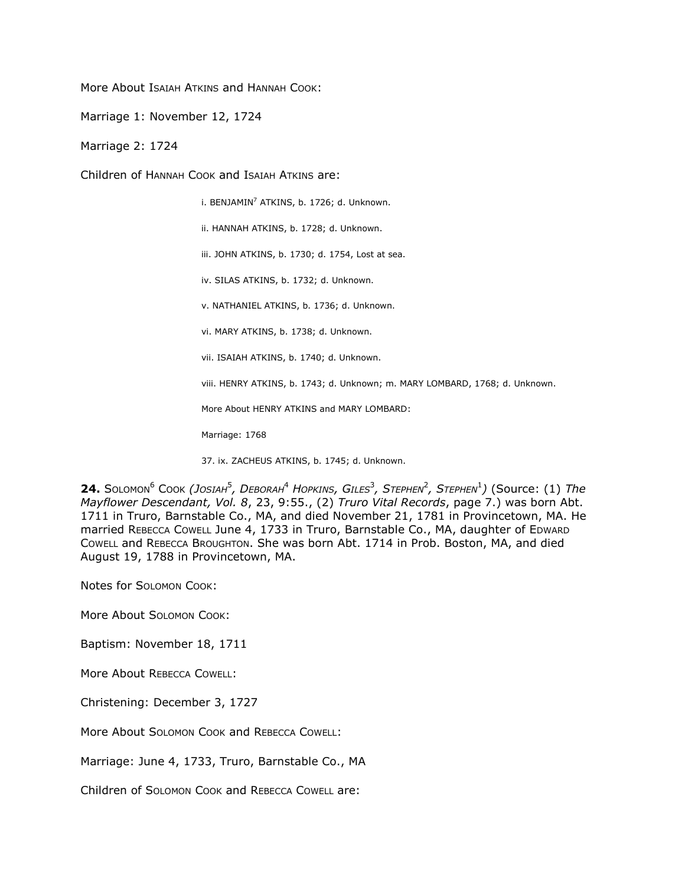More About ISAIAH ATKINS and HANNAH COOK:

Marriage 1: November 12, 1724

Marriage 2: 1724

Children of HANNAH COOK and ISAIAH ATKINS are:

i. BENJAMIN[7] ATKINS, b. 1726; d. Unknown.

ii. HANNAH ATKINS, b. 1728; d. Unknown.

iii. JOHN ATKINS, b. 1730; d. 1754, Lost at sea.

iv. SILAS ATKINS, b. 1732; d. Unknown.

v. NATHANIEL ATKINS, b. 1736; d. Unknown.

vi. MARY ATKINS, b. 1738; d. Unknown.

vii. ISAIAH ATKINS, b. 1740; d. Unknown.

viii. HENRY ATKINS, b. 1743; d. Unknown; m. MARY LOMBARD, 1768; d. Unknown.

More About HENRY ATKINS and MARY LOMBARD:

Marriage: 1768

37. ix. ZACHEUS ATKINS, b. 1745; d. Unknown.

**24.** SOLOMON[6] COOK *(JOSIAH[5], DEBORAH[4] HOPKINS, GILES[3], STEPHEN[2], STEPHEN[1])* (Source: (1) *The Mayflower Descendant, Vol. 8*, 23, 9:55., (2) *Truro Vital Records*, page 7.) was born Abt. 1711 in Truro, Barnstable Co., MA, and died November 21, 1781 in Provincetown, MA. He married REBECCA COWELL June 4, 1733 in Truro, Barnstable Co., MA, daughter of EDWARD COWELL and REBECCA BROUGHTON. She was born Abt. 1714 in Prob. Boston, MA, and died August 19, 1788 in Provincetown, MA.

Notes for SOLOMON COOK:

More About SOLOMON COOK:

Baptism: November 18, 1711

More About REBECCA COWELL:

Christening: December 3, 1727

More About SOLOMON COOK and REBECCA COWELL:

Marriage: June 4, 1733, Truro, Barnstable Co., MA

Children of SOLOMON COOK and REBECCA COWELL are: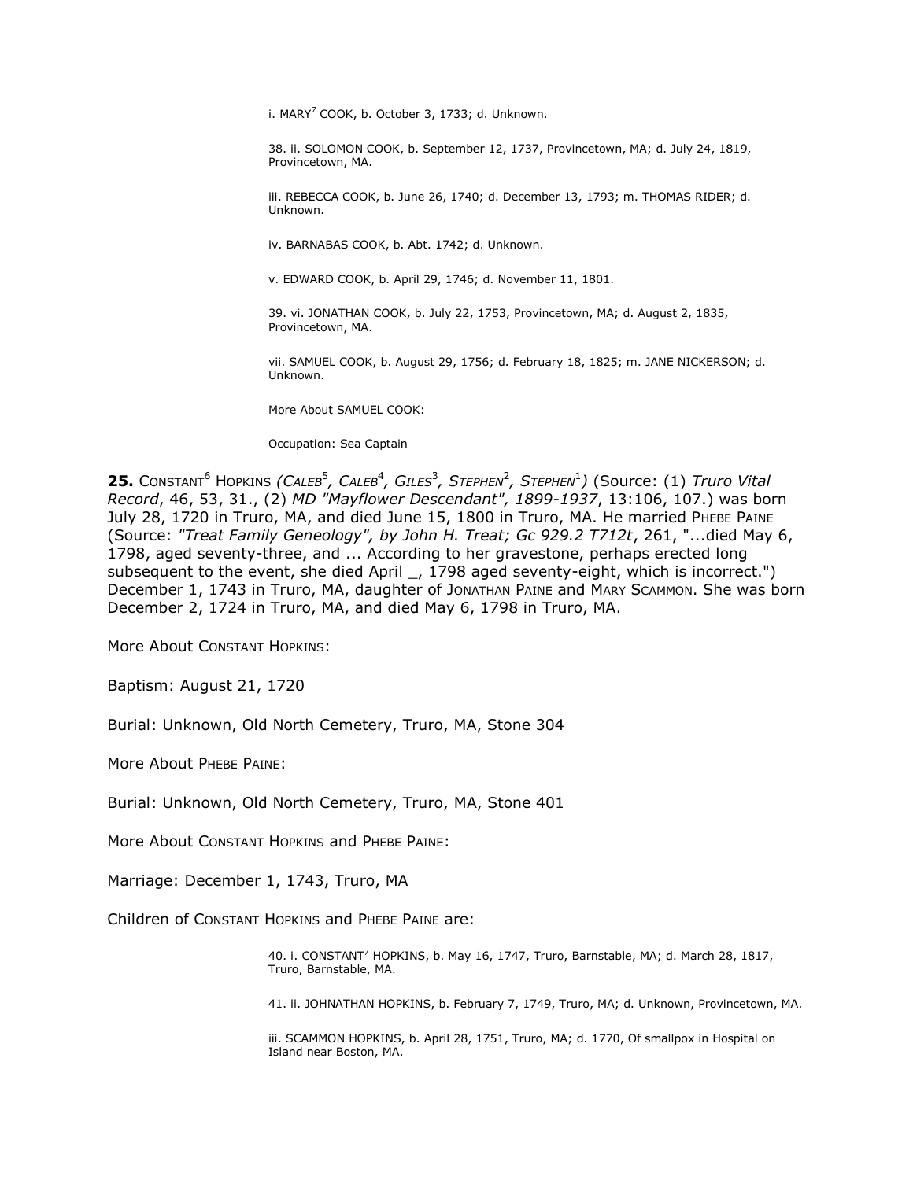i. MARY[7] COOK, b. October 3, 1733; d. Unknown.

38. ii. SOLOMON COOK, b. September 12, 1737, Provincetown, MA; d. July 24, 1819, Provincetown, MA.

iii. REBECCA COOK, b. June 26, 1740; d. December 13, 1793; m. THOMAS RIDER; d. Unknown.

iv. BARNABAS COOK, b. Abt. 1742; d. Unknown.

v. EDWARD COOK, b. April 29, 1746; d. November 11, 1801.

39. vi. JONATHAN COOK, b. July 22, 1753, Provincetown, MA; d. August 2, 1835, Provincetown, MA.

vii. SAMUEL COOK, b. August 29, 1756; d. February 18, 1825; m. JANE NICKERSON; d. Unknown.

More About SAMUEL COOK:

Occupation: Sea Captain

**25.** CONSTANT[6] HOPKINS *(CALEB[5], CALEB[4], GILES[3], STEPHEN[2], STEPHEN[1])* (Source: (1) *Truro Vital Record*, 46, 53, 31., (2) *MD "Mayflower Descendant", 1899-1937*, 13:106, 107.) was born July 28, 1720 in Truro, MA, and died June 15, 1800 in Truro, MA. He married PHEBE PAINE (Source: *"Treat Family Geneology", by John H. Treat; Gc 929.2 T712t*, 261, "...died May 6, 1798, aged seventy-three, and ... According to her gravestone, perhaps erected long subsequent to the event, she died April _, 1798 aged seventy-eight, which is incorrect.") December 1, 1743 in Truro, MA, daughter of JONATHAN PAINE and MARY SCAMMON. She was born December 2, 1724 in Truro, MA, and died May 6, 1798 in Truro, MA.

More About CONSTANT HOPKINS:

Baptism: August 21, 1720

Burial: Unknown, Old North Cemetery, Truro, MA, Stone 304

More About PHEBE PAINE:

Burial: Unknown, Old North Cemetery, Truro, MA, Stone 401

More About CONSTANT HOPKINS and PHEBE PAINE:

Marriage: December 1, 1743, Truro, MA

Children of CONSTANT HOPKINS and PHEBE PAINE are:

40. i. CONSTANT[7] HOPKINS, b. May 16, 1747, Truro, Barnstable, MA; d. March 28, 1817, Truro, Barnstable, MA.

41. ii. JOHNATHAN HOPKINS, b. February 7, 1749, Truro, MA; d. Unknown, Provincetown, MA.

iii. SCAMMON HOPKINS, b. April 28, 1751, Truro, MA; d. 1770, Of smallpox in Hospital on Island near Boston, MA.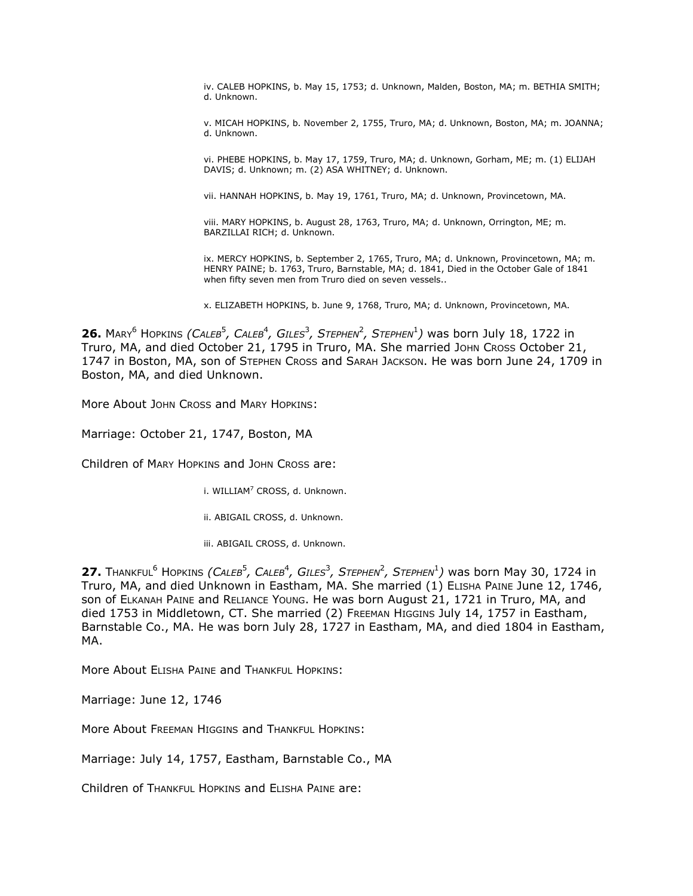iv. CALEB HOPKINS, b. May 15, 1753; d. Unknown, Malden, Boston, MA; m. BETHIA SMITH; d. Unknown.

v. MICAH HOPKINS, b. November 2, 1755, Truro, MA; d. Unknown, Boston, MA; m. JOANNA; d. Unknown.

vi. PHEBE HOPKINS, b. May 17, 1759, Truro, MA; d. Unknown, Gorham, ME; m. (1) ELIJAH DAVIS; d. Unknown; m. (2) ASA WHITNEY; d. Unknown.

vii. HANNAH HOPKINS, b. May 19, 1761, Truro, MA; d. Unknown, Provincetown, MA.

viii. MARY HOPKINS, b. August 28, 1763, Truro, MA; d. Unknown, Orrington, ME; m. BARZILLAI RICH; d. Unknown.

ix. MERCY HOPKINS, b. September 2, 1765, Truro, MA; d. Unknown, Provincetown, MA; m. HENRY PAINE; b. 1763, Truro, Barnstable, MA; d. 1841, Died in the October Gale of 1841 when fifty seven men from Truro died on seven vessels..

x. ELIZABETH HOPKINS, b. June 9, 1768, Truro, MA; d. Unknown, Provincetown, MA.

**26.** MARY$^{6}$ HOPKINS *(CALEB$^{5}$, CALEB$^{4}$, GILES$^{3}$, STEPHEN$^{2}$, STEPHEN$^{1}$)* was born July 18, 1722 in Truro, MA, and died October 21, 1795 in Truro, MA. She married JOHN CROSS October 21, 1747 in Boston, MA, son of STEPHEN CROSS and SARAH JACKSON. He was born June 24, 1709 in Boston, MA, and died Unknown.

More About JOHN CROSS and MARY HOPKINS:

Marriage: October 21, 1747, Boston, MA

Children of MARY HOPKINS and JOHN CROSS are:

i. WILLIAM$^{7}$ CROSS, d. Unknown.

ii. ABIGAIL CROSS, d. Unknown.

iii. ABIGAIL CROSS, d. Unknown.

**27.** THANKFUL$^{6}$ HOPKINS *(CALEB$^{5}$, CALEB$^{4}$, GILES$^{3}$, STEPHEN$^{2}$, STEPHEN$^{1}$)* was born May 30, 1724 in Truro, MA, and died Unknown in Eastham, MA. She married (1) ELISHA PAINE June 12, 1746, son of ELKANAH PAINE and RELIANCE YOUNG. He was born August 21, 1721 in Truro, MA, and died 1753 in Middletown, CT. She married (2) FREEMAN HIGGINS July 14, 1757 in Eastham, Barnstable Co., MA. He was born July 28, 1727 in Eastham, MA, and died 1804 in Eastham, MA.

More About ELISHA PAINE and THANKFUL HOPKINS:

Marriage: June 12, 1746

More About FREEMAN HIGGINS and THANKFUL HOPKINS:

Marriage: July 14, 1757, Eastham, Barnstable Co., MA

Children of THANKFUL HOPKINS and ELISHA PAINE are: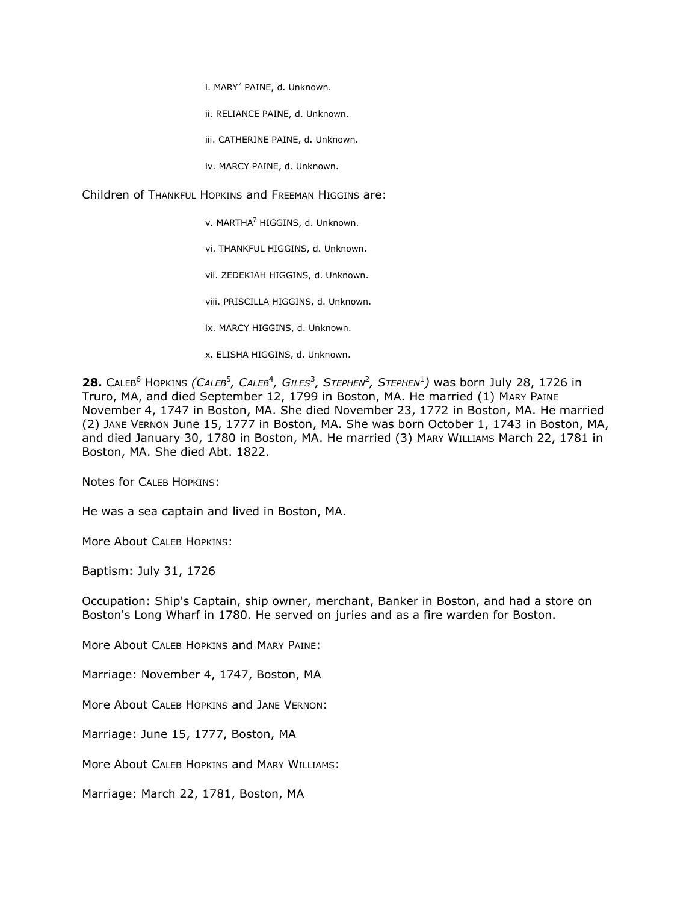i. MARY[7] PAINE, d. Unknown.

ii. RELIANCE PAINE, d. Unknown.

iii. CATHERINE PAINE, d. Unknown.

iv. MARCY PAINE, d. Unknown.

Children of THANKFUL HOPKINS and FREEMAN HIGGINS are:

v. MARTHA[7] HIGGINS, d. Unknown.

vi. THANKFUL HIGGINS, d. Unknown.

vii. ZEDEKIAH HIGGINS, d. Unknown.

viii. PRISCILLA HIGGINS, d. Unknown.

ix. MARCY HIGGINS, d. Unknown.

x. ELISHA HIGGINS, d. Unknown.

**28.** CALEB[6] HOPKINS *(CALEB[5], CALEB[4], GILES[3], STEPHEN[2], STEPHEN[1])* was born July 28, 1726 in Truro, MA, and died September 12, 1799 in Boston, MA. He married (1) MARY PAINE November 4, 1747 in Boston, MA. She died November 23, 1772 in Boston, MA. He married (2) JANE VERNON June 15, 1777 in Boston, MA. She was born October 1, 1743 in Boston, MA, and died January 30, 1780 in Boston, MA. He married (3) MARY WILLIAMS March 22, 1781 in Boston, MA. She died Abt. 1822.

Notes for CALEB HOPKINS:

He was a sea captain and lived in Boston, MA.

More About CALEB HOPKINS:

Baptism: July 31, 1726

Occupation: Ship's Captain, ship owner, merchant, Banker in Boston, and had a store on Boston's Long Wharf in 1780. He served on juries and as a fire warden for Boston.

More About CALEB HOPKINS and MARY PAINE:

Marriage: November 4, 1747, Boston, MA

More About CALEB HOPKINS and JANE VERNON:

Marriage: June 15, 1777, Boston, MA

More About CALEB HOPKINS and MARY WILLIAMS:

Marriage: March 22, 1781, Boston, MA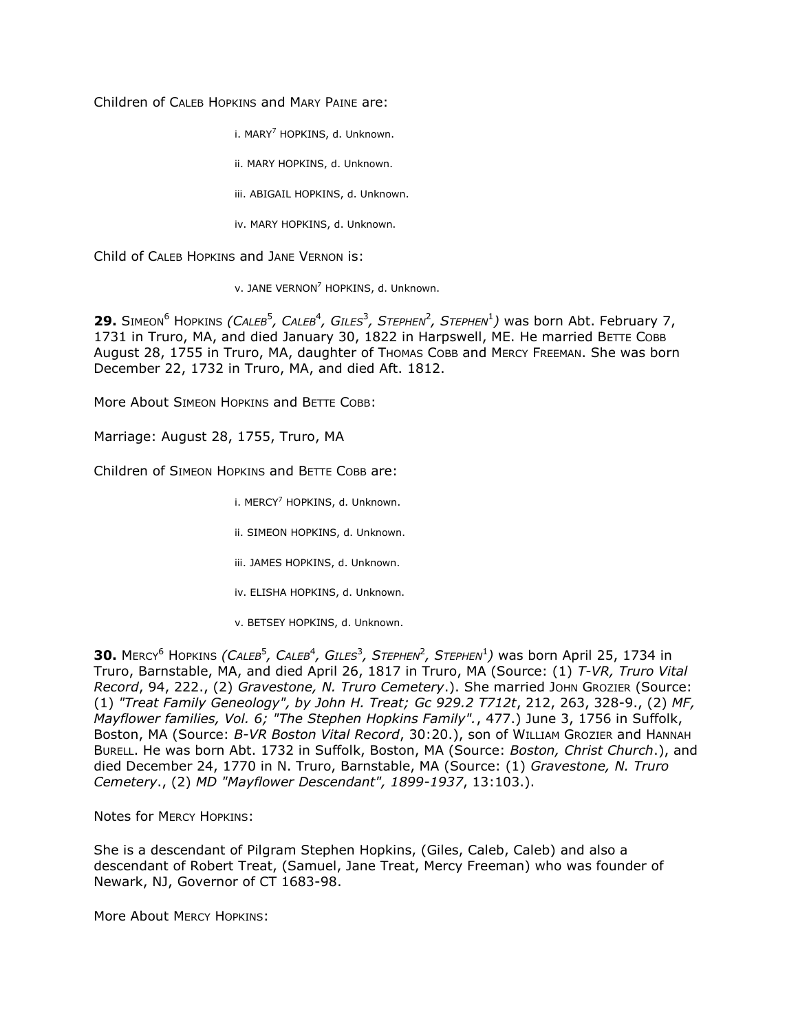Children of Caleb Hopkins and Mary Paine are:

i. MARY[7] HOPKINS, d. Unknown.

ii. MARY HOPKINS, d. Unknown.

iii. ABIGAIL HOPKINS, d. Unknown.

iv. MARY HOPKINS, d. Unknown.

Child of Caleb Hopkins and Jane Vernon is:

v. JANE VERNON[7] HOPKINS, d. Unknown.

**29.** Simeon[6] Hopkins *(Caleb[5], Caleb[4], Giles[3], Stephen[2], Stephen[1])* was born Abt. February 7, 1731 in Truro, MA, and died January 30, 1822 in Harpswell, ME. He married Bette Cobb August 28, 1755 in Truro, MA, daughter of Thomas Cobb and Mercy Freeman. She was born December 22, 1732 in Truro, MA, and died Aft. 1812.

More About Simeon Hopkins and Bette Cobb:

Marriage: August 28, 1755, Truro, MA

Children of Simeon Hopkins and Bette Cobb are:

i. MERCY[7] HOPKINS, d. Unknown.

ii. SIMEON HOPKINS, d. Unknown.

iii. JAMES HOPKINS, d. Unknown.

iv. ELISHA HOPKINS, d. Unknown.

v. BETSEY HOPKINS, d. Unknown.

**30.** Mercy[6] Hopkins *(Caleb[5], Caleb[4], Giles[3], Stephen[2], Stephen[1])* was born April 25, 1734 in Truro, Barnstable, MA, and died April 26, 1817 in Truro, MA (Source: (1) *T-VR, Truro Vital Record*, 94, 222., (2) *Gravestone, N. Truro Cemetery*.). She married John Grozier (Source: (1) *"Treat Family Geneology", by John H. Treat; Gc 929.2 T712t*, 212, 263, 328-9., (2) *MF, Mayflower families, Vol. 6; "The Stephen Hopkins Family".*, 477.) June 3, 1756 in Suffolk, Boston, MA (Source: *B-VR Boston Vital Record*, 30:20.), son of William Grozier and Hannah Burell. He was born Abt. 1732 in Suffolk, Boston, MA (Source: *Boston, Christ Church*.), and died December 24, 1770 in N. Truro, Barnstable, MA (Source: (1) *Gravestone, N. Truro Cemetery*., (2) *MD "Mayflower Descendant", 1899-1937*, 13:103.).

Notes for Mercy Hopkins:

She is a descendant of Pilgram Stephen Hopkins, (Giles, Caleb, Caleb) and also a descendant of Robert Treat, (Samuel, Jane Treat, Mercy Freeman) who was founder of Newark, NJ, Governor of CT 1683-98.

More About Mercy Hopkins: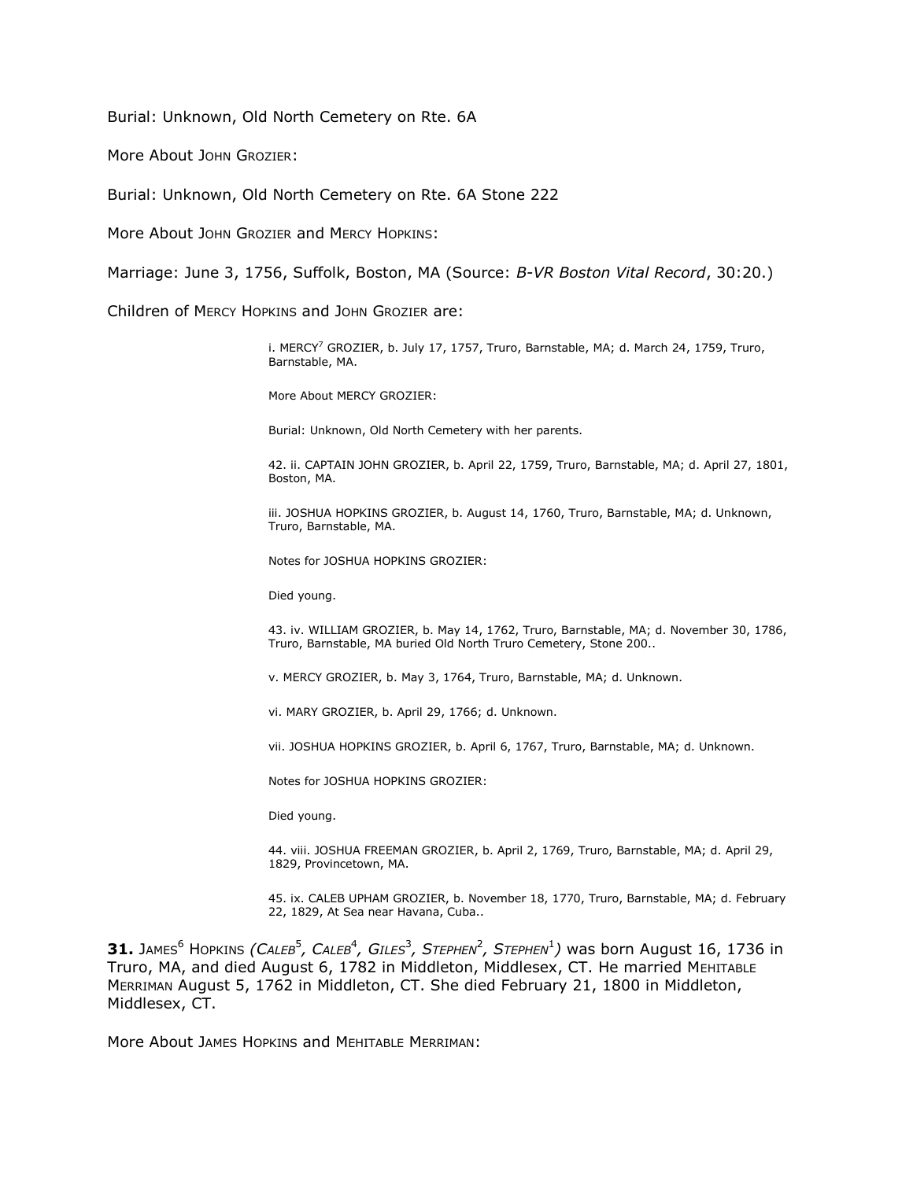Burial: Unknown, Old North Cemetery on Rte. 6A

More About JOHN GROZIER:

Burial: Unknown, Old North Cemetery on Rte. 6A Stone 222

More About JOHN GROZIER and MERCY HOPKINS:

Marriage: June 3, 1756, Suffolk, Boston, MA (Source: *B-VR Boston Vital Record*, 30:20.)

Children of MERCY HOPKINS and JOHN GROZIER are:

i. MERCY[7] GROZIER, b. July 17, 1757, Truro, Barnstable, MA; d. March 24, 1759, Truro, Barnstable, MA.

More About MERCY GROZIER:

Burial: Unknown, Old North Cemetery with her parents.

42. ii. CAPTAIN JOHN GROZIER, b. April 22, 1759, Truro, Barnstable, MA; d. April 27, 1801, Boston, MA.

iii. JOSHUA HOPKINS GROZIER, b. August 14, 1760, Truro, Barnstable, MA; d. Unknown, Truro, Barnstable, MA.

Notes for JOSHUA HOPKINS GROZIER:

Died young.

43. iv. WILLIAM GROZIER, b. May 14, 1762, Truro, Barnstable, MA; d. November 30, 1786, Truro, Barnstable, MA buried Old North Truro Cemetery, Stone 200..

v. MERCY GROZIER, b. May 3, 1764, Truro, Barnstable, MA; d. Unknown.

vi. MARY GROZIER, b. April 29, 1766; d. Unknown.

vii. JOSHUA HOPKINS GROZIER, b. April 6, 1767, Truro, Barnstable, MA; d. Unknown.

Notes for JOSHUA HOPKINS GROZIER:

Died young.

44. viii. JOSHUA FREEMAN GROZIER, b. April 2, 1769, Truro, Barnstable, MA; d. April 29, 1829, Provincetown, MA.

45. ix. CALEB UPHAM GROZIER, b. November 18, 1770, Truro, Barnstable, MA; d. February 22, 1829, At Sea near Havana, Cuba..

**31.** JAMES[6] HOPKINS *(CALEB[5], CALEB[4], GILES[3], STEPHEN[2], STEPHEN[1])* was born August 16, 1736 in Truro, MA, and died August 6, 1782 in Middleton, Middlesex, CT. He married MEHITABLE MERRIMAN August 5, 1762 in Middleton, CT. She died February 21, 1800 in Middleton, Middlesex, CT.

More About JAMES HOPKINS and MEHITABLE MERRIMAN: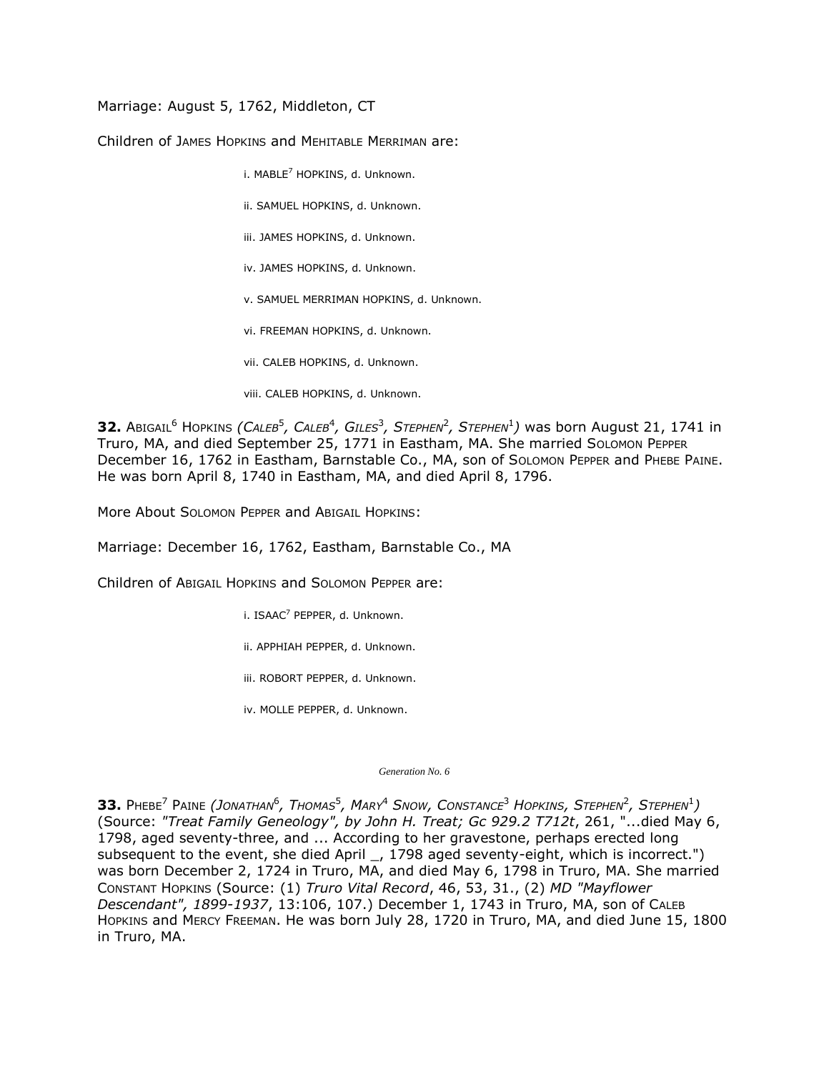Marriage: August 5, 1762, Middleton, CT

Children of JAMES HOPKINS and MEHITABLE MERRIMAN are:

i. MABLE[7] HOPKINS, d. Unknown.

ii. SAMUEL HOPKINS, d. Unknown.

iii. JAMES HOPKINS, d. Unknown.

iv. JAMES HOPKINS, d. Unknown.

v. SAMUEL MERRIMAN HOPKINS, d. Unknown.

vi. FREEMAN HOPKINS, d. Unknown.

vii. CALEB HOPKINS, d. Unknown.

viii. CALEB HOPKINS, d. Unknown.

**32.** ABIGAIL[6] HOPKINS *(CALEB[5], CALEB[4], GILES[3], STEPHEN[2], STEPHEN[1])* was born August 21, 1741 in Truro, MA, and died September 25, 1771 in Eastham, MA. She married SOLOMON PEPPER December 16, 1762 in Eastham, Barnstable Co., MA, son of SOLOMON PEPPER and PHEBE PAINE. He was born April 8, 1740 in Eastham, MA, and died April 8, 1796.

More About SOLOMON PEPPER and ABIGAIL HOPKINS:

Marriage: December 16, 1762, Eastham, Barnstable Co., MA

Children of ABIGAIL HOPKINS and SOLOMON PEPPER are:

i. ISAAC[7] PEPPER, d. Unknown.

ii. APPHIAH PEPPER, d. Unknown.

iii. ROBORT PEPPER, d. Unknown.

iv. MOLLE PEPPER, d. Unknown.

*Generation No. 6*

**33.** PHEBE[7] PAINE *(JONATHAN[6], THOMAS[5], MARY[4] SNOW, CONSTANCE[3] HOPKINS, STEPHEN[2], STEPHEN[1])* (Source: *"Treat Family Geneology", by John H. Treat; Gc 929.2 T712t*, 261, "...died May 6, 1798, aged seventy-three, and ... According to her gravestone, perhaps erected long subsequent to the event, she died April _, 1798 aged seventy-eight, which is incorrect.") was born December 2, 1724 in Truro, MA, and died May 6, 1798 in Truro, MA. She married CONSTANT HOPKINS (Source: (1) *Truro Vital Record*, 46, 53, 31., (2) *MD "Mayflower Descendant", 1899-1937*, 13:106, 107.) December 1, 1743 in Truro, MA, son of CALEB HOPKINS and MERCY FREEMAN. He was born July 28, 1720 in Truro, MA, and died June 15, 1800 in Truro, MA.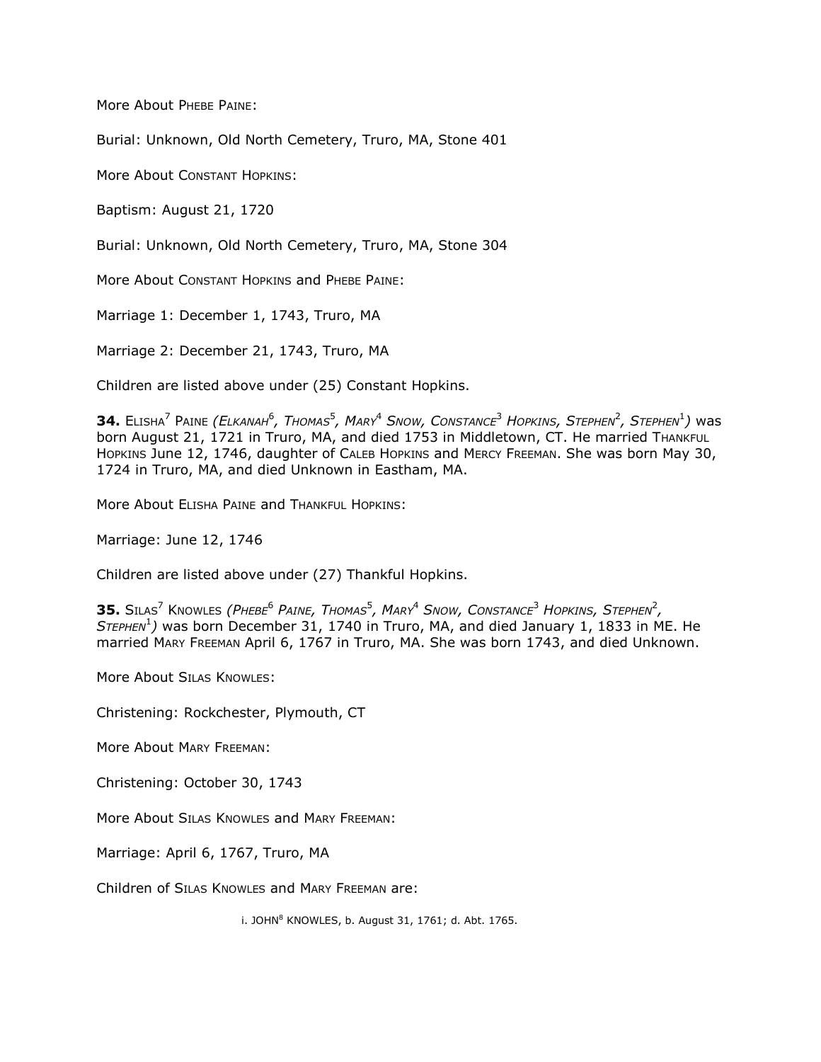More About Phebe Paine:

Burial: Unknown, Old North Cemetery, Truro, MA, Stone 401

More About Constant Hopkins:

Baptism: August 21, 1720

Burial: Unknown, Old North Cemetery, Truro, MA, Stone 304

More About Constant Hopkins and Phebe Paine:

Marriage 1: December 1, 1743, Truro, MA

Marriage 2: December 21, 1743, Truro, MA

Children are listed above under (25) Constant Hopkins.

**34.** Elisha[7] Paine *(Elkanah[6], Thomas[5], Mary[4] Snow, Constance[3] Hopkins, Stephen[2], Stephen[1])* was born August 21, 1721 in Truro, MA, and died 1753 in Middletown, CT. He married Thankful Hopkins June 12, 1746, daughter of Caleb Hopkins and Mercy Freeman. She was born May 30, 1724 in Truro, MA, and died Unknown in Eastham, MA.

More About Elisha Paine and Thankful Hopkins:

Marriage: June 12, 1746

Children are listed above under (27) Thankful Hopkins.

**35.** Silas[7] Knowles *(Phebe[6] Paine, Thomas[5], Mary[4] Snow, Constance[3] Hopkins, Stephen[2], Stephen[1])* was born December 31, 1740 in Truro, MA, and died January 1, 1833 in ME. He married Mary Freeman April 6, 1767 in Truro, MA. She was born 1743, and died Unknown.

More About Silas Knowles:

Christening: Rockchester, Plymouth, CT

More About Mary Freeman:

Christening: October 30, 1743

More About Silas Knowles and Mary Freeman:

Marriage: April 6, 1767, Truro, MA

Children of Silas Knowles and Mary Freeman are:

i. JOHN[8] KNOWLES, b. August 31, 1761; d. Abt. 1765.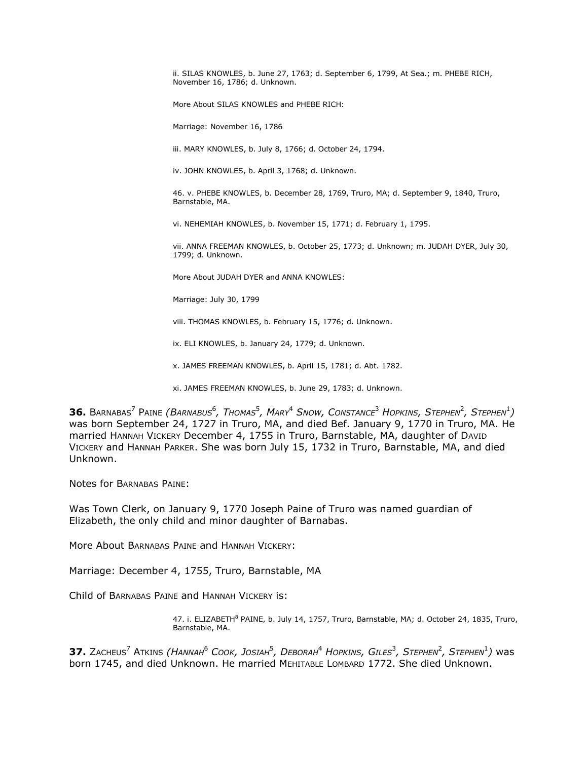ii. SILAS KNOWLES, b. June 27, 1763; d. September 6, 1799, At Sea.; m. PHEBE RICH, November 16, 1786; d. Unknown.

More About SILAS KNOWLES and PHEBE RICH:

Marriage: November 16, 1786

iii. MARY KNOWLES, b. July 8, 1766; d. October 24, 1794.

iv. JOHN KNOWLES, b. April 3, 1768; d. Unknown.

46. v. PHEBE KNOWLES, b. December 28, 1769, Truro, MA; d. September 9, 1840, Truro, Barnstable, MA.

vi. NEHEMIAH KNOWLES, b. November 15, 1771; d. February 1, 1795.

vii. ANNA FREEMAN KNOWLES, b. October 25, 1773; d. Unknown; m. JUDAH DYER, July 30, 1799; d. Unknown.

More About JUDAH DYER and ANNA KNOWLES:

Marriage: July 30, 1799

viii. THOMAS KNOWLES, b. February 15, 1776; d. Unknown.

ix. ELI KNOWLES, b. January 24, 1779; d. Unknown.

x. JAMES FREEMAN KNOWLES, b. April 15, 1781; d. Abt. 1782.

xi. JAMES FREEMAN KNOWLES, b. June 29, 1783; d. Unknown.

**36.** BARNABAS$^7$ PAINE *(BARNABUS$^6$, THOMAS$^5$, MARY$^4$ SNOW, CONSTANCE$^3$ HOPKINS, STEPHEN$^2$, STEPHEN$^1$)* was born September 24, 1727 in Truro, MA, and died Bef. January 9, 1770 in Truro, MA. He married HANNAH VICKERY December 4, 1755 in Truro, Barnstable, MA, daughter of DAVID VICKERY and HANNAH PARKER. She was born July 15, 1732 in Truro, Barnstable, MA, and died Unknown.

Notes for BARNABAS PAINE:

Was Town Clerk, on January 9, 1770 Joseph Paine of Truro was named guardian of Elizabeth, the only child and minor daughter of Barnabas.

More About BARNABAS PAINE and HANNAH VICKERY:

Marriage: December 4, 1755, Truro, Barnstable, MA

Child of BARNABAS PAINE and HANNAH VICKERY is:

47. i. ELIZABETH$^8$ PAINE, b. July 14, 1757, Truro, Barnstable, MA; d. October 24, 1835, Truro, Barnstable, MA.

**37.** ZACHEUS$^7$ ATKINS *(HANNAH$^6$ COOK, JOSIAH$^5$, DEBORAH$^4$ HOPKINS, GILES$^3$, STEPHEN$^2$, STEPHEN$^1$)* was born 1745, and died Unknown. He married MEHITABLE LOMBARD 1772. She died Unknown.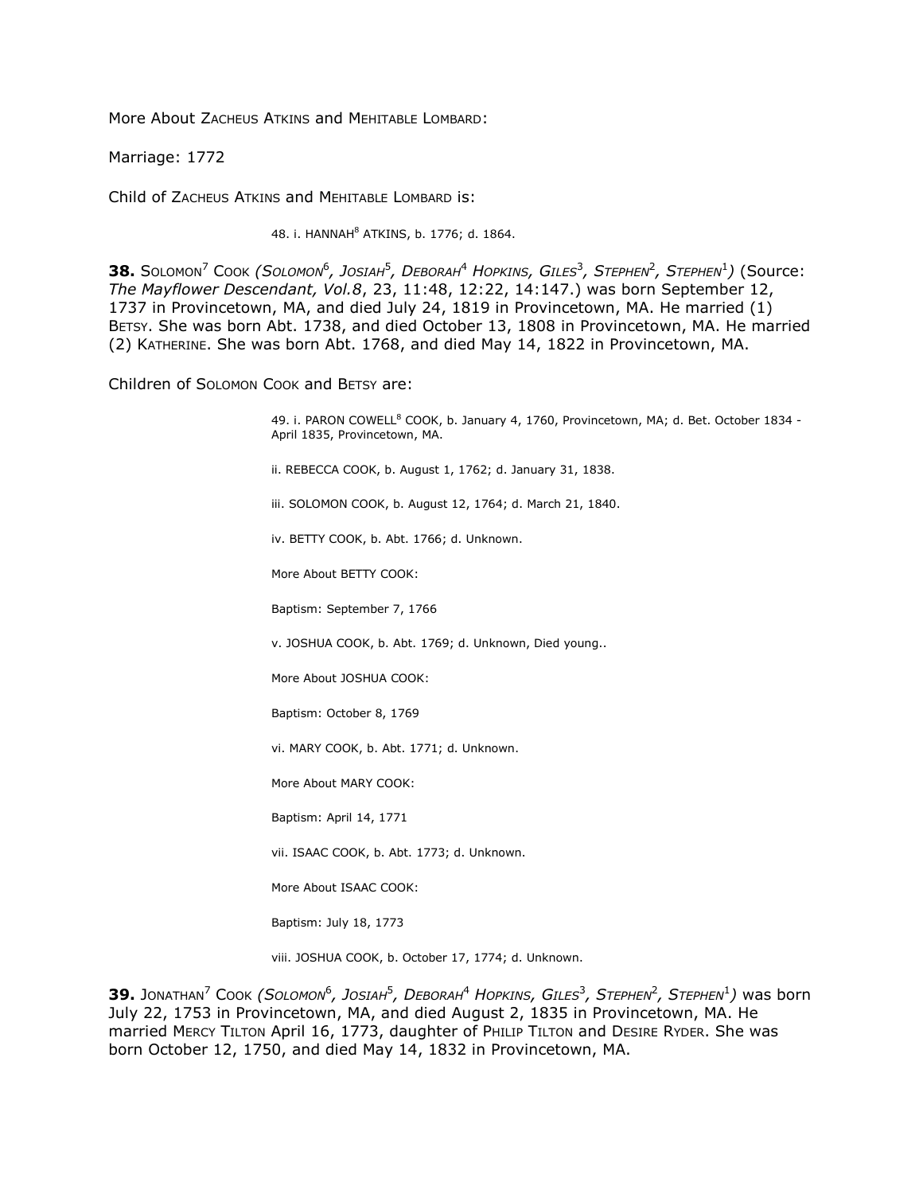More About Zacheus Atkins and Mehitable Lombard:

Marriage: 1772

Child of Zacheus Atkins and Mehitable Lombard is:

48. i. HANNAH[8] ATKINS, b. 1776; d. 1864.

**38.** Solomon[7] Cook *(Solomon[6], Josiah[5], Deborah[4] Hopkins, Giles[3], Stephen[2], Stephen[1])* (Source: *The Mayflower Descendant, Vol.8*, 23, 11:48, 12:22, 14:147.) was born September 12, 1737 in Provincetown, MA, and died July 24, 1819 in Provincetown, MA. He married (1) Betsy. She was born Abt. 1738, and died October 13, 1808 in Provincetown, MA. He married (2) Katherine. She was born Abt. 1768, and died May 14, 1822 in Provincetown, MA.

Children of Solomon Cook and Betsy are:

49. i. PARON COWELL[8] COOK, b. January 4, 1760, Provincetown, MA; d. Bet. October 1834 - April 1835, Provincetown, MA.

ii. REBECCA COOK, b. August 1, 1762; d. January 31, 1838.

iii. SOLOMON COOK, b. August 12, 1764; d. March 21, 1840.

iv. BETTY COOK, b. Abt. 1766; d. Unknown.

More About BETTY COOK:

Baptism: September 7, 1766

v. JOSHUA COOK, b. Abt. 1769; d. Unknown, Died young..

More About JOSHUA COOK:

Baptism: October 8, 1769

vi. MARY COOK, b. Abt. 1771; d. Unknown.

More About MARY COOK:

Baptism: April 14, 1771

vii. ISAAC COOK, b. Abt. 1773; d. Unknown.

More About ISAAC COOK:

Baptism: July 18, 1773

viii. JOSHUA COOK, b. October 17, 1774; d. Unknown.

**39.** Jonathan[7] Cook *(Solomon[6], Josiah[5], Deborah[4] Hopkins, Giles[3], Stephen[2], Stephen[1])* was born July 22, 1753 in Provincetown, MA, and died August 2, 1835 in Provincetown, MA. He married Mercy Tilton April 16, 1773, daughter of Philip Tilton and Desire Ryder. She was born October 12, 1750, and died May 14, 1832 in Provincetown, MA.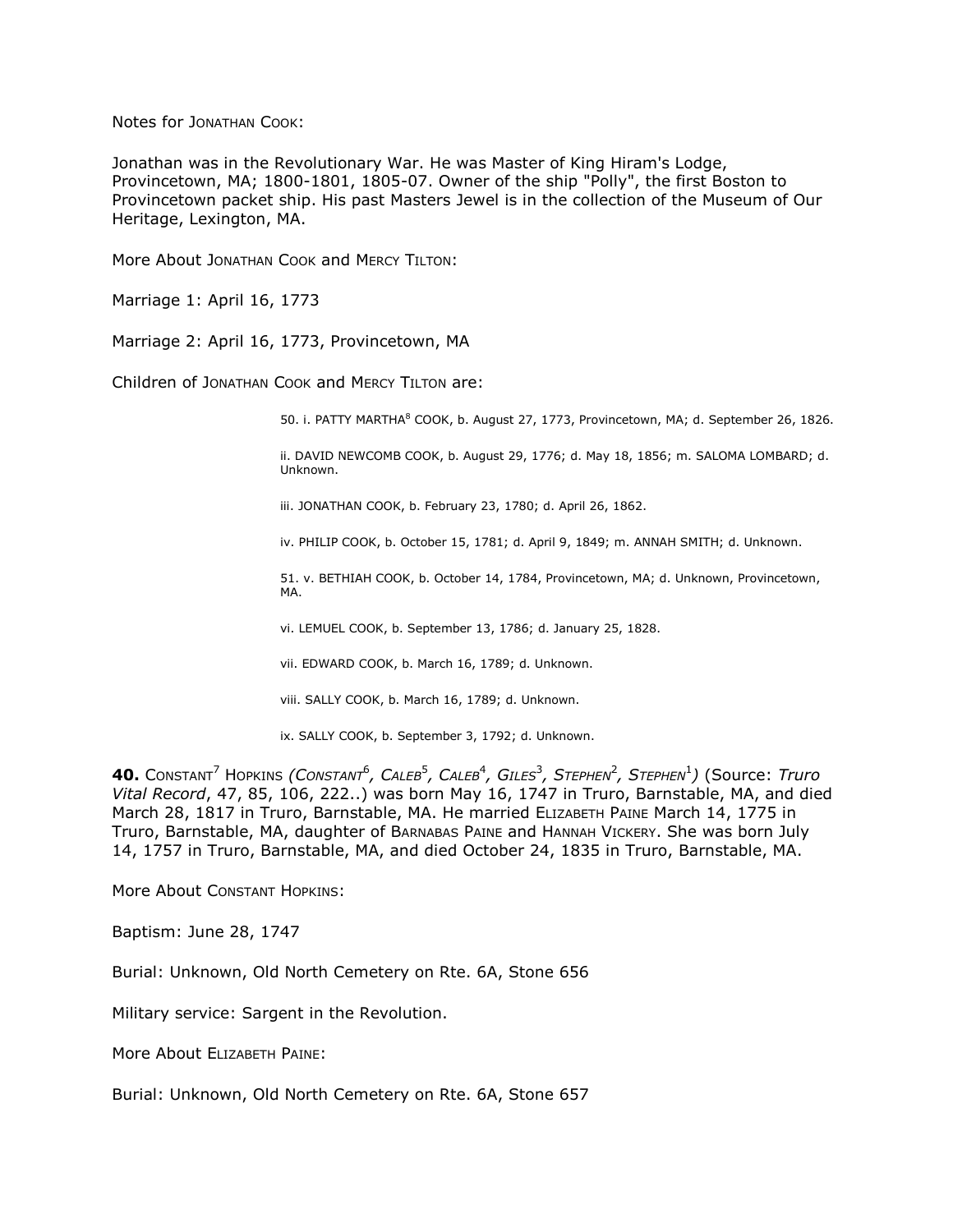Notes for JONATHAN COOK:

Jonathan was in the Revolutionary War. He was Master of King Hiram's Lodge, Provincetown, MA; 1800-1801, 1805-07. Owner of the ship "Polly", the first Boston to Provincetown packet ship. His past Masters Jewel is in the collection of the Museum of Our Heritage, Lexington, MA.

More About JONATHAN COOK and MERCY TILTON:

Marriage 1: April 16, 1773

Marriage 2: April 16, 1773, Provincetown, MA

Children of JONATHAN COOK and MERCY TILTON are:

50. i. PATTY MARTHA[8] COOK, b. August 27, 1773, Provincetown, MA; d. September 26, 1826.

ii. DAVID NEWCOMB COOK, b. August 29, 1776; d. May 18, 1856; m. SALOMA LOMBARD; d. Unknown.

iii. JONATHAN COOK, b. February 23, 1780; d. April 26, 1862.

iv. PHILIP COOK, b. October 15, 1781; d. April 9, 1849; m. ANNAH SMITH; d. Unknown.

51. v. BETHIAH COOK, b. October 14, 1784, Provincetown, MA; d. Unknown, Provincetown, MA.

vi. LEMUEL COOK, b. September 13, 1786; d. January 25, 1828.

vii. EDWARD COOK, b. March 16, 1789; d. Unknown.

viii. SALLY COOK, b. March 16, 1789; d. Unknown.

ix. SALLY COOK, b. September 3, 1792; d. Unknown.

**40.** CONSTANT[7] HOPKINS *(CONSTANT[6], CALEB[5], CALEB[4], GILES[3], STEPHEN[2], STEPHEN[1])* (Source: *Truro Vital Record*, 47, 85, 106, 222..) was born May 16, 1747 in Truro, Barnstable, MA, and died March 28, 1817 in Truro, Barnstable, MA. He married ELIZABETH PAINE March 14, 1775 in Truro, Barnstable, MA, daughter of BARNABAS PAINE and HANNAH VICKERY. She was born July 14, 1757 in Truro, Barnstable, MA, and died October 24, 1835 in Truro, Barnstable, MA.

More About CONSTANT HOPKINS:

Baptism: June 28, 1747

Burial: Unknown, Old North Cemetery on Rte. 6A, Stone 656

Military service: Sargent in the Revolution.

More About ELIZABETH PAINE:

Burial: Unknown, Old North Cemetery on Rte. 6A, Stone 657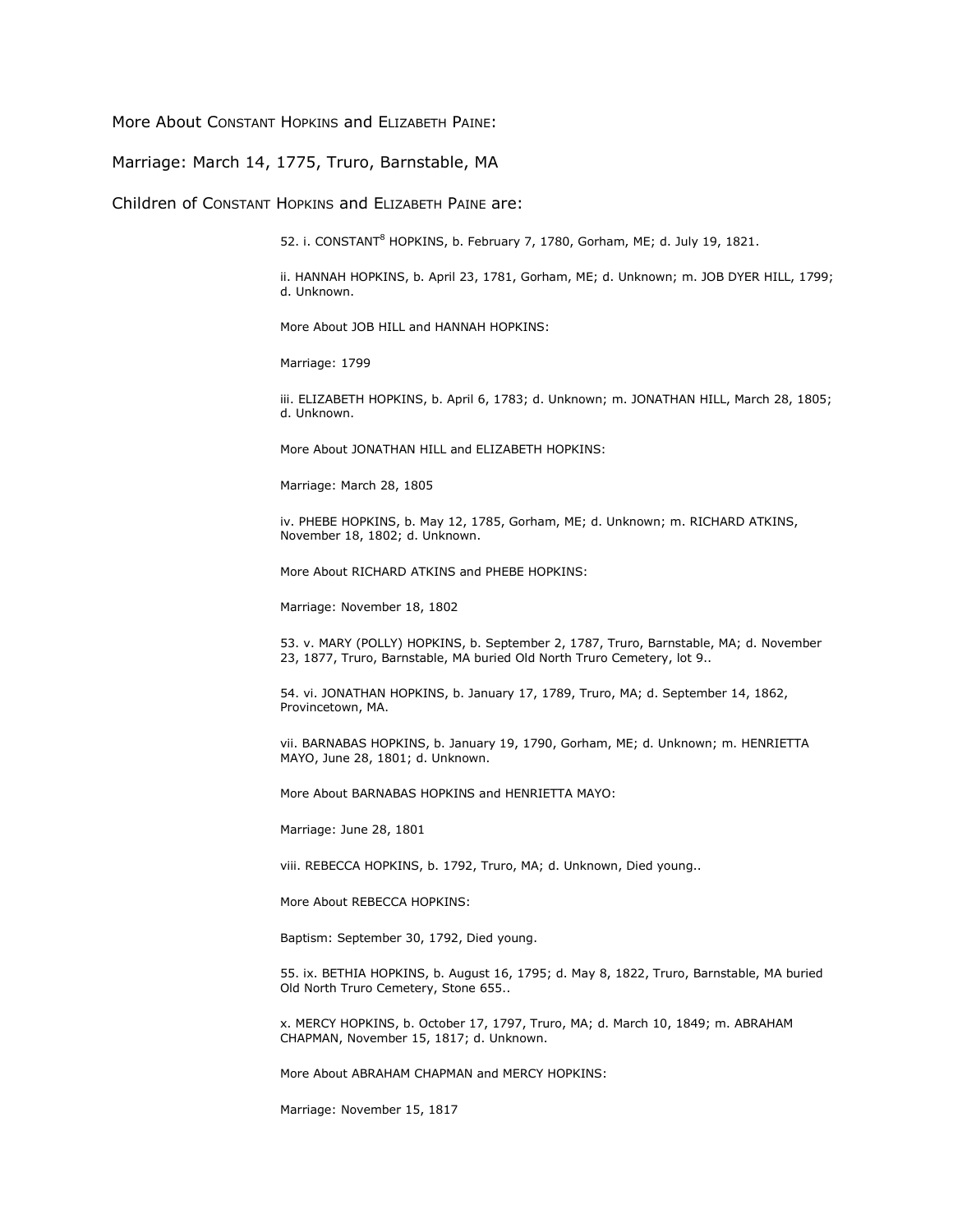More About CONSTANT HOPKINS and ELIZABETH PAINE:

Marriage: March 14, 1775, Truro, Barnstable, MA

Children of CONSTANT HOPKINS and ELIZABETH PAINE are:

52. i. CONSTANT[8] HOPKINS, b. February 7, 1780, Gorham, ME; d. July 19, 1821.

ii. HANNAH HOPKINS, b. April 23, 1781, Gorham, ME; d. Unknown; m. JOB DYER HILL, 1799; d. Unknown.

More About JOB HILL and HANNAH HOPKINS:

Marriage: 1799

iii. ELIZABETH HOPKINS, b. April 6, 1783; d. Unknown; m. JONATHAN HILL, March 28, 1805; d. Unknown.

More About JONATHAN HILL and ELIZABETH HOPKINS:

Marriage: March 28, 1805

iv. PHEBE HOPKINS, b. May 12, 1785, Gorham, ME; d. Unknown; m. RICHARD ATKINS, November 18, 1802; d. Unknown.

More About RICHARD ATKINS and PHEBE HOPKINS:

Marriage: November 18, 1802

53. v. MARY (POLLY) HOPKINS, b. September 2, 1787, Truro, Barnstable, MA; d. November 23, 1877, Truro, Barnstable, MA buried Old North Truro Cemetery, lot 9..

54. vi. JONATHAN HOPKINS, b. January 17, 1789, Truro, MA; d. September 14, 1862, Provincetown, MA.

vii. BARNABAS HOPKINS, b. January 19, 1790, Gorham, ME; d. Unknown; m. HENRIETTA MAYO, June 28, 1801; d. Unknown.

More About BARNABAS HOPKINS and HENRIETTA MAYO:

Marriage: June 28, 1801

viii. REBECCA HOPKINS, b. 1792, Truro, MA; d. Unknown, Died young..

More About REBECCA HOPKINS:

Baptism: September 30, 1792, Died young.

55. ix. BETHIA HOPKINS, b. August 16, 1795; d. May 8, 1822, Truro, Barnstable, MA buried Old North Truro Cemetery, Stone 655..

x. MERCY HOPKINS, b. October 17, 1797, Truro, MA; d. March 10, 1849; m. ABRAHAM CHAPMAN, November 15, 1817; d. Unknown.

More About ABRAHAM CHAPMAN and MERCY HOPKINS:

Marriage: November 15, 1817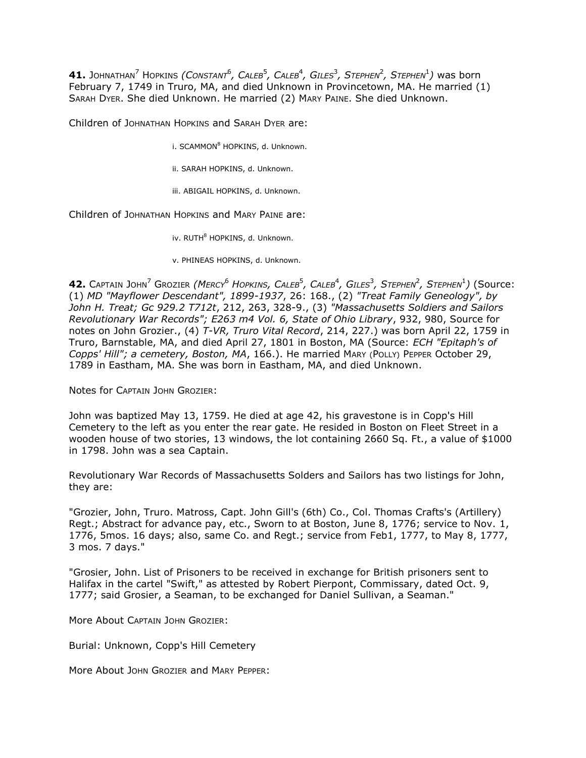**41.** JOHNATHAN[7] HOPKINS *(CONSTANT[6], CALEB[5], CALEB[4], GILES[3], STEPHEN[2], STEPHEN[1])* was born February 7, 1749 in Truro, MA, and died Unknown in Provincetown, MA. He married (1) SARAH DYER. She died Unknown. He married (2) MARY PAINE. She died Unknown.

Children of JOHNATHAN HOPKINS and SARAH DYER are:

i. SCAMMON[8] HOPKINS, d. Unknown.

ii. SARAH HOPKINS, d. Unknown.

iii. ABIGAIL HOPKINS, d. Unknown.

Children of JOHNATHAN HOPKINS and MARY PAINE are:

iv. RUTH[8] HOPKINS, d. Unknown.

v. PHINEAS HOPKINS, d. Unknown.

**42.** CAPTAIN JOHN[7] GROZIER *(MERCY[6] HOPKINS, CALEB[5], CALEB[4], GILES[3], STEPHEN[2], STEPHEN[1])* (Source: (1) *MD "Mayflower Descendant", 1899-1937*, 26: 168., (2) *"Treat Family Geneology", by John H. Treat; Gc 929.2 T712t*, 212, 263, 328-9., (3) *"Massachusetts Soldiers and Sailors Revolutionary War Records"; E263 m4 Vol. 6, State of Ohio Library*, 932, 980, Source for notes on John Grozier., (4) *T-VR, Truro Vital Record*, 214, 227.) was born April 22, 1759 in Truro, Barnstable, MA, and died April 27, 1801 in Boston, MA (Source: *ECH "Epitaph's of Copps' Hill"; a cemetery, Boston, MA*, 166.). He married MARY (POLLY) PEPPER October 29, 1789 in Eastham, MA. She was born in Eastham, MA, and died Unknown.

Notes for CAPTAIN JOHN GROZIER:

John was baptized May 13, 1759. He died at age 42, his gravestone is in Copp's Hill Cemetery to the left as you enter the rear gate. He resided in Boston on Fleet Street in a wooden house of two stories, 13 windows, the lot containing 2660 Sq. Ft., a value of $1000 in 1798. John was a sea Captain.

Revolutionary War Records of Massachusetts Solders and Sailors has two listings for John, they are:

"Grozier, John, Truro. Matross, Capt. John Gill's (6th) Co., Col. Thomas Crafts's (Artillery) Regt.; Abstract for advance pay, etc., Sworn to at Boston, June 8, 1776; service to Nov. 1, 1776, 5mos. 16 days; also, same Co. and Regt.; service from Feb1, 1777, to May 8, 1777, 3 mos. 7 days."

"Grosier, John. List of Prisoners to be received in exchange for British prisoners sent to Halifax in the cartel "Swift," as attested by Robert Pierpont, Commissary, dated Oct. 9, 1777; said Grosier, a Seaman, to be exchanged for Daniel Sullivan, a Seaman."

More About CAPTAIN JOHN GROZIER:

Burial: Unknown, Copp's Hill Cemetery

More About JOHN GROZIER and MARY PEPPER: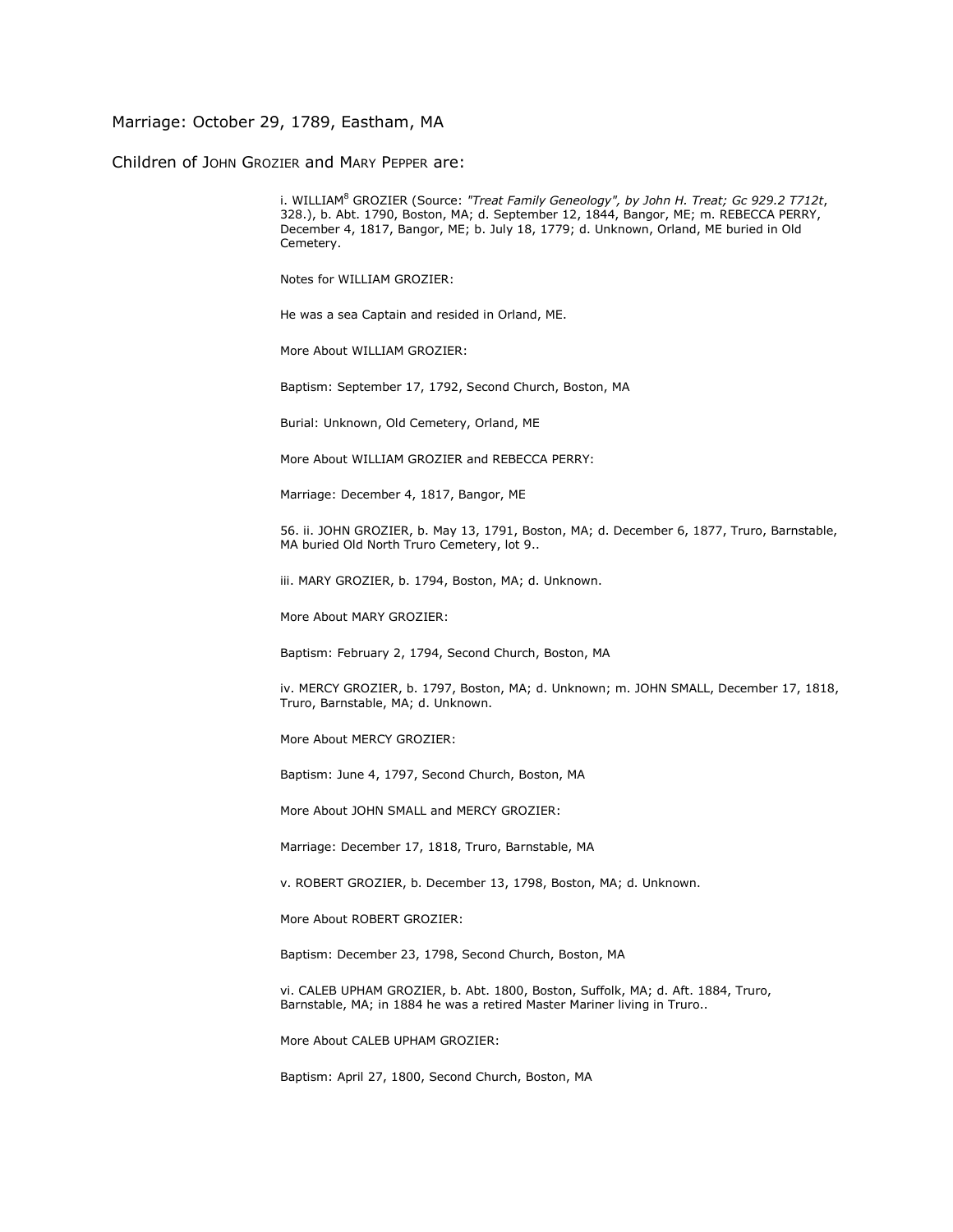Marriage: October 29, 1789, Eastham, MA

Children of JOHN GROZIER and MARY PEPPER are:

i. WILLIAM[8] GROZIER (Source: *"Treat Family Geneology", by John H. Treat; Gc 929.2 T712t*, 328.), b. Abt. 1790, Boston, MA; d. September 12, 1844, Bangor, ME; m. REBECCA PERRY, December 4, 1817, Bangor, ME; b. July 18, 1779; d. Unknown, Orland, ME buried in Old Cemetery.

Notes for WILLIAM GROZIER:

He was a sea Captain and resided in Orland, ME.

More About WILLIAM GROZIER:

Baptism: September 17, 1792, Second Church, Boston, MA

Burial: Unknown, Old Cemetery, Orland, ME

More About WILLIAM GROZIER and REBECCA PERRY:

Marriage: December 4, 1817, Bangor, ME

56. ii. JOHN GROZIER, b. May 13, 1791, Boston, MA; d. December 6, 1877, Truro, Barnstable, MA buried Old North Truro Cemetery, lot 9..

iii. MARY GROZIER, b. 1794, Boston, MA; d. Unknown.

More About MARY GROZIER:

Baptism: February 2, 1794, Second Church, Boston, MA

iv. MERCY GROZIER, b. 1797, Boston, MA; d. Unknown; m. JOHN SMALL, December 17, 1818, Truro, Barnstable, MA; d. Unknown.

More About MERCY GROZIER:

Baptism: June 4, 1797, Second Church, Boston, MA

More About JOHN SMALL and MERCY GROZIER:

Marriage: December 17, 1818, Truro, Barnstable, MA

v. ROBERT GROZIER, b. December 13, 1798, Boston, MA; d. Unknown.

More About ROBERT GROZIER:

Baptism: December 23, 1798, Second Church, Boston, MA

vi. CALEB UPHAM GROZIER, b. Abt. 1800, Boston, Suffolk, MA; d. Aft. 1884, Truro, Barnstable, MA; in 1884 he was a retired Master Mariner living in Truro..

More About CALEB UPHAM GROZIER:

Baptism: April 27, 1800, Second Church, Boston, MA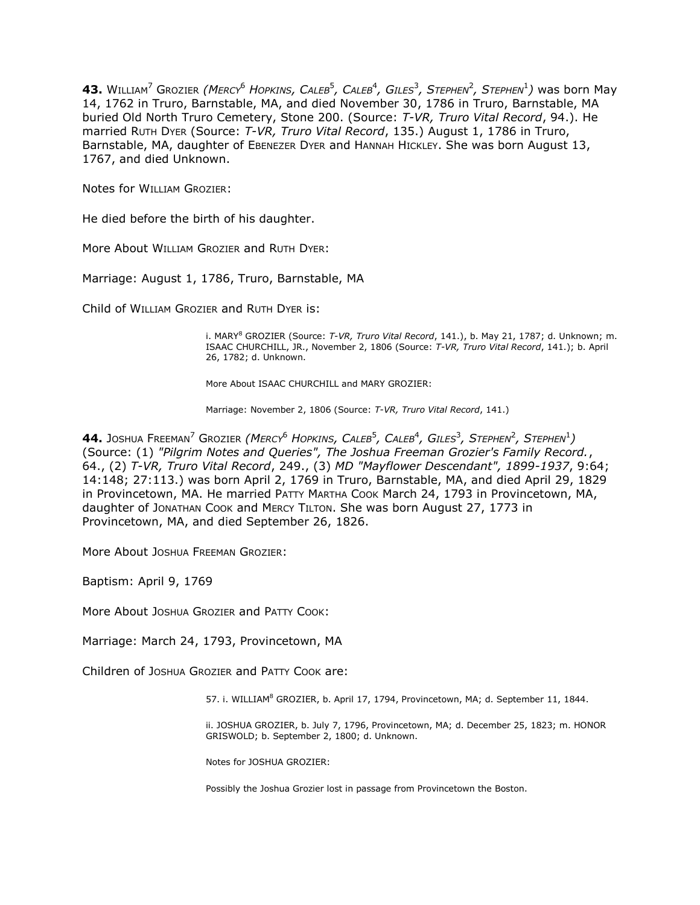**43.** WILLIAM[7] GROZIER *(MERCY[6] HOPKINS, CALEB[5], CALEB[4], GILES[3], STEPHEN[2], STEPHEN[1])* was born May 14, 1762 in Truro, Barnstable, MA, and died November 30, 1786 in Truro, Barnstable, MA buried Old North Truro Cemetery, Stone 200. (Source: *T-VR, Truro Vital Record*, 94.). He married RUTH DYER (Source: *T-VR, Truro Vital Record*, 135.) August 1, 1786 in Truro, Barnstable, MA, daughter of EBENEZER DYER and HANNAH HICKLEY. She was born August 13, 1767, and died Unknown.

Notes for WILLIAM GROZIER:

He died before the birth of his daughter.

More About WILLIAM GROZIER and RUTH DYER:

Marriage: August 1, 1786, Truro, Barnstable, MA

Child of WILLIAM GROZIER and RUTH DYER is:

i. MARY[8] GROZIER (Source: *T-VR, Truro Vital Record*, 141.), b. May 21, 1787; d. Unknown; m. ISAAC CHURCHILL, JR., November 2, 1806 (Source: *T-VR, Truro Vital Record*, 141.); b. April 26, 1782; d. Unknown.

More About ISAAC CHURCHILL and MARY GROZIER:

Marriage: November 2, 1806 (Source: *T-VR, Truro Vital Record*, 141.)

**44.** JOSHUA FREEMAN[7] GROZIER *(MERCY[6] HOPKINS, CALEB[5], CALEB[4], GILES[3], STEPHEN[2], STEPHEN[1])* (Source: (1) *"Pilgrim Notes and Queries", The Joshua Freeman Grozier's Family Record.*, 64., (2) *T-VR, Truro Vital Record*, 249., (3) *MD "Mayflower Descendant", 1899-1937*, 9:64; 14:148; 27:113.) was born April 2, 1769 in Truro, Barnstable, MA, and died April 29, 1829 in Provincetown, MA. He married PATTY MARTHA COOK March 24, 1793 in Provincetown, MA, daughter of JONATHAN COOK and MERCY TILTON. She was born August 27, 1773 in Provincetown, MA, and died September 26, 1826.

More About JOSHUA FREEMAN GROZIER:

Baptism: April 9, 1769

More About JOSHUA GROZIER and PATTY COOK:

Marriage: March 24, 1793, Provincetown, MA

Children of JOSHUA GROZIER and PATTY COOK are:

57. i. WILLIAM[8] GROZIER, b. April 17, 1794, Provincetown, MA; d. September 11, 1844.

ii. JOSHUA GROZIER, b. July 7, 1796, Provincetown, MA; d. December 25, 1823; m. HONOR GRISWOLD; b. September 2, 1800; d. Unknown.

Notes for JOSHUA GROZIER:

Possibly the Joshua Grozier lost in passage from Provincetown the Boston.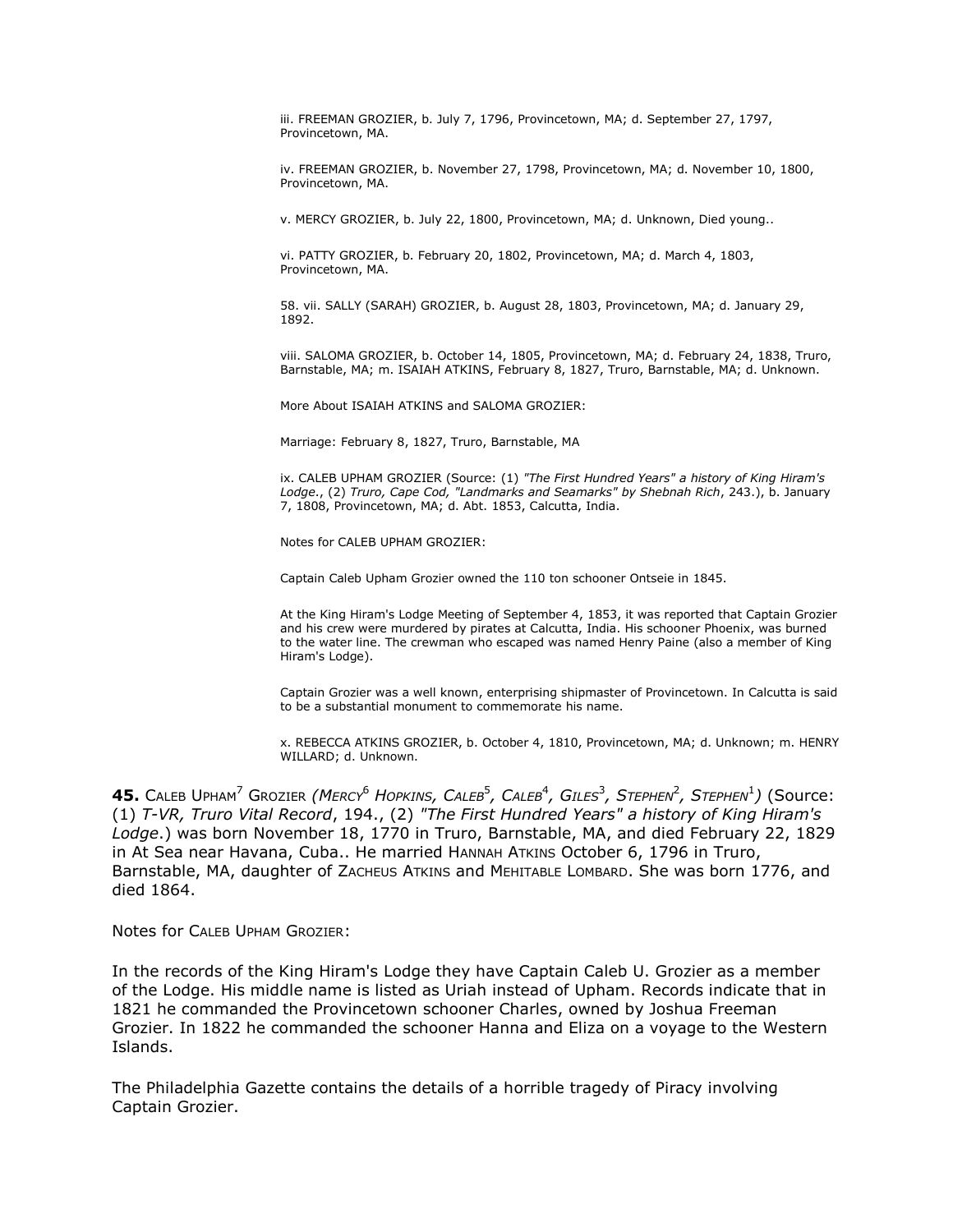iii. FREEMAN GROZIER, b. July 7, 1796, Provincetown, MA; d. September 27, 1797, Provincetown, MA.

iv. FREEMAN GROZIER, b. November 27, 1798, Provincetown, MA; d. November 10, 1800, Provincetown, MA.

v. MERCY GROZIER, b. July 22, 1800, Provincetown, MA; d. Unknown, Died young..

vi. PATTY GROZIER, b. February 20, 1802, Provincetown, MA; d. March 4, 1803, Provincetown, MA.

58. vii. SALLY (SARAH) GROZIER, b. August 28, 1803, Provincetown, MA; d. January 29, 1892.

viii. SALOMA GROZIER, b. October 14, 1805, Provincetown, MA; d. February 24, 1838, Truro, Barnstable, MA; m. ISAIAH ATKINS, February 8, 1827, Truro, Barnstable, MA; d. Unknown.

More About ISAIAH ATKINS and SALOMA GROZIER:

Marriage: February 8, 1827, Truro, Barnstable, MA

ix. CALEB UPHAM GROZIER (Source: (1) *"The First Hundred Years" a history of King Hiram's Lodge.*, (2) *Truro, Cape Cod, "Landmarks and Seamarks" by Shebnah Rich*, 243.), b. January 7, 1808, Provincetown, MA; d. Abt. 1853, Calcutta, India.

Notes for CALEB UPHAM GROZIER:

Captain Caleb Upham Grozier owned the 110 ton schooner Ontseie in 1845.

At the King Hiram's Lodge Meeting of September 4, 1853, it was reported that Captain Grozier and his crew were murdered by pirates at Calcutta, India. His schooner Phoenix, was burned to the water line. The crewman who escaped was named Henry Paine (also a member of King Hiram's Lodge).

Captain Grozier was a well known, enterprising shipmaster of Provincetown. In Calcutta is said to be a substantial monument to commemorate his name.

x. REBECCA ATKINS GROZIER, b. October 4, 1810, Provincetown, MA; d. Unknown; m. HENRY WILLARD; d. Unknown.

**45.** CALEB UPHAM[7] GROZIER *(MERCY[6] HOPKINS, CALEB[5], CALEB[4], GILES[3], STEPHEN[2], STEPHEN[1])* (Source: (1) *T-VR, Truro Vital Record*, 194., (2) *"The First Hundred Years" a history of King Hiram's Lodge*.) was born November 18, 1770 in Truro, Barnstable, MA, and died February 22, 1829 in At Sea near Havana, Cuba.. He married HANNAH ATKINS October 6, 1796 in Truro, Barnstable, MA, daughter of ZACHEUS ATKINS and MEHITABLE LOMBARD. She was born 1776, and died 1864.

Notes for CALEB UPHAM GROZIER:

In the records of the King Hiram's Lodge they have Captain Caleb U. Grozier as a member of the Lodge. His middle name is listed as Uriah instead of Upham. Records indicate that in 1821 he commanded the Provincetown schooner Charles, owned by Joshua Freeman Grozier. In 1822 he commanded the schooner Hanna and Eliza on a voyage to the Western Islands.

The Philadelphia Gazette contains the details of a horrible tragedy of Piracy involving Captain Grozier.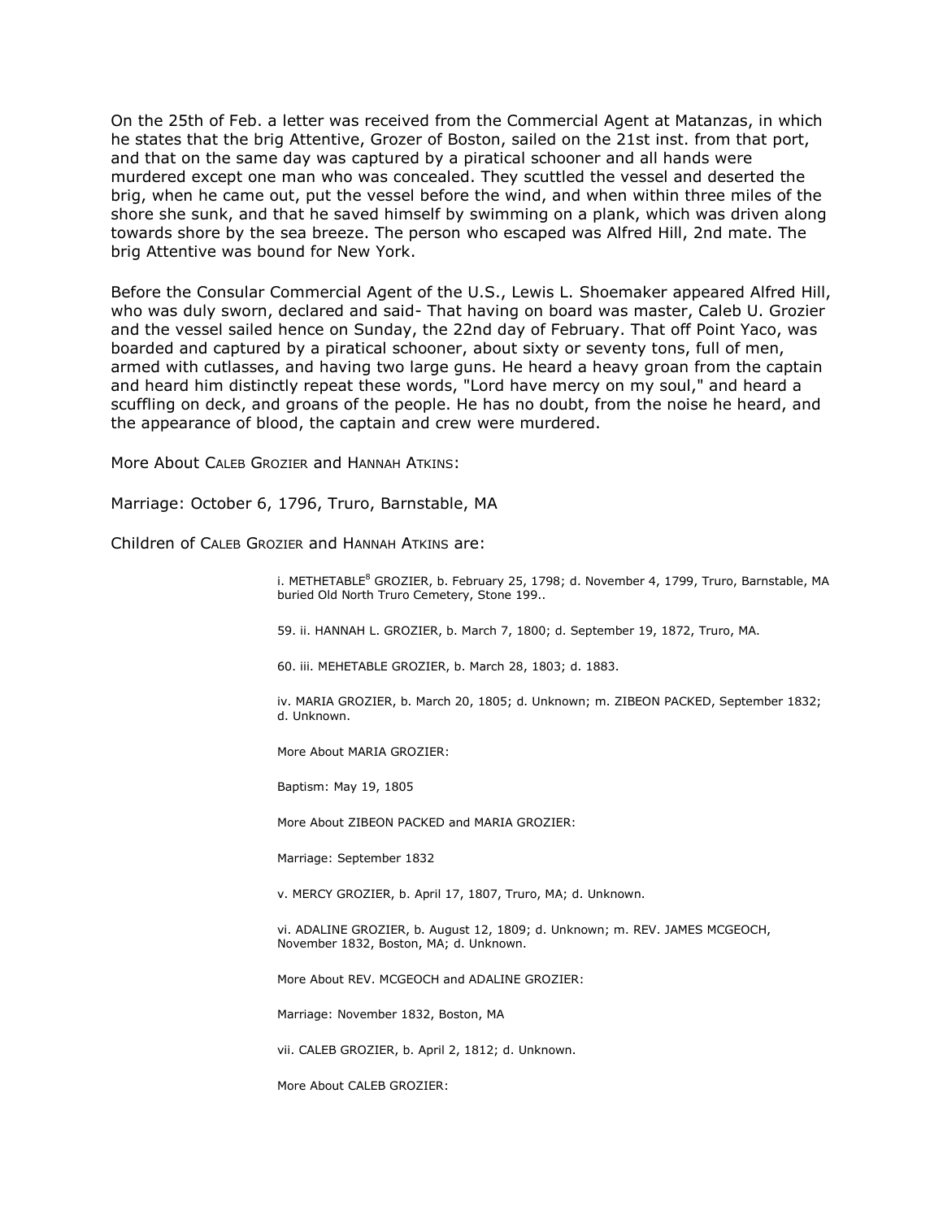On the 25th of Feb. a letter was received from the Commercial Agent at Matanzas, in which he states that the brig Attentive, Grozer of Boston, sailed on the 21st inst. from that port, and that on the same day was captured by a piratical schooner and all hands were murdered except one man who was concealed. They scuttled the vessel and deserted the brig, when he came out, put the vessel before the wind, and when within three miles of the shore she sunk, and that he saved himself by swimming on a plank, which was driven along towards shore by the sea breeze. The person who escaped was Alfred Hill, 2nd mate. The brig Attentive was bound for New York.

Before the Consular Commercial Agent of the U.S., Lewis L. Shoemaker appeared Alfred Hill, who was duly sworn, declared and said- That having on board was master, Caleb U. Grozier and the vessel sailed hence on Sunday, the 22nd day of February. That off Point Yaco, was boarded and captured by a piratical schooner, about sixty or seventy tons, full of men, armed with cutlasses, and having two large guns. He heard a heavy groan from the captain and heard him distinctly repeat these words, "Lord have mercy on my soul," and heard a scuffling on deck, and groans of the people. He has no doubt, from the noise he heard, and the appearance of blood, the captain and crew were murdered.

More About CALEB GROZIER and HANNAH ATKINS:

Marriage: October 6, 1796, Truro, Barnstable, MA

Children of CALEB GROZIER and HANNAH ATKINS are:

i. METHETABLE[8] GROZIER, b. February 25, 1798; d. November 4, 1799, Truro, Barnstable, MA buried Old North Truro Cemetery, Stone 199..

59. ii. HANNAH L. GROZIER, b. March 7, 1800; d. September 19, 1872, Truro, MA.

60. iii. MEHETABLE GROZIER, b. March 28, 1803; d. 1883.

iv. MARIA GROZIER, b. March 20, 1805; d. Unknown; m. ZIBEON PACKED, September 1832; d. Unknown.

More About MARIA GROZIER:

Baptism: May 19, 1805

More About ZIBEON PACKED and MARIA GROZIER:

Marriage: September 1832

v. MERCY GROZIER, b. April 17, 1807, Truro, MA; d. Unknown.

vi. ADALINE GROZIER, b. August 12, 1809; d. Unknown; m. REV. JAMES MCGEOCH, November 1832, Boston, MA; d. Unknown.

More About REV. MCGEOCH and ADALINE GROZIER:

Marriage: November 1832, Boston, MA

vii. CALEB GROZIER, b. April 2, 1812; d. Unknown.

More About CALEB GROZIER: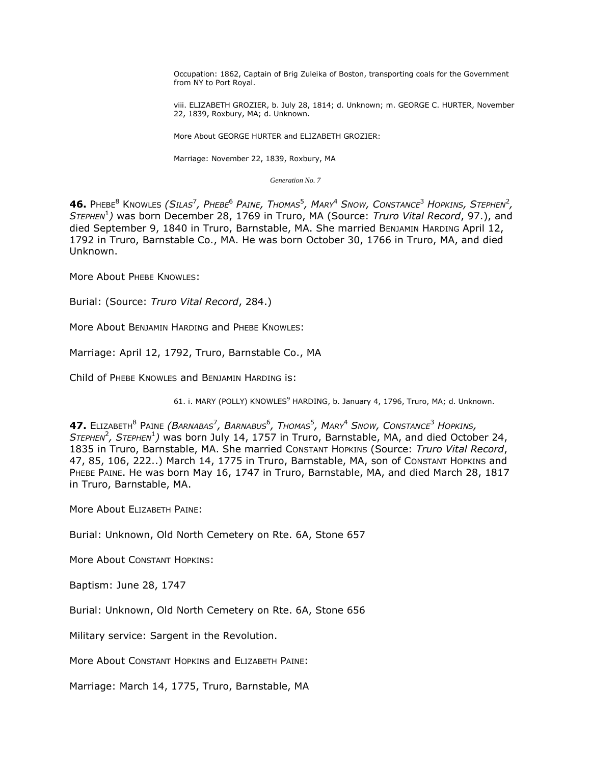Occupation: 1862, Captain of Brig Zuleika of Boston, transporting coals for the Government from NY to Port Royal.

viii. ELIZABETH GROZIER, b. July 28, 1814; d. Unknown; m. GEORGE C. HURTER, November 22, 1839, Roxbury, MA; d. Unknown.

More About GEORGE HURTER and ELIZABETH GROZIER:

Marriage: November 22, 1839, Roxbury, MA

*Generation No. 7*

**46.** PHEBE[8] KNOWLES *(SILAS[7], PHEBE[6] PAINE, THOMAS[5], MARY[4] SNOW, CONSTANCE[3] HOPKINS, STEPHEN[2], STEPHEN[1])* was born December 28, 1769 in Truro, MA (Source: *Truro Vital Record*, 97.), and died September 9, 1840 in Truro, Barnstable, MA. She married BENJAMIN HARDING April 12, 1792 in Truro, Barnstable Co., MA. He was born October 30, 1766 in Truro, MA, and died Unknown.

More About PHEBE KNOWLES:

Burial: (Source: *Truro Vital Record*, 284.)

More About BENJAMIN HARDING and PHEBE KNOWLES:

Marriage: April 12, 1792, Truro, Barnstable Co., MA

Child of PHEBE KNOWLES and BENJAMIN HARDING is:

61. i. MARY (POLLY) KNOWLES[9] HARDING, b. January 4, 1796, Truro, MA; d. Unknown.

**47.** ELIZABETH[8] PAINE *(BARNABAS[7], BARNABUS[6], THOMAS[5], MARY[4] SNOW, CONSTANCE[3] HOPKINS, STEPHEN[2], STEPHEN[1])* was born July 14, 1757 in Truro, Barnstable, MA, and died October 24, 1835 in Truro, Barnstable, MA. She married CONSTANT HOPKINS (Source: *Truro Vital Record*, 47, 85, 106, 222..) March 14, 1775 in Truro, Barnstable, MA, son of CONSTANT HOPKINS and PHEBE PAINE. He was born May 16, 1747 in Truro, Barnstable, MA, and died March 28, 1817 in Truro, Barnstable, MA.

More About ELIZABETH PAINE:

Burial: Unknown, Old North Cemetery on Rte. 6A, Stone 657

More About CONSTANT HOPKINS:

Baptism: June 28, 1747

Burial: Unknown, Old North Cemetery on Rte. 6A, Stone 656

Military service: Sargent in the Revolution.

More About CONSTANT HOPKINS and ELIZABETH PAINE:

Marriage: March 14, 1775, Truro, Barnstable, MA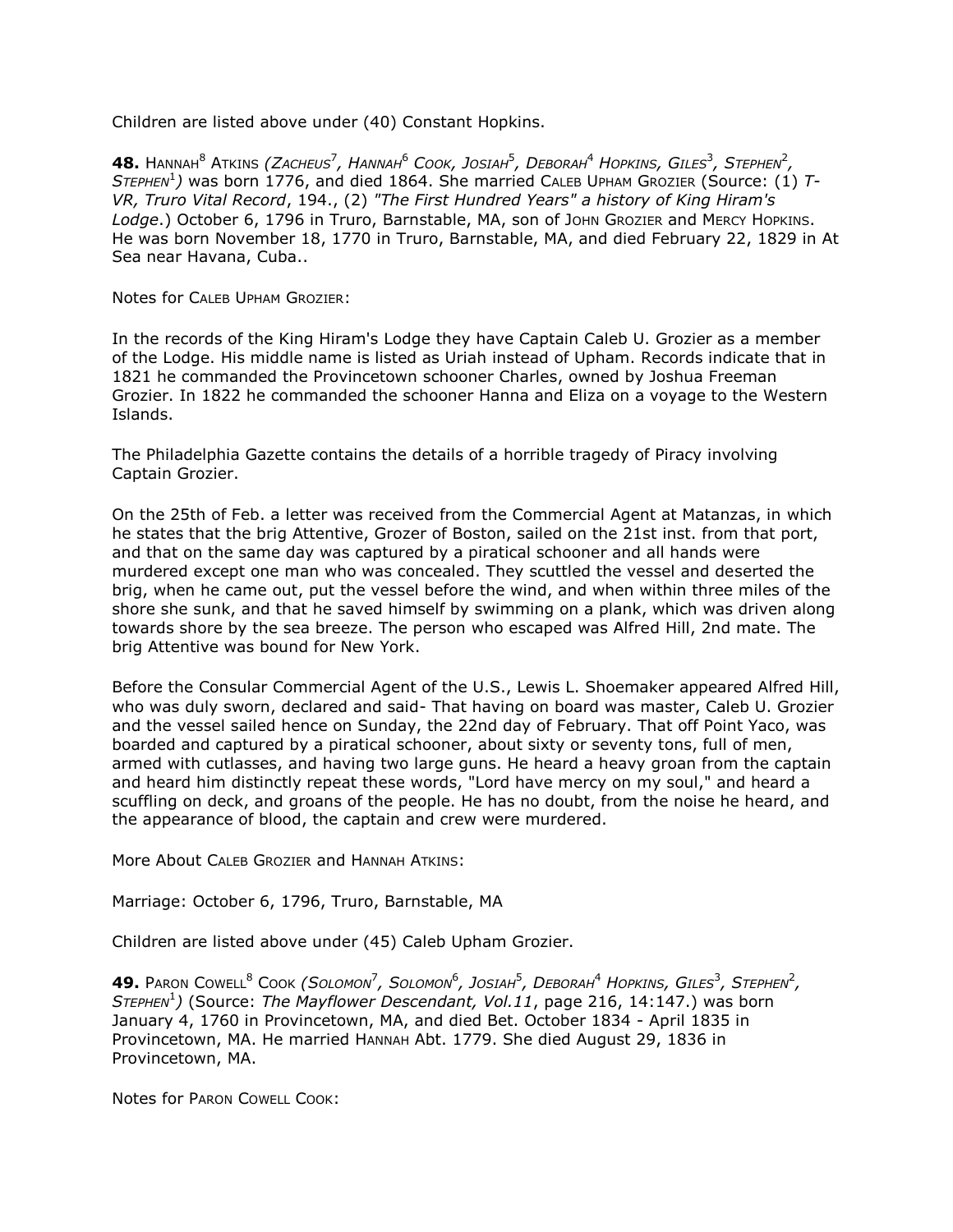Children are listed above under (40) Constant Hopkins.

**48.** Hannah[8] Atkins *(Zacheus[7], Hannah[6] Cook, Josiah[5], Deborah[4] Hopkins, Giles[3], Stephen[2], Stephen[1])* was born 1776, and died 1864. She married Caleb Upham Grozier (Source: (1) *T-VR, Truro Vital Record*, 194., (2) *"The First Hundred Years" a history of King Hiram's Lodge*.) October 6, 1796 in Truro, Barnstable, MA, son of John Grozier and Mercy Hopkins. He was born November 18, 1770 in Truro, Barnstable, MA, and died February 22, 1829 in At Sea near Havana, Cuba..

Notes for Caleb Upham Grozier:

In the records of the King Hiram's Lodge they have Captain Caleb U. Grozier as a member of the Lodge. His middle name is listed as Uriah instead of Upham. Records indicate that in 1821 he commanded the Provincetown schooner Charles, owned by Joshua Freeman Grozier. In 1822 he commanded the schooner Hanna and Eliza on a voyage to the Western Islands.

The Philadelphia Gazette contains the details of a horrible tragedy of Piracy involving Captain Grozier.

On the 25th of Feb. a letter was received from the Commercial Agent at Matanzas, in which he states that the brig Attentive, Grozer of Boston, sailed on the 21st inst. from that port, and that on the same day was captured by a piratical schooner and all hands were murdered except one man who was concealed. They scuttled the vessel and deserted the brig, when he came out, put the vessel before the wind, and when within three miles of the shore she sunk, and that he saved himself by swimming on a plank, which was driven along towards shore by the sea breeze. The person who escaped was Alfred Hill, 2nd mate. The brig Attentive was bound for New York.

Before the Consular Commercial Agent of the U.S., Lewis L. Shoemaker appeared Alfred Hill, who was duly sworn, declared and said- That having on board was master, Caleb U. Grozier and the vessel sailed hence on Sunday, the 22nd day of February. That off Point Yaco, was boarded and captured by a piratical schooner, about sixty or seventy tons, full of men, armed with cutlasses, and having two large guns. He heard a heavy groan from the captain and heard him distinctly repeat these words, "Lord have mercy on my soul," and heard a scuffling on deck, and groans of the people. He has no doubt, from the noise he heard, and the appearance of blood, the captain and crew were murdered.

More About Caleb Grozier and Hannah Atkins:

Marriage: October 6, 1796, Truro, Barnstable, MA

Children are listed above under (45) Caleb Upham Grozier.

**49.** Paron Cowell[8] Cook *(Solomon[7], Solomon[6], Josiah[5], Deborah[4] Hopkins, Giles[3], Stephen[2], Stephen[1])* (Source: *The Mayflower Descendant, Vol.11*, page 216, 14:147.) was born January 4, 1760 in Provincetown, MA, and died Bet. October 1834 - April 1835 in Provincetown, MA. He married Hannah Abt. 1779. She died August 29, 1836 in Provincetown, MA.

Notes for Paron Cowell Cook: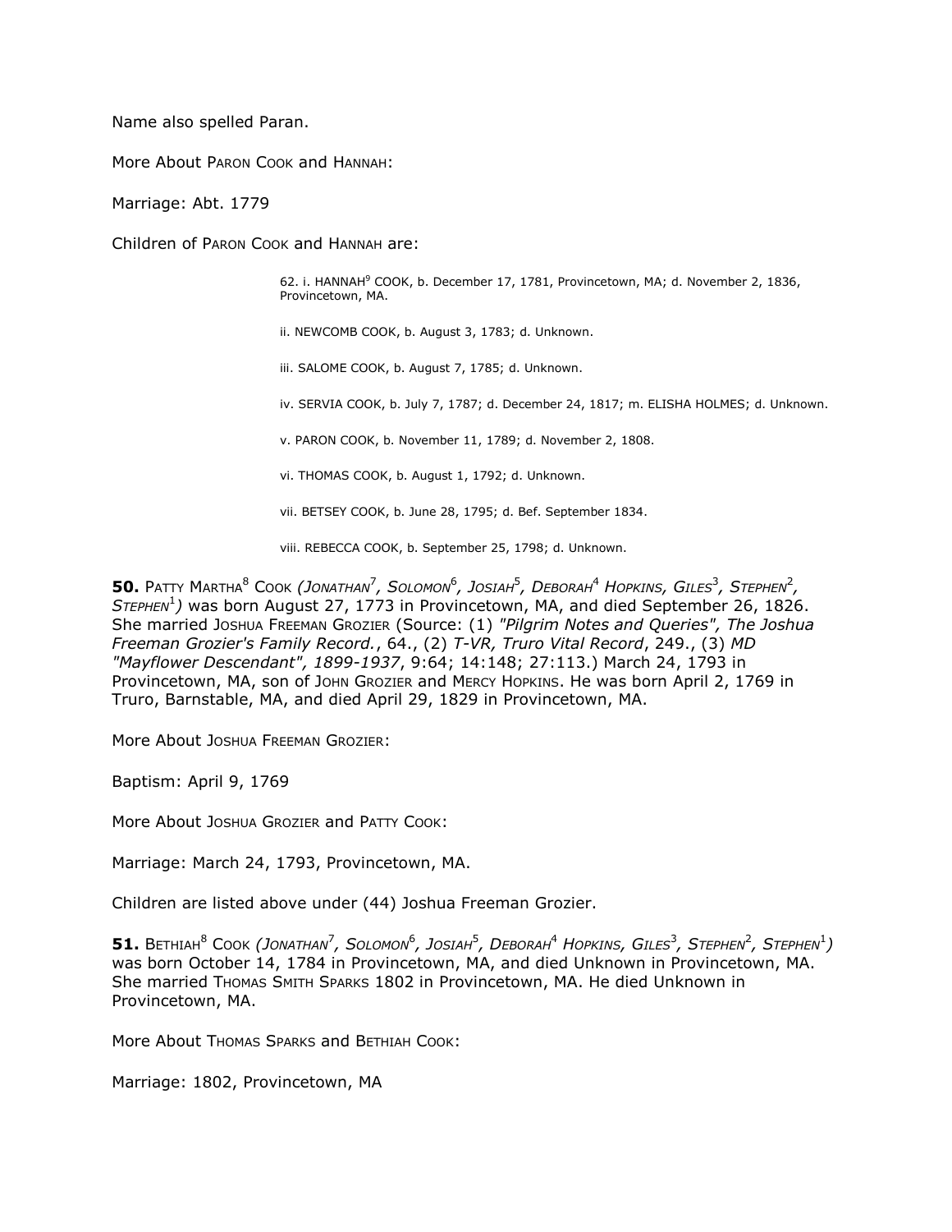Name also spelled Paran.

More About Paron Cook and Hannah:

Marriage: Abt. 1779

Children of Paron Cook and Hannah are:

62. i. HANNAH[9] COOK, b. December 17, 1781, Provincetown, MA; d. November 2, 1836, Provincetown, MA.

ii. NEWCOMB COOK, b. August 3, 1783; d. Unknown.

iii. SALOME COOK, b. August 7, 1785; d. Unknown.

iv. SERVIA COOK, b. July 7, 1787; d. December 24, 1817; m. ELISHA HOLMES; d. Unknown.

v. PARON COOK, b. November 11, 1789; d. November 2, 1808.

vi. THOMAS COOK, b. August 1, 1792; d. Unknown.

vii. BETSEY COOK, b. June 28, 1795; d. Bef. September 1834.

viii. REBECCA COOK, b. September 25, 1798; d. Unknown.

**50.** Patty Martha[8] Cook *(Jonathan[7], Solomon[6], Josiah[5], Deborah[4] Hopkins, Giles[3], Stephen[2], Stephen[1])* was born August 27, 1773 in Provincetown, MA, and died September 26, 1826. She married Joshua Freeman Grozier (Source: (1) *"Pilgrim Notes and Queries", The Joshua Freeman Grozier's Family Record.*, 64., (2) *T-VR, Truro Vital Record*, 249., (3) *MD "Mayflower Descendant", 1899-1937*, 9:64; 14:148; 27:113.) March 24, 1793 in Provincetown, MA, son of John Grozier and Mercy Hopkins. He was born April 2, 1769 in Truro, Barnstable, MA, and died April 29, 1829 in Provincetown, MA.

More About Joshua Freeman Grozier:

Baptism: April 9, 1769

More About Joshua Grozier and Patty Cook:

Marriage: March 24, 1793, Provincetown, MA.

Children are listed above under (44) Joshua Freeman Grozier.

**51.** Bethiah[8] Cook *(Jonathan[7], Solomon[6], Josiah[5], Deborah[4] Hopkins, Giles[3], Stephen[2], Stephen[1])* was born October 14, 1784 in Provincetown, MA, and died Unknown in Provincetown, MA. She married Thomas Smith Sparks 1802 in Provincetown, MA. He died Unknown in Provincetown, MA.

More About Thomas Sparks and Bethiah Cook:

Marriage: 1802, Provincetown, MA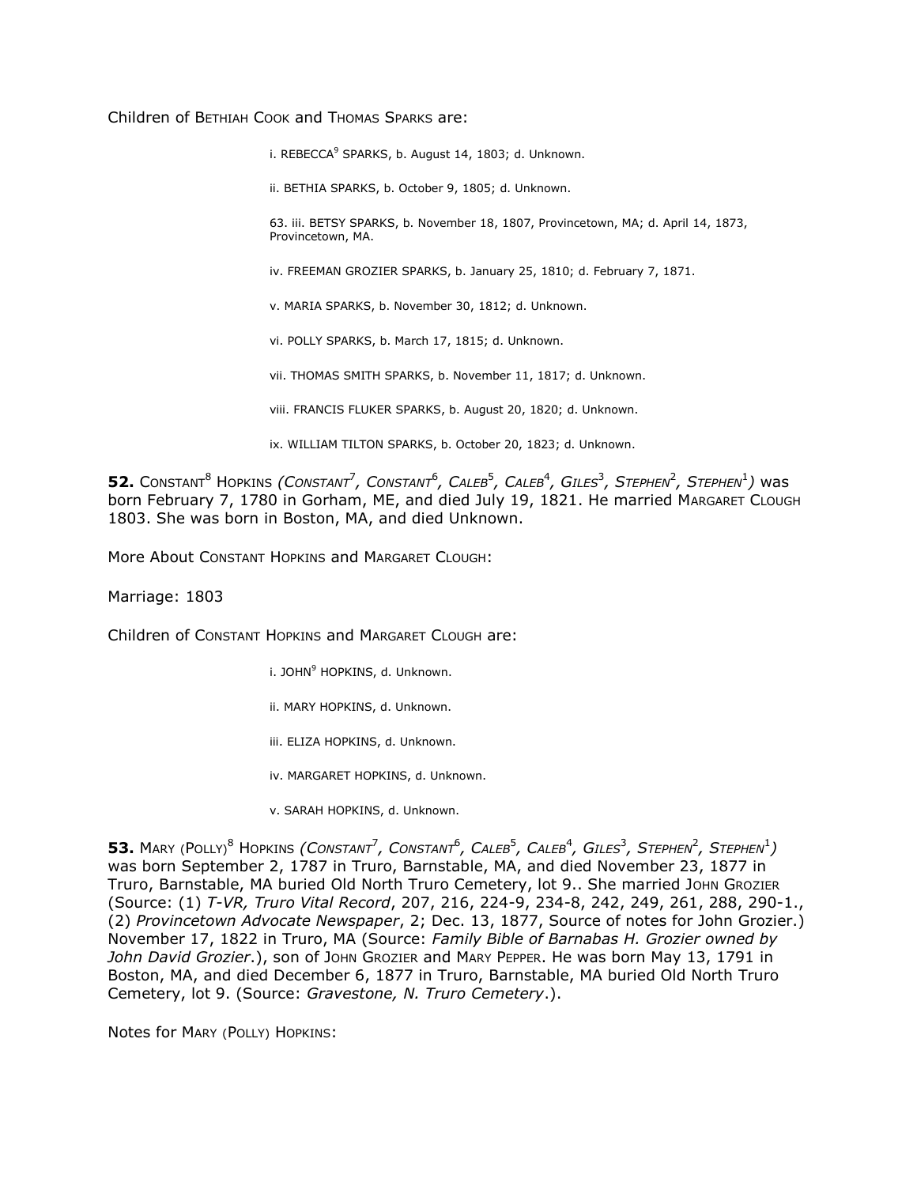Children of BETHIAH COOK and THOMAS SPARKS are:

i. REBECCA[9] SPARKS, b. August 14, 1803; d. Unknown.

ii. BETHIA SPARKS, b. October 9, 1805; d. Unknown.

63. iii. BETSY SPARKS, b. November 18, 1807, Provincetown, MA; d. April 14, 1873, Provincetown, MA.

iv. FREEMAN GROZIER SPARKS, b. January 25, 1810; d. February 7, 1871.

v. MARIA SPARKS, b. November 30, 1812; d. Unknown.

vi. POLLY SPARKS, b. March 17, 1815; d. Unknown.

vii. THOMAS SMITH SPARKS, b. November 11, 1817; d. Unknown.

viii. FRANCIS FLUKER SPARKS, b. August 20, 1820; d. Unknown.

ix. WILLIAM TILTON SPARKS, b. October 20, 1823; d. Unknown.

**52.** CONSTANT[8] HOPKINS *(CONSTANT[7], CONSTANT[6], CALEB[5], CALEB[4], GILES[3], STEPHEN[2], STEPHEN[1])* was born February 7, 1780 in Gorham, ME, and died July 19, 1821. He married MARGARET CLOUGH 1803. She was born in Boston, MA, and died Unknown.

More About CONSTANT HOPKINS and MARGARET CLOUGH:

Marriage: 1803

Children of CONSTANT HOPKINS and MARGARET CLOUGH are:

i. JOHN[9] HOPKINS, d. Unknown.

ii. MARY HOPKINS, d. Unknown.

iii. ELIZA HOPKINS, d. Unknown.

iv. MARGARET HOPKINS, d. Unknown.

v. SARAH HOPKINS, d. Unknown.

**53.** MARY (POLLY)[8] HOPKINS *(CONSTANT[7], CONSTANT[6], CALEB[5], CALEB[4], GILES[3], STEPHEN[2], STEPHEN[1])* was born September 2, 1787 in Truro, Barnstable, MA, and died November 23, 1877 in Truro, Barnstable, MA buried Old North Truro Cemetery, lot 9.. She married JOHN GROZIER (Source: (1) *T-VR, Truro Vital Record*, 207, 216, 224-9, 234-8, 242, 249, 261, 288, 290-1., (2) *Provincetown Advocate Newspaper*, 2; Dec. 13, 1877, Source of notes for John Grozier.) November 17, 1822 in Truro, MA (Source: *Family Bible of Barnabas H. Grozier owned by John David Grozier*.), son of JOHN GROZIER and MARY PEPPER. He was born May 13, 1791 in Boston, MA, and died December 6, 1877 in Truro, Barnstable, MA buried Old North Truro Cemetery, lot 9. (Source: *Gravestone, N. Truro Cemetery*.).

Notes for MARY (POLLY) HOPKINS: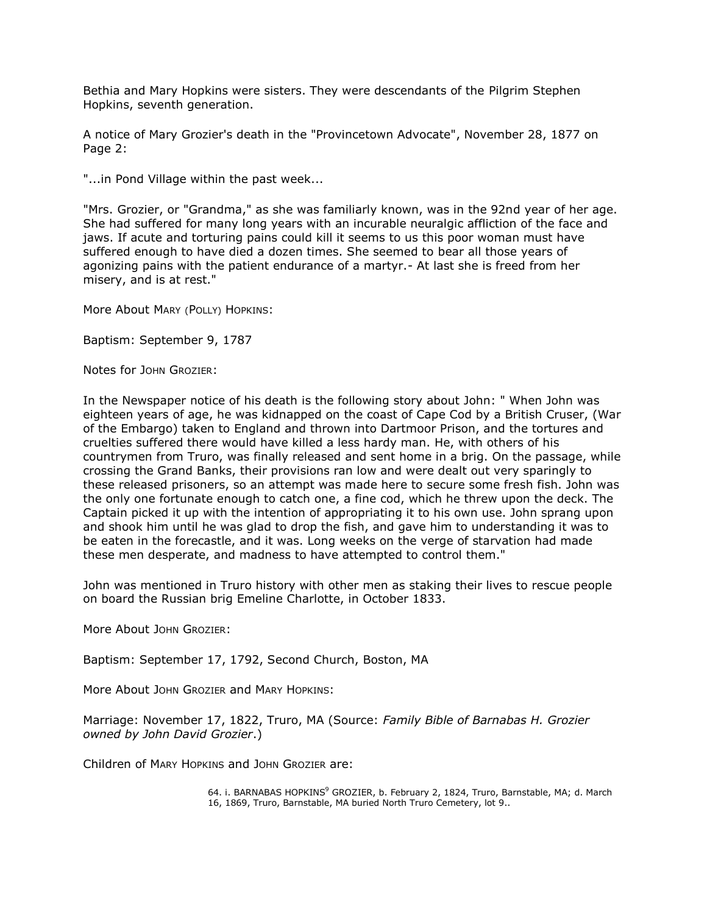Bethia and Mary Hopkins were sisters. They were descendants of the Pilgrim Stephen Hopkins, seventh generation.

A notice of Mary Grozier's death in the "Provincetown Advocate", November 28, 1877 on Page 2:

"...in Pond Village within the past week...

"Mrs. Grozier, or "Grandma," as she was familiarly known, was in the 92nd year of her age. She had suffered for many long years with an incurable neuralgic affliction of the face and jaws. If acute and torturing pains could kill it seems to us this poor woman must have suffered enough to have died a dozen times. She seemed to bear all those years of agonizing pains with the patient endurance of a martyr.- At last she is freed from her misery, and is at rest."

More About MARY (POLLY) HOPKINS:

Baptism: September 9, 1787

Notes for JOHN GROZIER:

In the Newspaper notice of his death is the following story about John: " When John was eighteen years of age, he was kidnapped on the coast of Cape Cod by a British Cruser, (War of the Embargo) taken to England and thrown into Dartmoor Prison, and the tortures and cruelties suffered there would have killed a less hardy man. He, with others of his countrymen from Truro, was finally released and sent home in a brig. On the passage, while crossing the Grand Banks, their provisions ran low and were dealt out very sparingly to these released prisoners, so an attempt was made here to secure some fresh fish. John was the only one fortunate enough to catch one, a fine cod, which he threw upon the deck. The Captain picked it up with the intention of appropriating it to his own use. John sprang upon and shook him until he was glad to drop the fish, and gave him to understanding it was to be eaten in the forecastle, and it was. Long weeks on the verge of starvation had made these men desperate, and madness to have attempted to control them."

John was mentioned in Truro history with other men as staking their lives to rescue people on board the Russian brig Emeline Charlotte, in October 1833.

More About JOHN GROZIER:

Baptism: September 17, 1792, Second Church, Boston, MA

More About JOHN GROZIER and MARY HOPKINS:

Marriage: November 17, 1822, Truro, MA (Source: *Family Bible of Barnabas H. Grozier owned by John David Grozier*.)

Children of MARY HOPKINS and JOHN GROZIER are:

64. i. BARNABAS HOPKINS[9] GROZIER, b. February 2, 1824, Truro, Barnstable, MA; d. March 16, 1869, Truro, Barnstable, MA buried North Truro Cemetery, lot 9..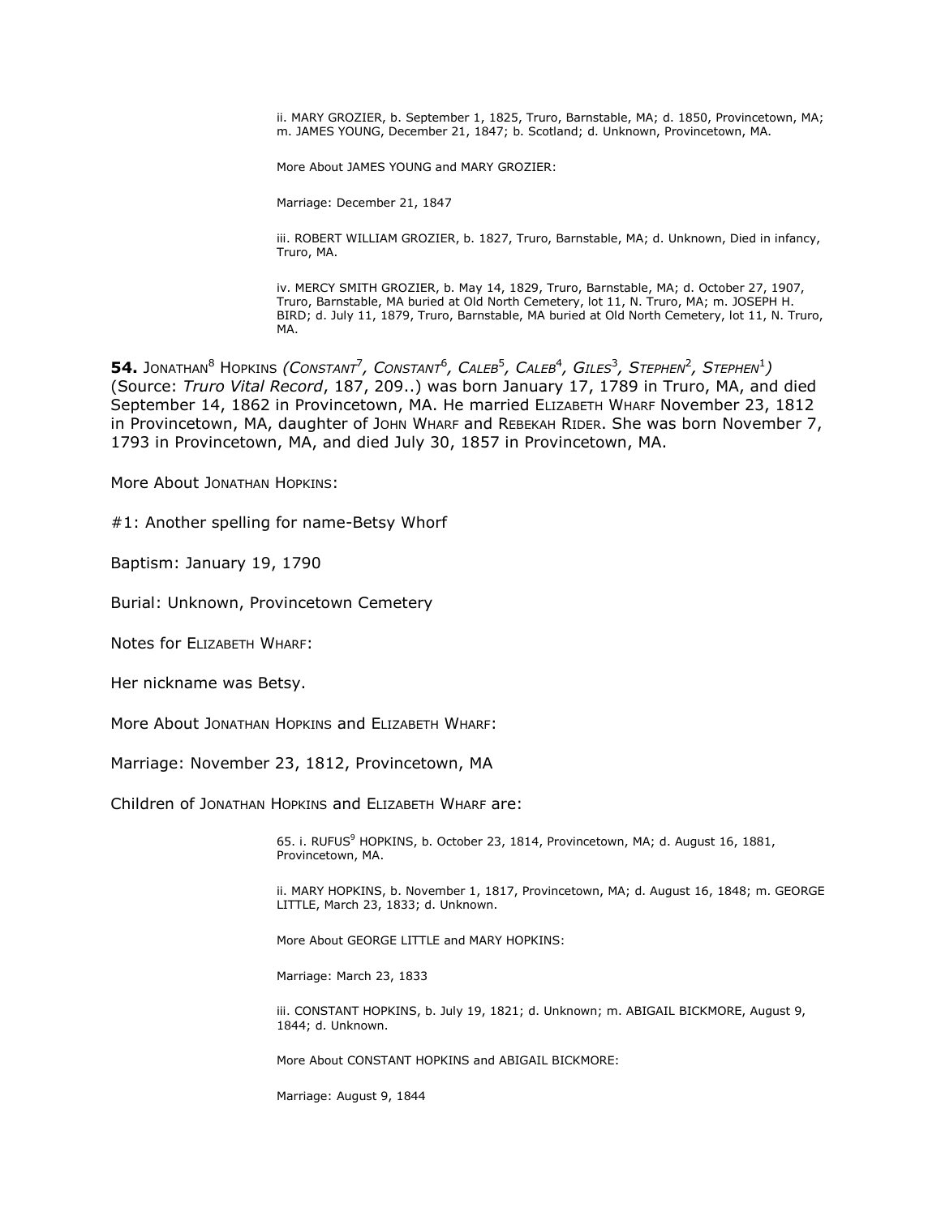ii. MARY GROZIER, b. September 1, 1825, Truro, Barnstable, MA; d. 1850, Provincetown, MA; m. JAMES YOUNG, December 21, 1847; b. Scotland; d. Unknown, Provincetown, MA.

More About JAMES YOUNG and MARY GROZIER:

Marriage: December 21, 1847

iii. ROBERT WILLIAM GROZIER, b. 1827, Truro, Barnstable, MA; d. Unknown, Died in infancy, Truro, MA.

iv. MERCY SMITH GROZIER, b. May 14, 1829, Truro, Barnstable, MA; d. October 27, 1907, Truro, Barnstable, MA buried at Old North Cemetery, lot 11, N. Truro, MA; m. JOSEPH H. BIRD; d. July 11, 1879, Truro, Barnstable, MA buried at Old North Cemetery, lot 11, N. Truro, MA.

**54.** JONATHAN[8] HOPKINS *(CONSTANT[7], CONSTANT[6], CALEB[5], CALEB[4], GILES[3], STEPHEN[2], STEPHEN[1])* (Source: *Truro Vital Record*, 187, 209..) was born January 17, 1789 in Truro, MA, and died September 14, 1862 in Provincetown, MA. He married ELIZABETH WHARF November 23, 1812 in Provincetown, MA, daughter of JOHN WHARF and REBEKAH RIDER. She was born November 7, 1793 in Provincetown, MA, and died July 30, 1857 in Provincetown, MA.

More About JONATHAN HOPKINS:

#1: Another spelling for name-Betsy Whorf

Baptism: January 19, 1790

Burial: Unknown, Provincetown Cemetery

Notes for ELIZABETH WHARF:

Her nickname was Betsy.

More About JONATHAN HOPKINS and ELIZABETH WHARF:

Marriage: November 23, 1812, Provincetown, MA

Children of JONATHAN HOPKINS and ELIZABETH WHARF are:

65. i. RUFUS[9] HOPKINS, b. October 23, 1814, Provincetown, MA; d. August 16, 1881, Provincetown, MA.

ii. MARY HOPKINS, b. November 1, 1817, Provincetown, MA; d. August 16, 1848; m. GEORGE LITTLE, March 23, 1833; d. Unknown.

More About GEORGE LITTLE and MARY HOPKINS:

Marriage: March 23, 1833

iii. CONSTANT HOPKINS, b. July 19, 1821; d. Unknown; m. ABIGAIL BICKMORE, August 9, 1844; d. Unknown.

More About CONSTANT HOPKINS and ABIGAIL BICKMORE:

Marriage: August 9, 1844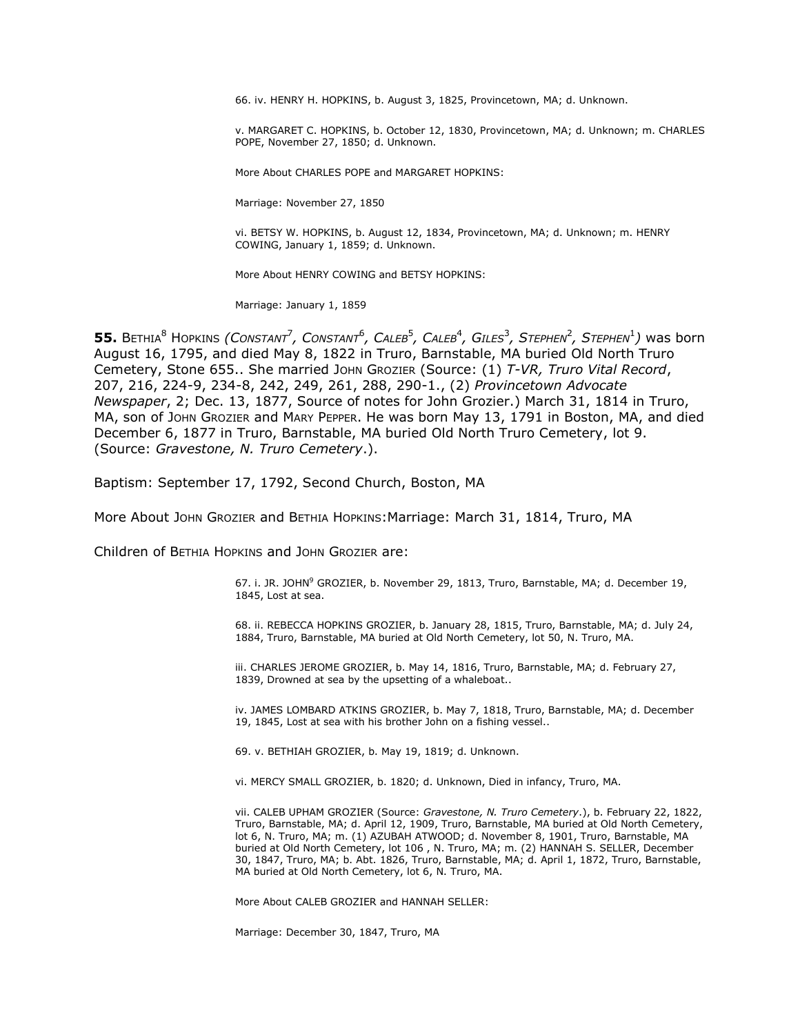66. iv. HENRY H. HOPKINS, b. August 3, 1825, Provincetown, MA; d. Unknown.

v. MARGARET C. HOPKINS, b. October 12, 1830, Provincetown, MA; d. Unknown; m. CHARLES POPE, November 27, 1850; d. Unknown.

More About CHARLES POPE and MARGARET HOPKINS:

Marriage: November 27, 1850

vi. BETSY W. HOPKINS, b. August 12, 1834, Provincetown, MA; d. Unknown; m. HENRY COWING, January 1, 1859; d. Unknown.

More About HENRY COWING and BETSY HOPKINS:

Marriage: January 1, 1859

**55.** BETHIA[8] HOPKINS *(CONSTANT[7], CONSTANT[6], CALEB[5], CALEB[4], GILES[3], STEPHEN[2], STEPHEN[1])* was born August 16, 1795, and died May 8, 1822 in Truro, Barnstable, MA buried Old North Truro Cemetery, Stone 655.. She married JOHN GROZIER (Source: (1) *T-VR, Truro Vital Record*, 207, 216, 224-9, 234-8, 242, 249, 261, 288, 290-1., (2) *Provincetown Advocate Newspaper*, 2; Dec. 13, 1877, Source of notes for John Grozier.) March 31, 1814 in Truro, MA, son of JOHN GROZIER and MARY PEPPER. He was born May 13, 1791 in Boston, MA, and died December 6, 1877 in Truro, Barnstable, MA buried Old North Truro Cemetery, lot 9. (Source: *Gravestone, N. Truro Cemetery*.).

Baptism: September 17, 1792, Second Church, Boston, MA

More About JOHN GROZIER and BETHIA HOPKINS:Marriage: March 31, 1814, Truro, MA

Children of BETHIA HOPKINS and JOHN GROZIER are:

67. i. JR. JOHN[9] GROZIER, b. November 29, 1813, Truro, Barnstable, MA; d. December 19, 1845, Lost at sea.

68. ii. REBECCA HOPKINS GROZIER, b. January 28, 1815, Truro, Barnstable, MA; d. July 24, 1884, Truro, Barnstable, MA buried at Old North Cemetery, lot 50, N. Truro, MA.

iii. CHARLES JEROME GROZIER, b. May 14, 1816, Truro, Barnstable, MA; d. February 27, 1839, Drowned at sea by the upsetting of a whaleboat..

iv. JAMES LOMBARD ATKINS GROZIER, b. May 7, 1818, Truro, Barnstable, MA; d. December 19, 1845, Lost at sea with his brother John on a fishing vessel..

69. v. BETHIAH GROZIER, b. May 19, 1819; d. Unknown.

vi. MERCY SMALL GROZIER, b. 1820; d. Unknown, Died in infancy, Truro, MA.

vii. CALEB UPHAM GROZIER (Source: *Gravestone, N. Truro Cemetery*.), b. February 22, 1822, Truro, Barnstable, MA; d. April 12, 1909, Truro, Barnstable, MA buried at Old North Cemetery, lot 6, N. Truro, MA; m. (1) AZUBAH ATWOOD; d. November 8, 1901, Truro, Barnstable, MA buried at Old North Cemetery, lot 106 , N. Truro, MA; m. (2) HANNAH S. SELLER, December 30, 1847, Truro, MA; b. Abt. 1826, Truro, Barnstable, MA; d. April 1, 1872, Truro, Barnstable, MA buried at Old North Cemetery, lot 6, N. Truro, MA.

More About CALEB GROZIER and HANNAH SELLER:

Marriage: December 30, 1847, Truro, MA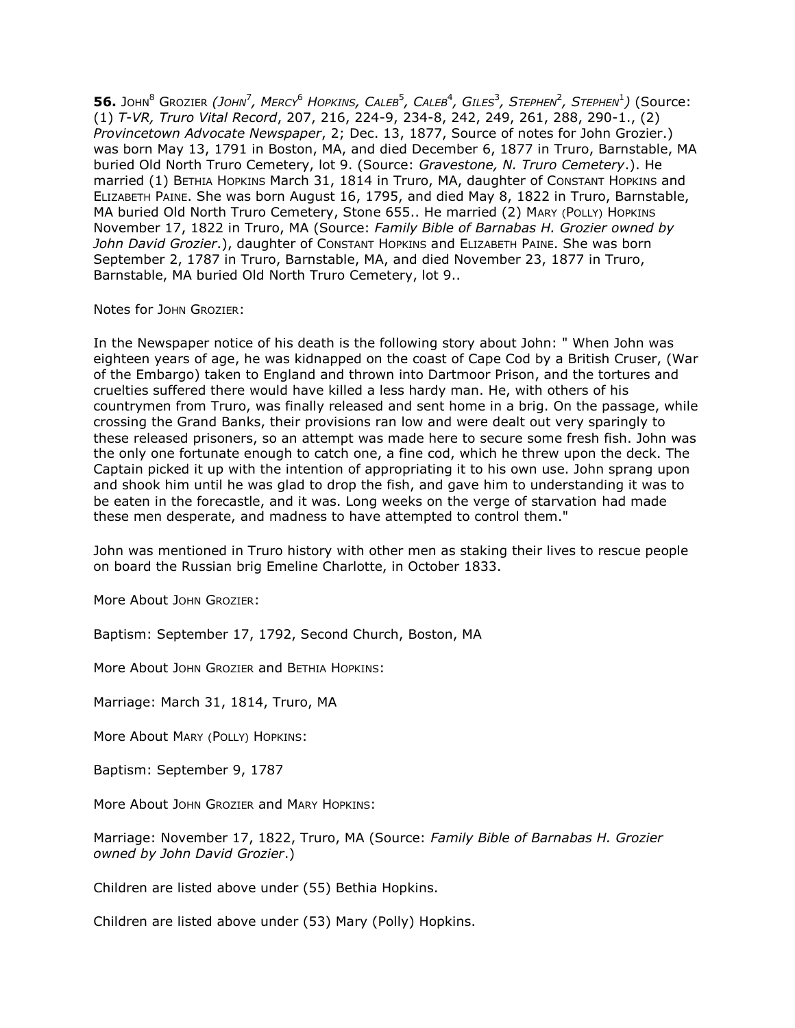**56.** JOHN[8] GROZIER *(JOHN[7], MERCY[6] HOPKINS, CALEB[5], CALEB[4], GILES[3], STEPHEN[2], STEPHEN[1])* (Source: (1) *T-VR, Truro Vital Record*, 207, 216, 224-9, 234-8, 242, 249, 261, 288, 290-1., (2) *Provincetown Advocate Newspaper*, 2; Dec. 13, 1877, Source of notes for John Grozier.) was born May 13, 1791 in Boston, MA, and died December 6, 1877 in Truro, Barnstable, MA buried Old North Truro Cemetery, lot 9. (Source: *Gravestone, N. Truro Cemetery*.). He married (1) BETHIA HOPKINS March 31, 1814 in Truro, MA, daughter of CONSTANT HOPKINS and ELIZABETH PAINE. She was born August 16, 1795, and died May 8, 1822 in Truro, Barnstable, MA buried Old North Truro Cemetery, Stone 655.. He married (2) MARY (POLLY) HOPKINS November 17, 1822 in Truro, MA (Source: *Family Bible of Barnabas H. Grozier owned by John David Grozier*.), daughter of CONSTANT HOPKINS and ELIZABETH PAINE. She was born September 2, 1787 in Truro, Barnstable, MA, and died November 23, 1877 in Truro, Barnstable, MA buried Old North Truro Cemetery, lot 9..

Notes for JOHN GROZIER:

In the Newspaper notice of his death is the following story about John: " When John was eighteen years of age, he was kidnapped on the coast of Cape Cod by a British Cruser, (War of the Embargo) taken to England and thrown into Dartmoor Prison, and the tortures and cruelties suffered there would have killed a less hardy man. He, with others of his countrymen from Truro, was finally released and sent home in a brig. On the passage, while crossing the Grand Banks, their provisions ran low and were dealt out very sparingly to these released prisoners, so an attempt was made here to secure some fresh fish. John was the only one fortunate enough to catch one, a fine cod, which he threw upon the deck. The Captain picked it up with the intention of appropriating it to his own use. John sprang upon and shook him until he was glad to drop the fish, and gave him to understanding it was to be eaten in the forecastle, and it was. Long weeks on the verge of starvation had made these men desperate, and madness to have attempted to control them."

John was mentioned in Truro history with other men as staking their lives to rescue people on board the Russian brig Emeline Charlotte, in October 1833.

More About JOHN GROZIER:

Baptism: September 17, 1792, Second Church, Boston, MA

More About JOHN GROZIER and BETHIA HOPKINS:

Marriage: March 31, 1814, Truro, MA

More About MARY (POLLY) HOPKINS:

Baptism: September 9, 1787

More About JOHN GROZIER and MARY HOPKINS:

Marriage: November 17, 1822, Truro, MA (Source: *Family Bible of Barnabas H. Grozier owned by John David Grozier*.)

Children are listed above under (55) Bethia Hopkins.

Children are listed above under (53) Mary (Polly) Hopkins.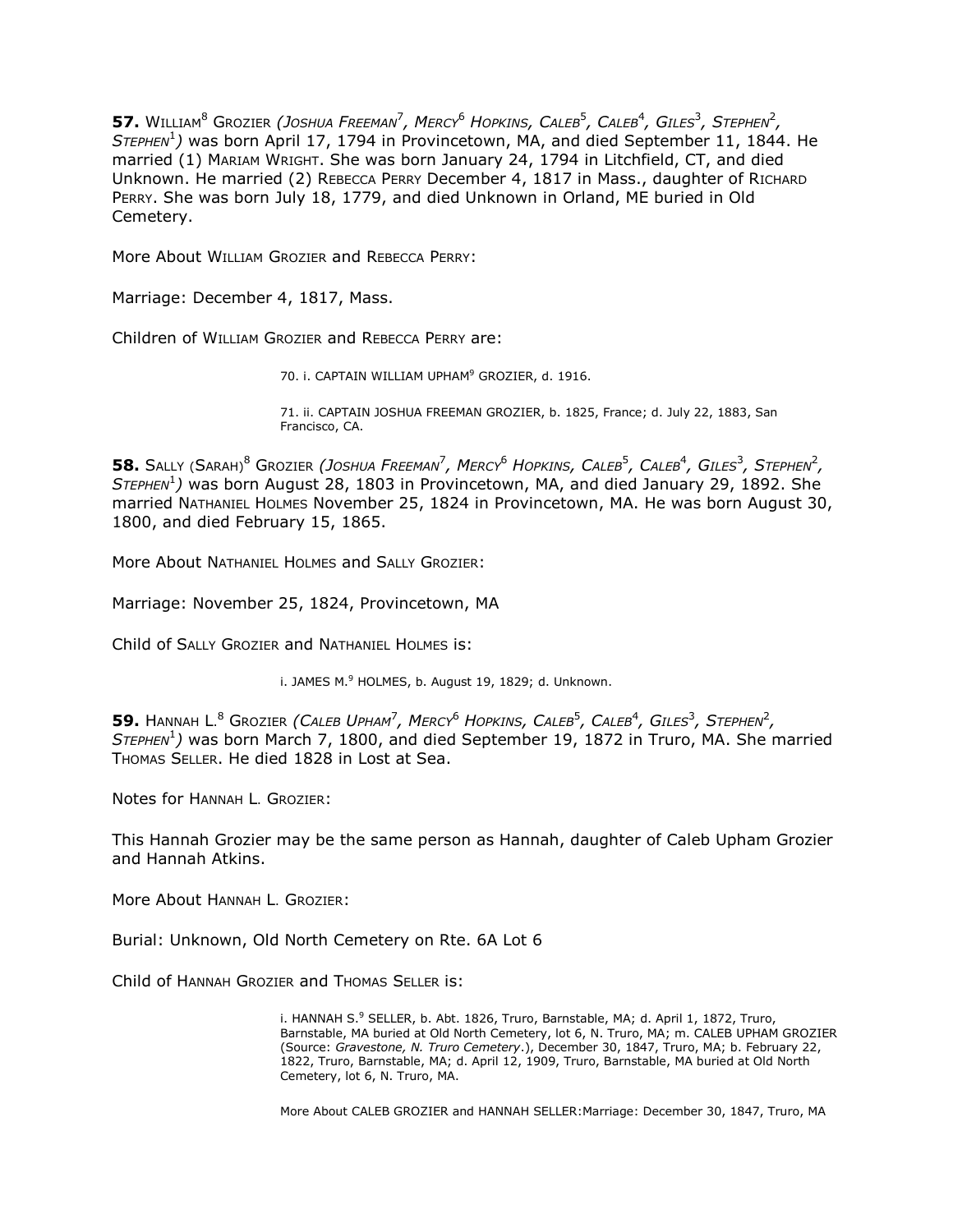**57.** William[8] Grozier *(Joshua Freeman[7], Mercy[6] Hopkins, Caleb[5], Caleb[4], Giles[3], Stephen[2], Stephen[1])* was born April 17, 1794 in Provincetown, MA, and died September 11, 1844. He married (1) Mariam Wright. She was born January 24, 1794 in Litchfield, CT, and died Unknown. He married (2) Rebecca Perry December 4, 1817 in Mass., daughter of Richard Perry. She was born July 18, 1779, and died Unknown in Orland, ME buried in Old Cemetery.

More About William Grozier and Rebecca Perry:

Marriage: December 4, 1817, Mass.

Children of William Grozier and Rebecca Perry are:

70. i. CAPTAIN WILLIAM UPHAM[9] GROZIER, d. 1916.

71. ii. CAPTAIN JOSHUA FREEMAN GROZIER, b. 1825, France; d. July 22, 1883, San Francisco, CA.

**58.** Sally (Sarah)[8] Grozier *(Joshua Freeman[7], Mercy[6] Hopkins, Caleb[5], Caleb[4], Giles[3], Stephen[2], Stephen[1])* was born August 28, 1803 in Provincetown, MA, and died January 29, 1892. She married Nathaniel Holmes November 25, 1824 in Provincetown, MA. He was born August 30, 1800, and died February 15, 1865.

More About Nathaniel Holmes and Sally Grozier:

Marriage: November 25, 1824, Provincetown, MA

Child of Sally Grozier and Nathaniel Holmes is:

i. JAMES M.[9] HOLMES, b. August 19, 1829; d. Unknown.

**59.** Hannah L.[8] Grozier *(Caleb Upham[7], Mercy[6] Hopkins, Caleb[5], Caleb[4], Giles[3], Stephen[2], Stephen[1])* was born March 7, 1800, and died September 19, 1872 in Truro, MA. She married Thomas Seller. He died 1828 in Lost at Sea.

Notes for Hannah L. Grozier:

This Hannah Grozier may be the same person as Hannah, daughter of Caleb Upham Grozier and Hannah Atkins.

More About Hannah L. Grozier:

Burial: Unknown, Old North Cemetery on Rte. 6A Lot 6

Child of Hannah Grozier and Thomas Seller is:

i. HANNAH S.[9] SELLER, b. Abt. 1826, Truro, Barnstable, MA; d. April 1, 1872, Truro, Barnstable, MA buried at Old North Cemetery, lot 6, N. Truro, MA; m. CALEB UPHAM GROZIER (Source: *Gravestone, N. Truro Cemetery*.), December 30, 1847, Truro, MA; b. February 22, 1822, Truro, Barnstable, MA; d. April 12, 1909, Truro, Barnstable, MA buried at Old North Cemetery, lot 6, N. Truro, MA.

More About CALEB GROZIER and HANNAH SELLER:Marriage: December 30, 1847, Truro, MA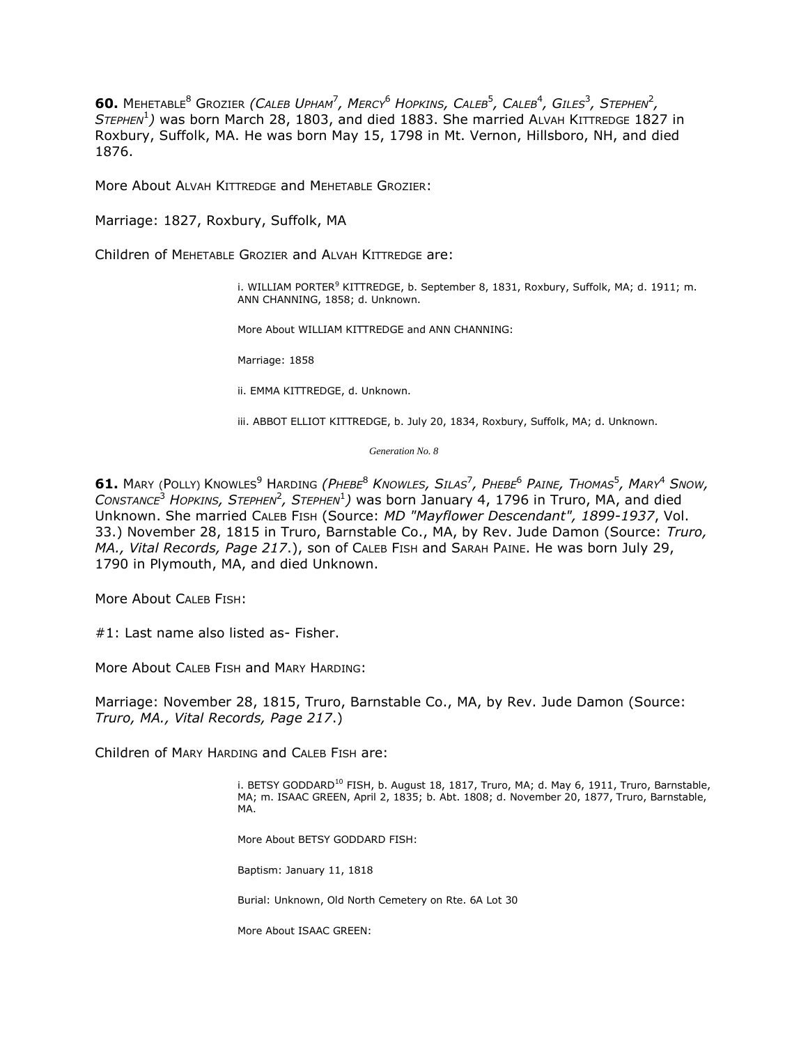**60.** MEHETABLE[8] GROZIER *(CALEB UPHAM[7], MERCY[6] HOPKINS, CALEB[5], CALEB[4], GILES[3], STEPHEN[2], STEPHEN[1])* was born March 28, 1803, and died 1883. She married ALVAH KITTREDGE 1827 in Roxbury, Suffolk, MA. He was born May 15, 1798 in Mt. Vernon, Hillsboro, NH, and died 1876.

More About ALVAH KITTREDGE and MEHETABLE GROZIER:

Marriage: 1827, Roxbury, Suffolk, MA

Children of MEHETABLE GROZIER and ALVAH KITTREDGE are:

> i. WILLIAM PORTER[9] KITTREDGE, b. September 8, 1831, Roxbury, Suffolk, MA; d. 1911; m. ANN CHANNING, 1858; d. Unknown.
>
> More About WILLIAM KITTREDGE and ANN CHANNING:
>
> Marriage: 1858
>
> ii. EMMA KITTREDGE, d. Unknown.
>
> iii. ABBOT ELLIOT KITTREDGE, b. July 20, 1834, Roxbury, Suffolk, MA; d. Unknown.

*Generation No. 8*

**61.** MARY (POLLY) KNOWLES[9] HARDING *(PHEBE[8] KNOWLES, SILAS[7], PHEBE[6] PAINE, THOMAS[5], MARY[4] SNOW, CONSTANCE[3] HOPKINS, STEPHEN[2], STEPHEN[1])* was born January 4, 1796 in Truro, MA, and died Unknown. She married CALEB FISH (Source: *MD "Mayflower Descendant", 1899-1937*, Vol. 33.) November 28, 1815 in Truro, Barnstable Co., MA, by Rev. Jude Damon (Source: *Truro, MA., Vital Records, Page 217*.), son of CALEB FISH and SARAH PAINE. He was born July 29, 1790 in Plymouth, MA, and died Unknown.

More About CALEB FISH:

#1: Last name also listed as- Fisher.

More About CALEB FISH and MARY HARDING:

Marriage: November 28, 1815, Truro, Barnstable Co., MA, by Rev. Jude Damon (Source: *Truro, MA., Vital Records, Page 217*.)

Children of MARY HARDING and CALEB FISH are:

> i. BETSY GODDARD[10] FISH, b. August 18, 1817, Truro, MA; d. May 6, 1911, Truro, Barnstable, MA; m. ISAAC GREEN, April 2, 1835; b. Abt. 1808; d. November 20, 1877, Truro, Barnstable, MA.
>
> More About BETSY GODDARD FISH:
>
> Baptism: January 11, 1818
>
> Burial: Unknown, Old North Cemetery on Rte. 6A Lot 30
>
> More About ISAAC GREEN: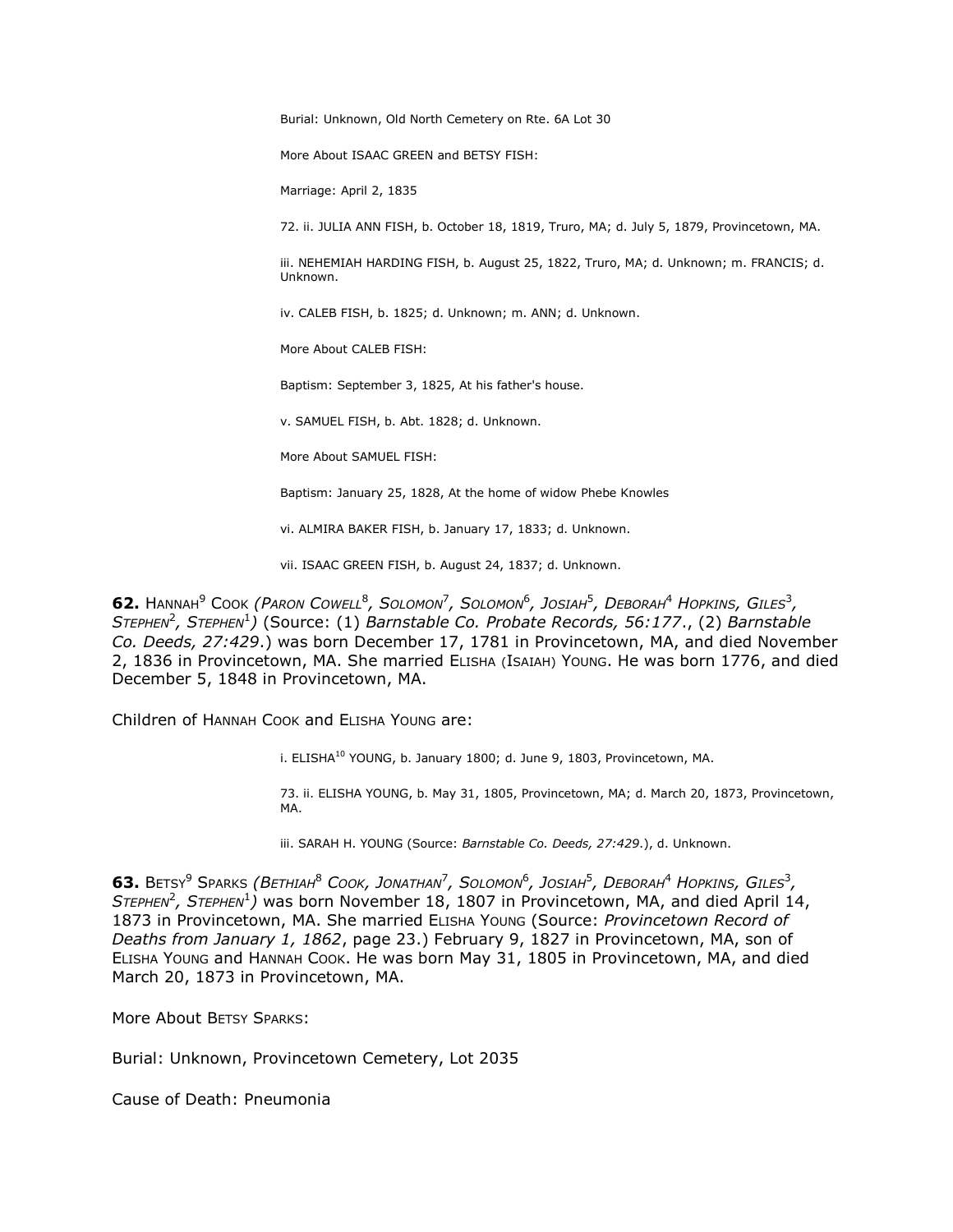Burial: Unknown, Old North Cemetery on Rte. 6A Lot 30

More About ISAAC GREEN and BETSY FISH:

Marriage: April 2, 1835

72. ii. JULIA ANN FISH, b. October 18, 1819, Truro, MA; d. July 5, 1879, Provincetown, MA.

iii. NEHEMIAH HARDING FISH, b. August 25, 1822, Truro, MA; d. Unknown; m. FRANCIS; d. Unknown.

iv. CALEB FISH, b. 1825; d. Unknown; m. ANN; d. Unknown.

More About CALEB FISH:

Baptism: September 3, 1825, At his father's house.

v. SAMUEL FISH, b. Abt. 1828; d. Unknown.

More About SAMUEL FISH:

Baptism: January 25, 1828, At the home of widow Phebe Knowles

vi. ALMIRA BAKER FISH, b. January 17, 1833; d. Unknown.

vii. ISAAC GREEN FISH, b. August 24, 1837; d. Unknown.

**62.** HANNAH[9] COOK *(PARON COWELL[8], SOLOMON[7], SOLOMON[6], JOSIAH[5], DEBORAH[4] HOPKINS, GILES[3], STEPHEN[2], STEPHEN[1])* (Source: (1) *Barnstable Co. Probate Records, 56:177*., (2) *Barnstable Co. Deeds, 27:429*.) was born December 17, 1781 in Provincetown, MA, and died November 2, 1836 in Provincetown, MA. She married ELISHA (ISAIAH) YOUNG. He was born 1776, and died December 5, 1848 in Provincetown, MA.

Children of HANNAH COOK and ELISHA YOUNG are:

i. ELISHA[10] YOUNG, b. January 1800; d. June 9, 1803, Provincetown, MA.

73. ii. ELISHA YOUNG, b. May 31, 1805, Provincetown, MA; d. March 20, 1873, Provincetown, MA.

iii. SARAH H. YOUNG (Source: *Barnstable Co. Deeds, 27:429*.), d. Unknown.

**63.** BETSY[9] SPARKS *(BETHIAH[8] COOK, JONATHAN[7], SOLOMON[6], JOSIAH[5], DEBORAH[4] HOPKINS, GILES[3], STEPHEN[2], STEPHEN[1])* was born November 18, 1807 in Provincetown, MA, and died April 14, 1873 in Provincetown, MA. She married ELISHA YOUNG (Source: *Provincetown Record of Deaths from January 1, 1862*, page 23.) February 9, 1827 in Provincetown, MA, son of ELISHA YOUNG and HANNAH COOK. He was born May 31, 1805 in Provincetown, MA, and died March 20, 1873 in Provincetown, MA.

More About BETSY SPARKS:

Burial: Unknown, Provincetown Cemetery, Lot 2035

Cause of Death: Pneumonia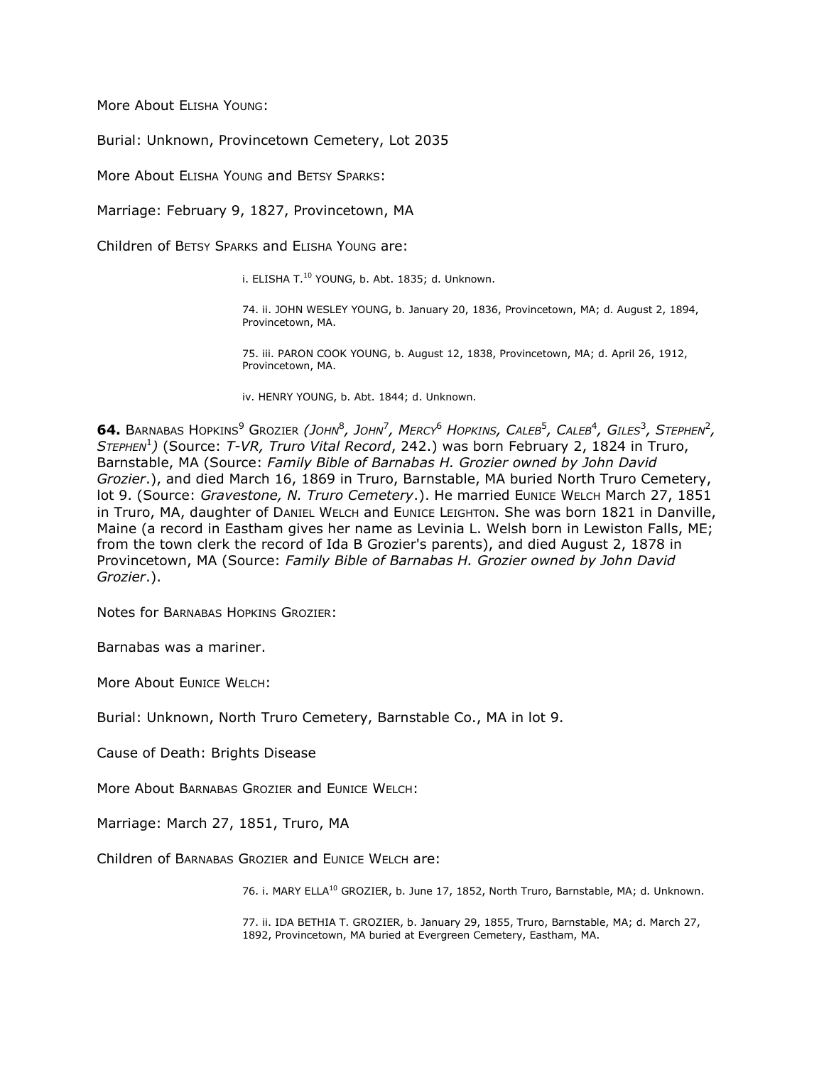More About ELISHA YOUNG:

Burial: Unknown, Provincetown Cemetery, Lot 2035

More About ELISHA YOUNG and BETSY SPARKS:

Marriage: February 9, 1827, Provincetown, MA

Children of BETSY SPARKS and ELISHA YOUNG are:

i. ELISHA T.[10] YOUNG, b. Abt. 1835; d. Unknown.

74. ii. JOHN WESLEY YOUNG, b. January 20, 1836, Provincetown, MA; d. August 2, 1894, Provincetown, MA.

75. iii. PARON COOK YOUNG, b. August 12, 1838, Provincetown, MA; d. April 26, 1912, Provincetown, MA.

iv. HENRY YOUNG, b. Abt. 1844; d. Unknown.

**64.** BARNABAS HOPKINS[9] GROZIER *(JOHN[8], JOHN[7], MERCY[6] HOPKINS, CALEB[5], CALEB[4], GILES[3], STEPHEN[2], STEPHEN[1])* (Source: *T-VR, Truro Vital Record*, 242.) was born February 2, 1824 in Truro, Barnstable, MA (Source: *Family Bible of Barnabas H. Grozier owned by John David Grozier*.), and died March 16, 1869 in Truro, Barnstable, MA buried North Truro Cemetery, lot 9. (Source: *Gravestone, N. Truro Cemetery*.). He married EUNICE WELCH March 27, 1851 in Truro, MA, daughter of DANIEL WELCH and EUNICE LEIGHTON. She was born 1821 in Danville, Maine (a record in Eastham gives her name as Levinia L. Welsh born in Lewiston Falls, ME; from the town clerk the record of Ida B Grozier's parents), and died August 2, 1878 in Provincetown, MA (Source: *Family Bible of Barnabas H. Grozier owned by John David Grozier*.).

Notes for BARNABAS HOPKINS GROZIER:

Barnabas was a mariner.

More About EUNICE WELCH:

Burial: Unknown, North Truro Cemetery, Barnstable Co., MA in lot 9.

Cause of Death: Brights Disease

More About BARNABAS GROZIER and EUNICE WELCH:

Marriage: March 27, 1851, Truro, MA

Children of BARNABAS GROZIER and EUNICE WELCH are:

76. i. MARY ELLA[10] GROZIER, b. June 17, 1852, North Truro, Barnstable, MA; d. Unknown.

77. ii. IDA BETHIA T. GROZIER, b. January 29, 1855, Truro, Barnstable, MA; d. March 27, 1892, Provincetown, MA buried at Evergreen Cemetery, Eastham, MA.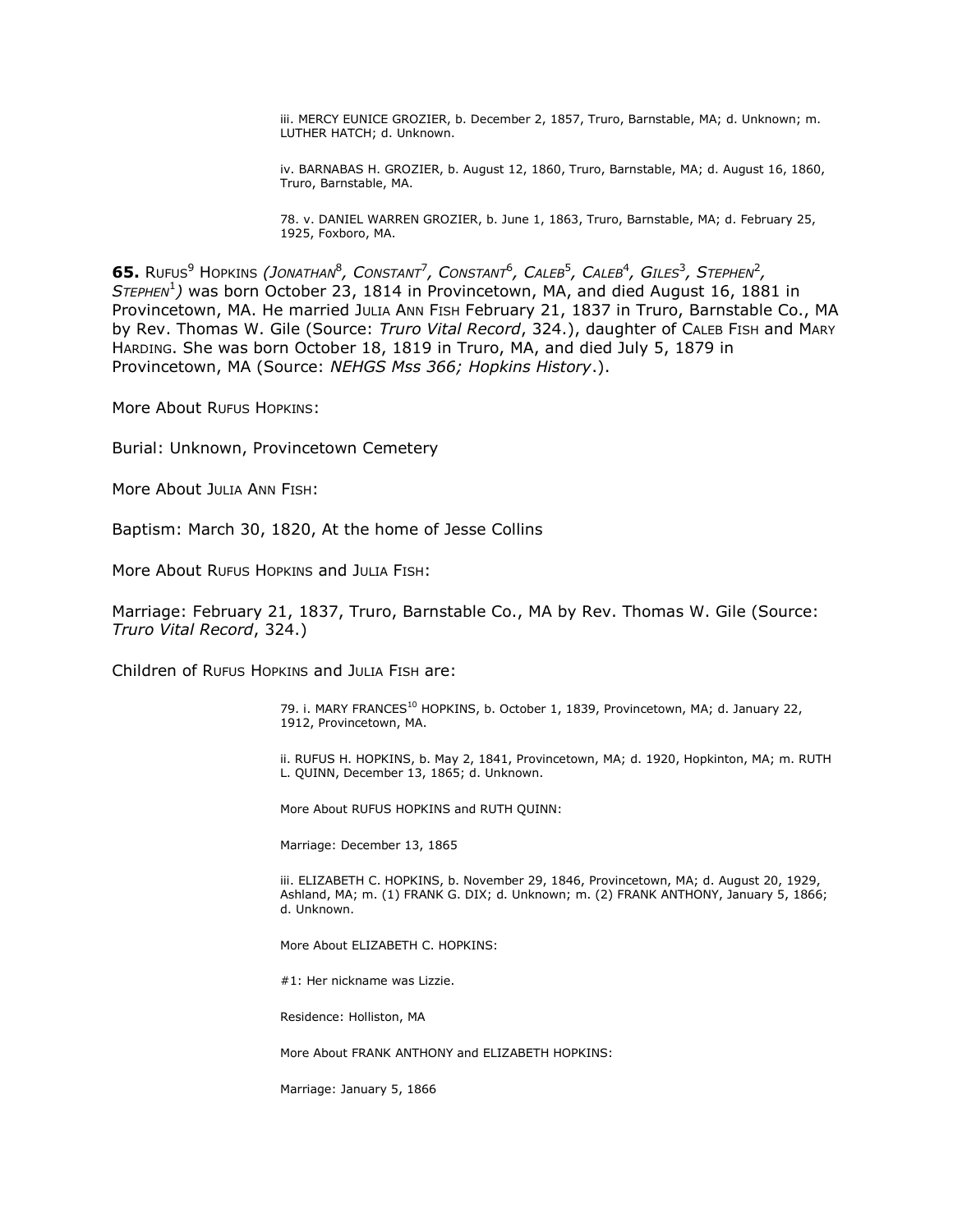iii. MERCY EUNICE GROZIER, b. December 2, 1857, Truro, Barnstable, MA; d. Unknown; m. LUTHER HATCH; d. Unknown.

iv. BARNABAS H. GROZIER, b. August 12, 1860, Truro, Barnstable, MA; d. August 16, 1860, Truro, Barnstable, MA.

78. v. DANIEL WARREN GROZIER, b. June 1, 1863, Truro, Barnstable, MA; d. February 25, 1925, Foxboro, MA.

**65.** RUFUS[9] HOPKINS *(JONATHAN[8], CONSTANT[7], CONSTANT[6], CALEB[5], CALEB[4], GILES[3], STEPHEN[2], STEPHEN[1])* was born October 23, 1814 in Provincetown, MA, and died August 16, 1881 in Provincetown, MA. He married JULIA ANN FISH February 21, 1837 in Truro, Barnstable Co., MA by Rev. Thomas W. Gile (Source: *Truro Vital Record*, 324.), daughter of CALEB FISH and MARY HARDING. She was born October 18, 1819 in Truro, MA, and died July 5, 1879 in Provincetown, MA (Source: *NEHGS Mss 366; Hopkins History*.).

More About RUFUS HOPKINS:

Burial: Unknown, Provincetown Cemetery

More About JULIA ANN FISH:

Baptism: March 30, 1820, At the home of Jesse Collins

More About RUFUS HOPKINS and JULIA FISH:

Marriage: February 21, 1837, Truro, Barnstable Co., MA by Rev. Thomas W. Gile (Source: *Truro Vital Record*, 324.)

Children of RUFUS HOPKINS and JULIA FISH are:

79. i. MARY FRANCES[10] HOPKINS, b. October 1, 1839, Provincetown, MA; d. January 22, 1912, Provincetown, MA.

ii. RUFUS H. HOPKINS, b. May 2, 1841, Provincetown, MA; d. 1920, Hopkinton, MA; m. RUTH L. QUINN, December 13, 1865; d. Unknown.

More About RUFUS HOPKINS and RUTH QUINN:

Marriage: December 13, 1865

iii. ELIZABETH C. HOPKINS, b. November 29, 1846, Provincetown, MA; d. August 20, 1929, Ashland, MA; m. (1) FRANK G. DIX; d. Unknown; m. (2) FRANK ANTHONY, January 5, 1866; d. Unknown.

More About ELIZABETH C. HOPKINS:

#1: Her nickname was Lizzie.

Residence: Holliston, MA

More About FRANK ANTHONY and ELIZABETH HOPKINS:

Marriage: January 5, 1866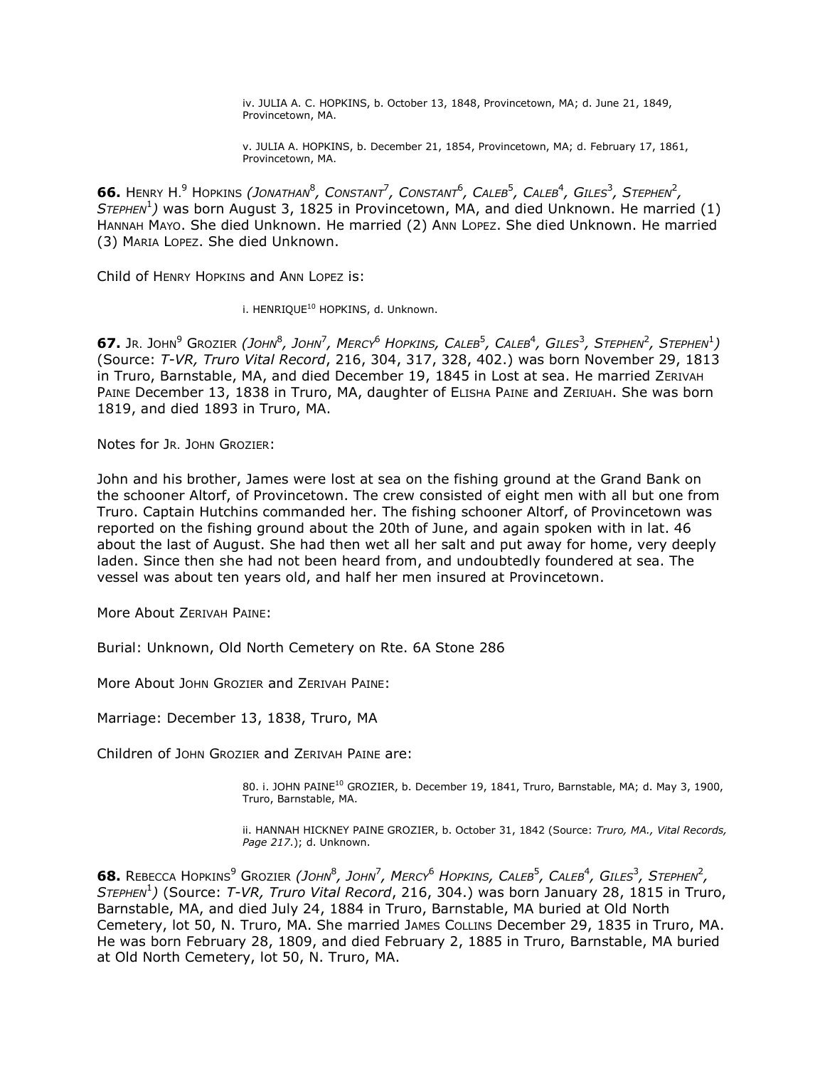iv. JULIA A. C. HOPKINS, b. October 13, 1848, Provincetown, MA; d. June 21, 1849, Provincetown, MA.

v. JULIA A. HOPKINS, b. December 21, 1854, Provincetown, MA; d. February 17, 1861, Provincetown, MA.

**66.** HENRY H.[9] HOPKINS *(JONATHAN[8], CONSTANT[7], CONSTANT[6], CALEB[5], CALEB[4], GILES[3], STEPHEN[2], STEPHEN[1])* was born August 3, 1825 in Provincetown, MA, and died Unknown. He married (1) HANNAH MAYO. She died Unknown. He married (2) ANN LOPEZ. She died Unknown. He married (3) MARIA LOPEZ. She died Unknown.

Child of HENRY HOPKINS and ANN LOPEZ is:

i. HENRIQUE[10] HOPKINS, d. Unknown.

**67.** JR. JOHN[9] GROZIER *(JOHN[8], JOHN[7], MERCY[6] HOPKINS, CALEB[5], CALEB[4], GILES[3], STEPHEN[2], STEPHEN[1])* (Source: *T-VR, Truro Vital Record*, 216, 304, 317, 328, 402.) was born November 29, 1813 in Truro, Barnstable, MA, and died December 19, 1845 in Lost at sea. He married ZERIVAH PAINE December 13, 1838 in Truro, MA, daughter of ELISHA PAINE and ZERIUAH. She was born 1819, and died 1893 in Truro, MA.

Notes for JR. JOHN GROZIER:

John and his brother, James were lost at sea on the fishing ground at the Grand Bank on the schooner Altorf, of Provincetown. The crew consisted of eight men with all but one from Truro. Captain Hutchins commanded her. The fishing schooner Altorf, of Provincetown was reported on the fishing ground about the 20th of June, and again spoken with in lat. 46 about the last of August. She had then wet all her salt and put away for home, very deeply laden. Since then she had not been heard from, and undoubtedly foundered at sea. The vessel was about ten years old, and half her men insured at Provincetown.

More About ZERIVAH PAINE:

Burial: Unknown, Old North Cemetery on Rte. 6A Stone 286

More About JOHN GROZIER and ZERIVAH PAINE:

Marriage: December 13, 1838, Truro, MA

Children of JOHN GROZIER and ZERIVAH PAINE are:

80. i. JOHN PAINE[10] GROZIER, b. December 19, 1841, Truro, Barnstable, MA; d. May 3, 1900, Truro, Barnstable, MA.

ii. HANNAH HICKNEY PAINE GROZIER, b. October 31, 1842 (Source: *Truro, MA., Vital Records, Page 217.*); d. Unknown.

**68.** REBECCA HOPKINS[9] GROZIER *(JOHN[8], JOHN[7], MERCY[6] HOPKINS, CALEB[5], CALEB[4], GILES[3], STEPHEN[2], STEPHEN[1])* (Source: *T-VR, Truro Vital Record*, 216, 304.) was born January 28, 1815 in Truro, Barnstable, MA, and died July 24, 1884 in Truro, Barnstable, MA buried at Old North Cemetery, lot 50, N. Truro, MA. She married JAMES COLLINS December 29, 1835 in Truro, MA. He was born February 28, 1809, and died February 2, 1885 in Truro, Barnstable, MA buried at Old North Cemetery, lot 50, N. Truro, MA.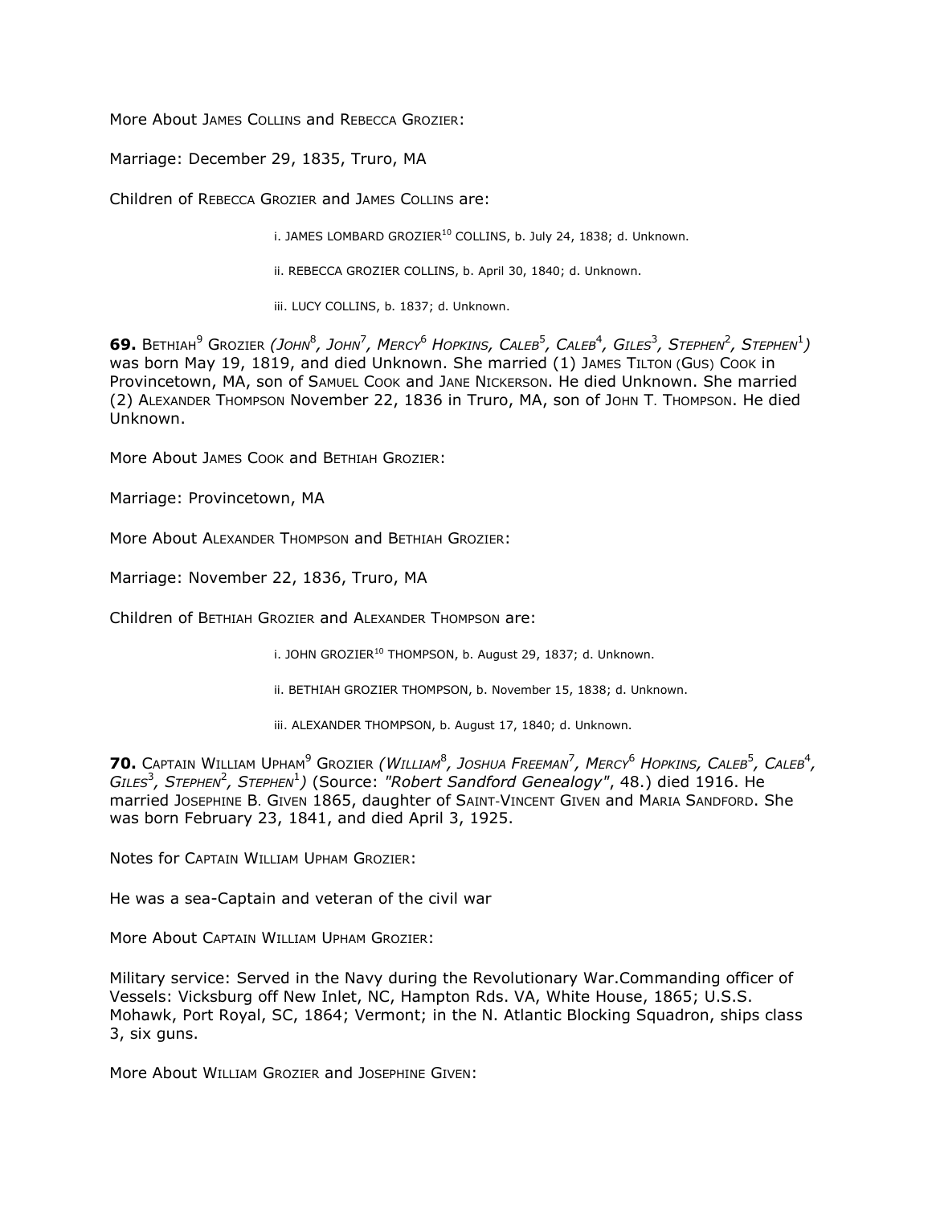More About JAMES COLLINS and REBECCA GROZIER:

Marriage: December 29, 1835, Truro, MA

Children of REBECCA GROZIER and JAMES COLLINS are:

i. JAMES LOMBARD GROZIER[10] COLLINS, b. July 24, 1838; d. Unknown.

ii. REBECCA GROZIER COLLINS, b. April 30, 1840; d. Unknown.

iii. LUCY COLLINS, b. 1837; d. Unknown.

**69.** BETHIAH[9] GROZIER *(JOHN[8], JOHN[7], MERCY[6] HOPKINS, CALEB[5], CALEB[4], GILES[3], STEPHEN[2], STEPHEN[1])* was born May 19, 1819, and died Unknown. She married (1) JAMES TILTON (GUS) COOK in Provincetown, MA, son of SAMUEL COOK and JANE NICKERSON. He died Unknown. She married (2) ALEXANDER THOMPSON November 22, 1836 in Truro, MA, son of JOHN T. THOMPSON. He died Unknown.

More About JAMES COOK and BETHIAH GROZIER:

Marriage: Provincetown, MA

More About ALEXANDER THOMPSON and BETHIAH GROZIER:

Marriage: November 22, 1836, Truro, MA

Children of BETHIAH GROZIER and ALEXANDER THOMPSON are:

i. JOHN GROZIER[10] THOMPSON, b. August 29, 1837; d. Unknown.

ii. BETHIAH GROZIER THOMPSON, b. November 15, 1838; d. Unknown.

iii. ALEXANDER THOMPSON, b. August 17, 1840; d. Unknown.

**70.** CAPTAIN WILLIAM UPHAM[9] GROZIER *(WILLIAM[8], JOSHUA FREEMAN[7], MERCY[6] HOPKINS, CALEB[5], CALEB[4], GILES[3], STEPHEN[2], STEPHEN[1])* (Source: *"Robert Sandford Genealogy"*, 48.) died 1916. He married JOSEPHINE B. GIVEN 1865, daughter of SAINT-VINCENT GIVEN and MARIA SANDFORD. She was born February 23, 1841, and died April 3, 1925.

Notes for CAPTAIN WILLIAM UPHAM GROZIER:

He was a sea-Captain and veteran of the civil war

More About CAPTAIN WILLIAM UPHAM GROZIER:

Military service: Served in the Navy during the Revolutionary War.Commanding officer of Vessels: Vicksburg off New Inlet, NC, Hampton Rds. VA, White House, 1865; U.S.S. Mohawk, Port Royal, SC, 1864; Vermont; in the N. Atlantic Blocking Squadron, ships class 3, six guns.

More About WILLIAM GROZIER and JOSEPHINE GIVEN: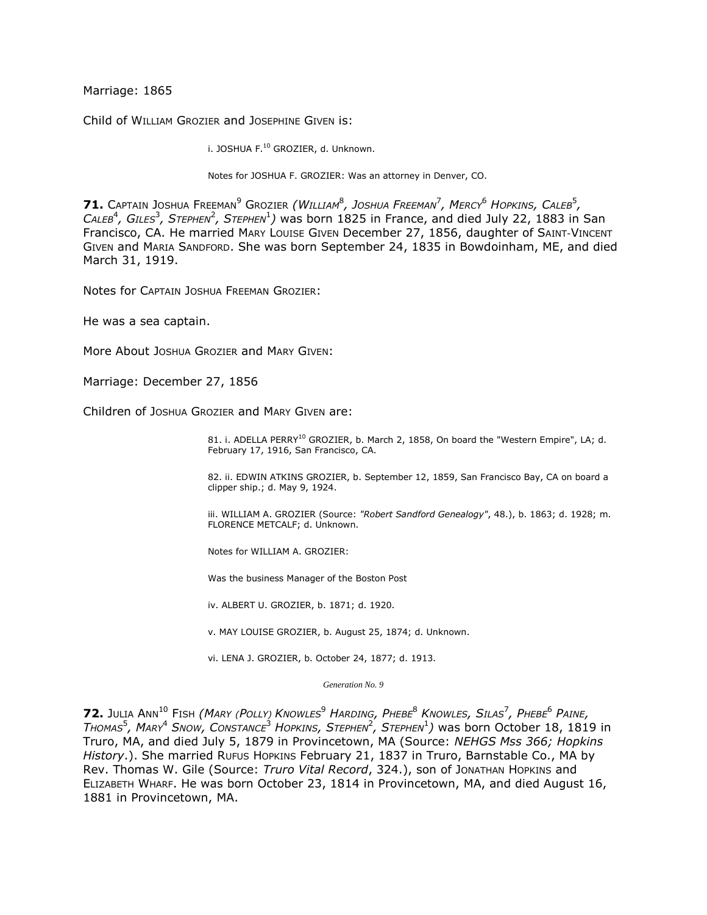Marriage: 1865

Child of William Grozier and Josephine Given is:

i. JOSHUA F.[10] GROZIER, d. Unknown.

Notes for JOSHUA F. GROZIER: Was an attorney in Denver, CO.

**71.** Captain Joshua Freeman[9] Grozier *(William[8], Joshua Freeman[7], Mercy[6] Hopkins, Caleb[5], Caleb[4], Giles[3], Stephen[2], Stephen[1])* was born 1825 in France, and died July 22, 1883 in San Francisco, CA. He married Mary Louise Given December 27, 1856, daughter of Saint-Vincent Given and Maria Sandford. She was born September 24, 1835 in Bowdoinham, ME, and died March 31, 1919.

Notes for Captain Joshua Freeman Grozier:

He was a sea captain.

More About Joshua Grozier and Mary Given:

Marriage: December 27, 1856

Children of Joshua Grozier and Mary Given are:

81. i. ADELLA PERRY[10] GROZIER, b. March 2, 1858, On board the "Western Empire", LA; d. February 17, 1916, San Francisco, CA.

82. ii. EDWIN ATKINS GROZIER, b. September 12, 1859, San Francisco Bay, CA on board a clipper ship.; d. May 9, 1924.

iii. WILLIAM A. GROZIER (Source: *"Robert Sandford Genealogy"*, 48.), b. 1863; d. 1928; m. FLORENCE METCALF; d. Unknown.

Notes for WILLIAM A. GROZIER:

Was the business Manager of the Boston Post

iv. ALBERT U. GROZIER, b. 1871; d. 1920.

v. MAY LOUISE GROZIER, b. August 25, 1874; d. Unknown.

vi. LENA J. GROZIER, b. October 24, 1877; d. 1913.

*Generation No. 9*

**72.** Julia Ann[10] Fish *(Mary (Polly) Knowles[9] Harding, Phebe[8] Knowles, Silas[7], Phebe[6] Paine, Thomas[5], Mary[4] Snow, Constance[3] Hopkins, Stephen[2], Stephen[1])* was born October 18, 1819 in Truro, MA, and died July 5, 1879 in Provincetown, MA (Source: *NEHGS Mss 366; Hopkins History*.). She married Rufus Hopkins February 21, 1837 in Truro, Barnstable Co., MA by Rev. Thomas W. Gile (Source: *Truro Vital Record*, 324.), son of Jonathan Hopkins and Elizabeth Wharf. He was born October 23, 1814 in Provincetown, MA, and died August 16, 1881 in Provincetown, MA.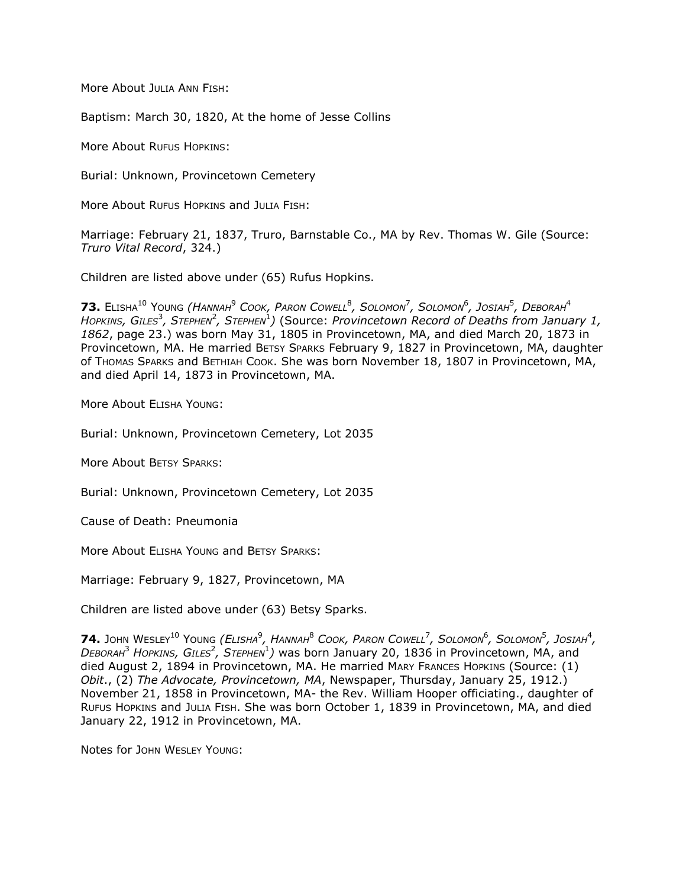More About JULIA ANN FISH:

Baptism: March 30, 1820, At the home of Jesse Collins

More About RUFUS HOPKINS:

Burial: Unknown, Provincetown Cemetery

More About RUFUS HOPKINS and JULIA FISH:

Marriage: February 21, 1837, Truro, Barnstable Co., MA by Rev. Thomas W. Gile (Source: *Truro Vital Record*, 324.)

Children are listed above under (65) Rufus Hopkins.

**73.** ELISHA[10] YOUNG *(HANNAH[9] COOK, PARON COWELL[8], SOLOMON[7], SOLOMON[6], JOSIAH[5], DEBORAH[4] HOPKINS, GILES[3], STEPHEN[2], STEPHEN[1])* (Source: *Provincetown Record of Deaths from January 1, 1862*, page 23.) was born May 31, 1805 in Provincetown, MA, and died March 20, 1873 in Provincetown, MA. He married BETSY SPARKS February 9, 1827 in Provincetown, MA, daughter of THOMAS SPARKS and BETHIAH COOK. She was born November 18, 1807 in Provincetown, MA, and died April 14, 1873 in Provincetown, MA.

More About ELISHA YOUNG:

Burial: Unknown, Provincetown Cemetery, Lot 2035

More About BETSY SPARKS:

Burial: Unknown, Provincetown Cemetery, Lot 2035

Cause of Death: Pneumonia

More About ELISHA YOUNG and BETSY SPARKS:

Marriage: February 9, 1827, Provincetown, MA

Children are listed above under (63) Betsy Sparks.

**74.** JOHN WESLEY[10] YOUNG *(ELISHA[9], HANNAH[8] COOK, PARON COWELL[7], SOLOMON[6], SOLOMON[5], JOSIAH[4], DEBORAH[3] HOPKINS, GILES[2], STEPHEN[1])* was born January 20, 1836 in Provincetown, MA, and died August 2, 1894 in Provincetown, MA. He married MARY FRANCES HOPKINS (Source: (1) *Obit*., (2) *The Advocate, Provincetown, MA*, Newspaper, Thursday, January 25, 1912.) November 21, 1858 in Provincetown, MA- the Rev. William Hooper officiating., daughter of RUFUS HOPKINS and JULIA FISH. She was born October 1, 1839 in Provincetown, MA, and died January 22, 1912 in Provincetown, MA.

Notes for JOHN WESLEY YOUNG: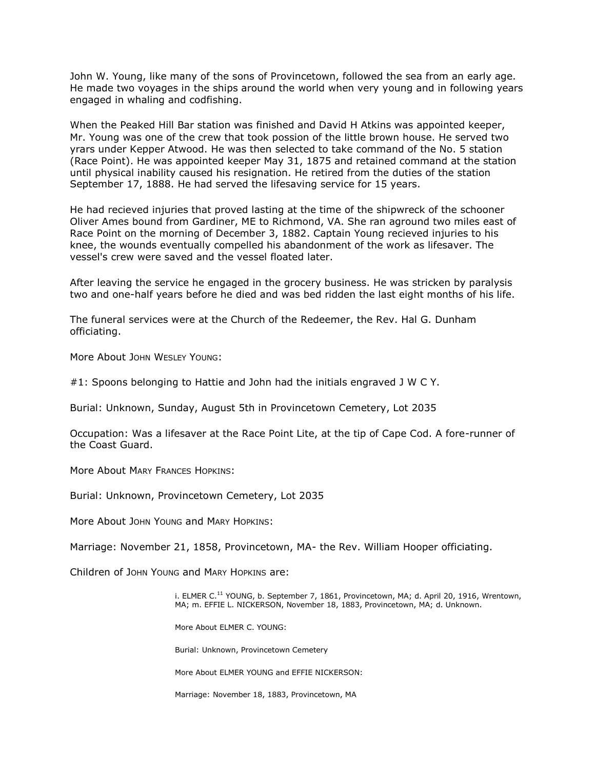John W. Young, like many of the sons of Provincetown, followed the sea from an early age. He made two voyages in the ships around the world when very young and in following years engaged in whaling and codfishing.

When the Peaked Hill Bar station was finished and David H Atkins was appointed keeper, Mr. Young was one of the crew that took possion of the little brown house. He served two yrars under Kepper Atwood. He was then selected to take command of the No. 5 station (Race Point). He was appointed keeper May 31, 1875 and retained command at the station until physical inability caused his resignation. He retired from the duties of the station September 17, 1888. He had served the lifesaving service for 15 years.

He had recieved injuries that proved lasting at the time of the shipwreck of the schooner Oliver Ames bound from Gardiner, ME to Richmond, VA. She ran aground two miles east of Race Point on the morning of December 3, 1882. Captain Young recieved injuries to his knee, the wounds eventually compelled his abandonment of the work as lifesaver. The vessel's crew were saved and the vessel floated later.

After leaving the service he engaged in the grocery business. He was stricken by paralysis two and one-half years before he died and was bed ridden the last eight months of his life.

The funeral services were at the Church of the Redeemer, the Rev. Hal G. Dunham officiating.

More About JOHN WESLEY YOUNG:

#1: Spoons belonging to Hattie and John had the initials engraved J W C Y.

Burial: Unknown, Sunday, August 5th in Provincetown Cemetery, Lot 2035

Occupation: Was a lifesaver at the Race Point Lite, at the tip of Cape Cod. A fore-runner of the Coast Guard.

More About MARY FRANCES HOPKINS:

Burial: Unknown, Provincetown Cemetery, Lot 2035

More About JOHN YOUNG and MARY HOPKINS:

Marriage: November 21, 1858, Provincetown, MA- the Rev. William Hooper officiating.

Children of JOHN YOUNG and MARY HOPKINS are:

i. ELMER C.[11] YOUNG, b. September 7, 1861, Provincetown, MA; d. April 20, 1916, Wrentown, MA; m. EFFIE L. NICKERSON, November 18, 1883, Provincetown, MA; d. Unknown.

More About ELMER C. YOUNG:

Burial: Unknown, Provincetown Cemetery

More About ELMER YOUNG and EFFIE NICKERSON:

Marriage: November 18, 1883, Provincetown, MA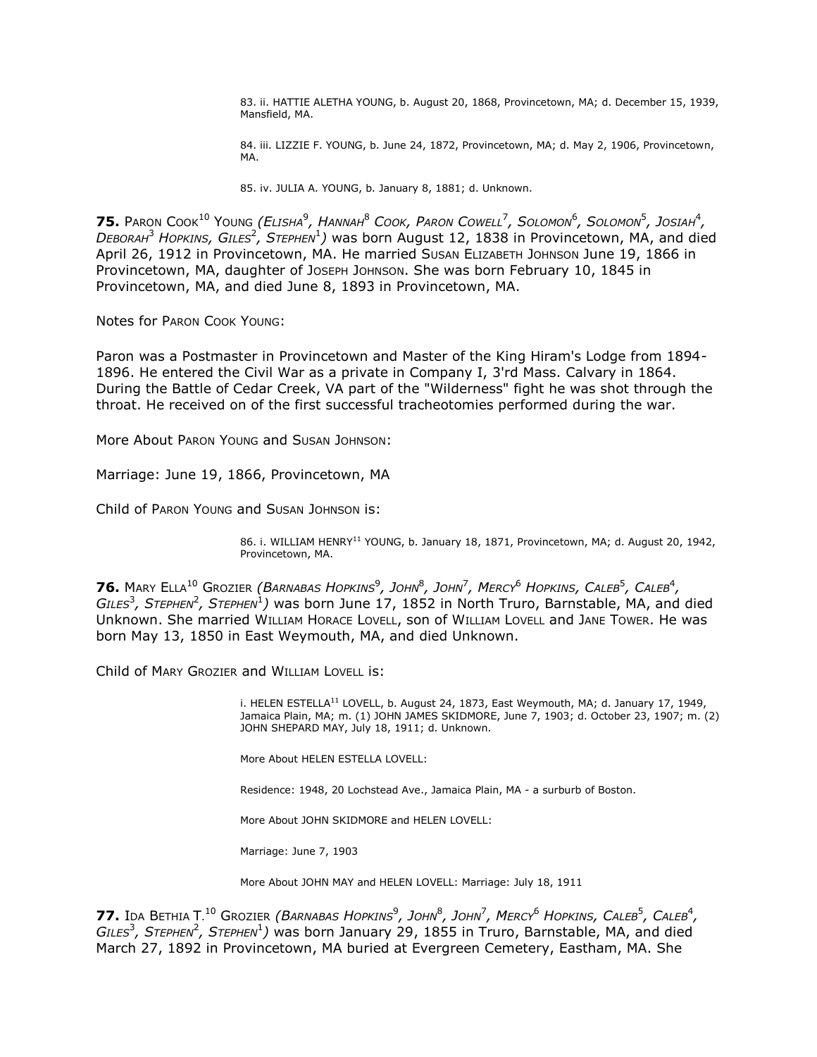83\. ii. HATTIE ALETHA YOUNG, b. August 20, 1868, Provincetown, MA; d. December 15, 1939, Mansfield, MA.

84\. iii. LIZZIE F. YOUNG, b. June 24, 1872, Provincetown, MA; d. May 2, 1906, Provincetown, MA.

85\. iv. JULIA A. YOUNG, b. January 8, 1881; d. Unknown.

**75.** PARON COOK[10] YOUNG *(ELISHA[9], HANNAH[8] COOK, PARON COWELL[7], SOLOMON[6], SOLOMON[5], JOSIAH[4], DEBORAH[3] HOPKINS, GILES[2], STEPHEN[1])* was born August 12, 1838 in Provincetown, MA, and died April 26, 1912 in Provincetown, MA. He married SUSAN ELIZABETH JOHNSON June 19, 1866 in Provincetown, MA, daughter of JOSEPH JOHNSON. She was born February 10, 1845 in Provincetown, MA, and died June 8, 1893 in Provincetown, MA.

Notes for PARON COOK YOUNG:

Paron was a Postmaster in Provincetown and Master of the King Hiram's Lodge from 1894-1896. He entered the Civil War as a private in Company I, 3'rd Mass. Calvary in 1864. During the Battle of Cedar Creek, VA part of the "Wilderness" fight he was shot through the throat. He received on of the first successful tracheotomies performed during the war.

More About PARON YOUNG and SUSAN JOHNSON:

Marriage: June 19, 1866, Provincetown, MA

Child of PARON YOUNG and SUSAN JOHNSON is:

86\. i. WILLIAM HENRY[11] YOUNG, b. January 18, 1871, Provincetown, MA; d. August 20, 1942, Provincetown, MA.

**76.** MARY ELLA[10] GROZIER *(BARNABAS HOPKINS[9], JOHN[8], JOHN[7], MERCY[6] HOPKINS, CALEB[5], CALEB[4], GILES[3], STEPHEN[2], STEPHEN[1])* was born June 17, 1852 in North Truro, Barnstable, MA, and died Unknown. She married WILLIAM HORACE LOVELL, son of WILLIAM LOVELL and JANE TOWER. He was born May 13, 1850 in East Weymouth, MA, and died Unknown.

Child of MARY GROZIER and WILLIAM LOVELL is:

i. HELEN ESTELLA[11] LOVELL, b. August 24, 1873, East Weymouth, MA; d. January 17, 1949, Jamaica Plain, MA; m. (1) JOHN JAMES SKIDMORE, June 7, 1903; d. October 23, 1907; m. (2) JOHN SHEPARD MAY, July 18, 1911; d. Unknown.

More About HELEN ESTELLA LOVELL:

Residence: 1948, 20 Lochstead Ave., Jamaica Plain, MA - a surburb of Boston.

More About JOHN SKIDMORE and HELEN LOVELL:

Marriage: June 7, 1903

More About JOHN MAY and HELEN LOVELL: Marriage: July 18, 1911

**77.** IDA BETHIA T.[10] GROZIER *(BARNABAS HOPKINS[9], JOHN[8], JOHN[7], MERCY[6] HOPKINS, CALEB[5], CALEB[4], GILES[3], STEPHEN[2], STEPHEN[1])* was born January 29, 1855 in Truro, Barnstable, MA, and died March 27, 1892 in Provincetown, MA buried at Evergreen Cemetery, Eastham, MA. She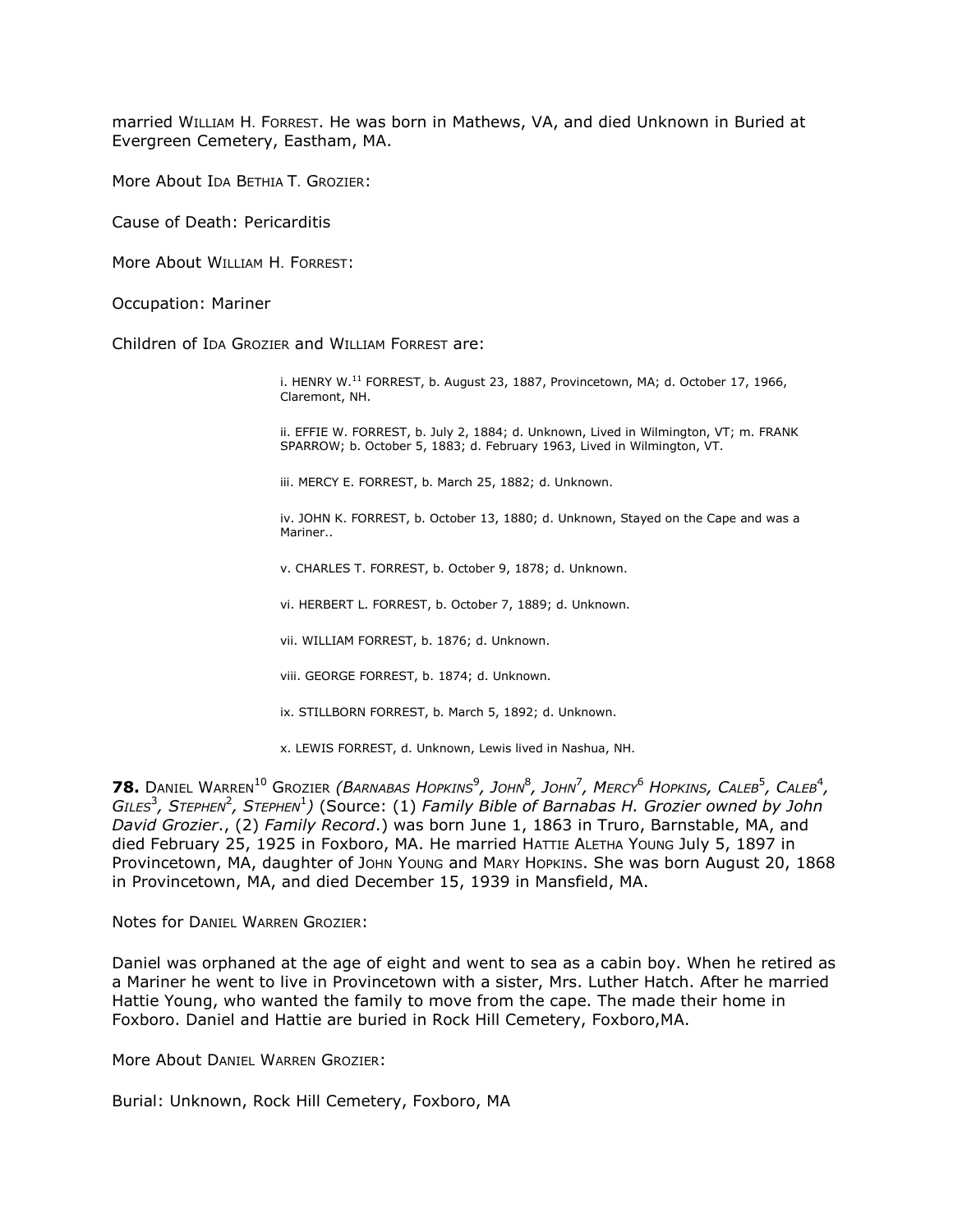married WILLIAM H. FORREST. He was born in Mathews, VA, and died Unknown in Buried at Evergreen Cemetery, Eastham, MA.

More About IDA BETHIA T. GROZIER:

Cause of Death: Pericarditis

More About WILLIAM H. FORREST:

Occupation: Mariner

Children of IDA GROZIER and WILLIAM FORREST are:

i. HENRY W.[11] FORREST, b. August 23, 1887, Provincetown, MA; d. October 17, 1966, Claremont, NH.

ii. EFFIE W. FORREST, b. July 2, 1884; d. Unknown, Lived in Wilmington, VT; m. FRANK SPARROW; b. October 5, 1883; d. February 1963, Lived in Wilmington, VT.

iii. MERCY E. FORREST, b. March 25, 1882; d. Unknown.

iv. JOHN K. FORREST, b. October 13, 1880; d. Unknown, Stayed on the Cape and was a Mariner..

v. CHARLES T. FORREST, b. October 9, 1878; d. Unknown.

vi. HERBERT L. FORREST, b. October 7, 1889; d. Unknown.

vii. WILLIAM FORREST, b. 1876; d. Unknown.

viii. GEORGE FORREST, b. 1874; d. Unknown.

ix. STILLBORN FORREST, b. March 5, 1892; d. Unknown.

x. LEWIS FORREST, d. Unknown, Lewis lived in Nashua, NH.

**78.** DANIEL WARREN[10] GROZIER *(BARNABAS HOPKINS[9], JOHN[8], JOHN[7], MERCY[6] HOPKINS, CALEB[5], CALEB[4], GILES[3], STEPHEN[2], STEPHEN[1])* (Source: (1) *Family Bible of Barnabas H. Grozier owned by John David Grozier.*, (2) *Family Record*.) was born June 1, 1863 in Truro, Barnstable, MA, and died February 25, 1925 in Foxboro, MA. He married HATTIE ALETHA YOUNG July 5, 1897 in Provincetown, MA, daughter of JOHN YOUNG and MARY HOPKINS. She was born August 20, 1868 in Provincetown, MA, and died December 15, 1939 in Mansfield, MA.

Notes for DANIEL WARREN GROZIER:

Daniel was orphaned at the age of eight and went to sea as a cabin boy. When he retired as a Mariner he went to live in Provincetown with a sister, Mrs. Luther Hatch. After he married Hattie Young, who wanted the family to move from the cape. The made their home in Foxboro. Daniel and Hattie are buried in Rock Hill Cemetery, Foxboro,MA.

More About DANIEL WARREN GROZIER:

Burial: Unknown, Rock Hill Cemetery, Foxboro, MA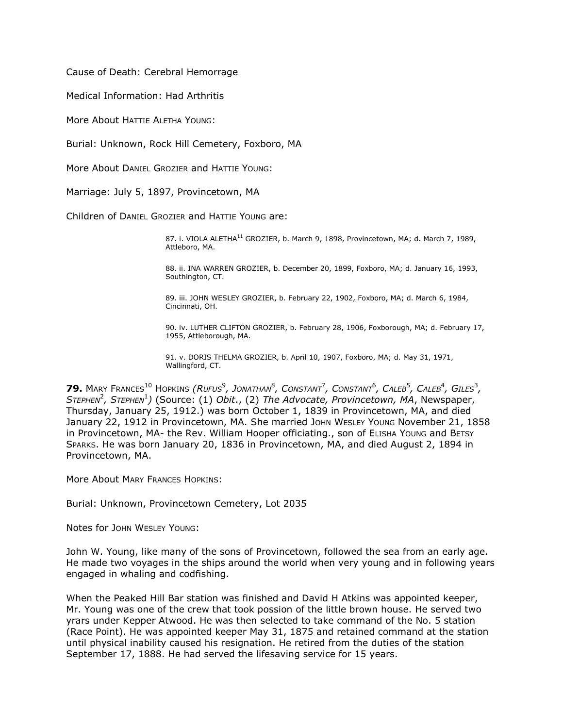Cause of Death: Cerebral Hemorrage

Medical Information: Had Arthritis

More About HATTIE ALETHA YOUNG:

Burial: Unknown, Rock Hill Cemetery, Foxboro, MA

More About DANIEL GROZIER and HATTIE YOUNG:

Marriage: July 5, 1897, Provincetown, MA

Children of DANIEL GROZIER and HATTIE YOUNG are:

87. i. VIOLA ALETHA[11] GROZIER, b. March 9, 1898, Provincetown, MA; d. March 7, 1989, Attleboro, MA.

88. ii. INA WARREN GROZIER, b. December 20, 1899, Foxboro, MA; d. January 16, 1993, Southington, CT.

89. iii. JOHN WESLEY GROZIER, b. February 22, 1902, Foxboro, MA; d. March 6, 1984, Cincinnati, OH.

90. iv. LUTHER CLIFTON GROZIER, b. February 28, 1906, Foxborough, MA; d. February 17, 1955, Attleborough, MA.

91. v. DORIS THELMA GROZIER, b. April 10, 1907, Foxboro, MA; d. May 31, 1971, Wallingford, CT.

**79.** MARY FRANCES[10] HOPKINS *(RUFUS[9], JONATHAN[8], CONSTANT[7], CONSTANT[6], CALEB[5], CALEB[4], GILES[3], STEPHEN[2], STEPHEN[1])* (Source: (1) *Obit*., (2) *The Advocate, Provincetown, MA*, Newspaper, Thursday, January 25, 1912.) was born October 1, 1839 in Provincetown, MA, and died January 22, 1912 in Provincetown, MA. She married JOHN WESLEY YOUNG November 21, 1858 in Provincetown, MA- the Rev. William Hooper officiating., son of ELISHA YOUNG and BETSY SPARKS. He was born January 20, 1836 in Provincetown, MA, and died August 2, 1894 in Provincetown, MA.

More About MARY FRANCES HOPKINS:

Burial: Unknown, Provincetown Cemetery, Lot 2035

Notes for JOHN WESLEY YOUNG:

John W. Young, like many of the sons of Provincetown, followed the sea from an early age. He made two voyages in the ships around the world when very young and in following years engaged in whaling and codfishing.

When the Peaked Hill Bar station was finished and David H Atkins was appointed keeper, Mr. Young was one of the crew that took possion of the little brown house. He served two yrars under Kepper Atwood. He was then selected to take command of the No. 5 station (Race Point). He was appointed keeper May 31, 1875 and retained command at the station until physical inability caused his resignation. He retired from the duties of the station September 17, 1888. He had served the lifesaving service for 15 years.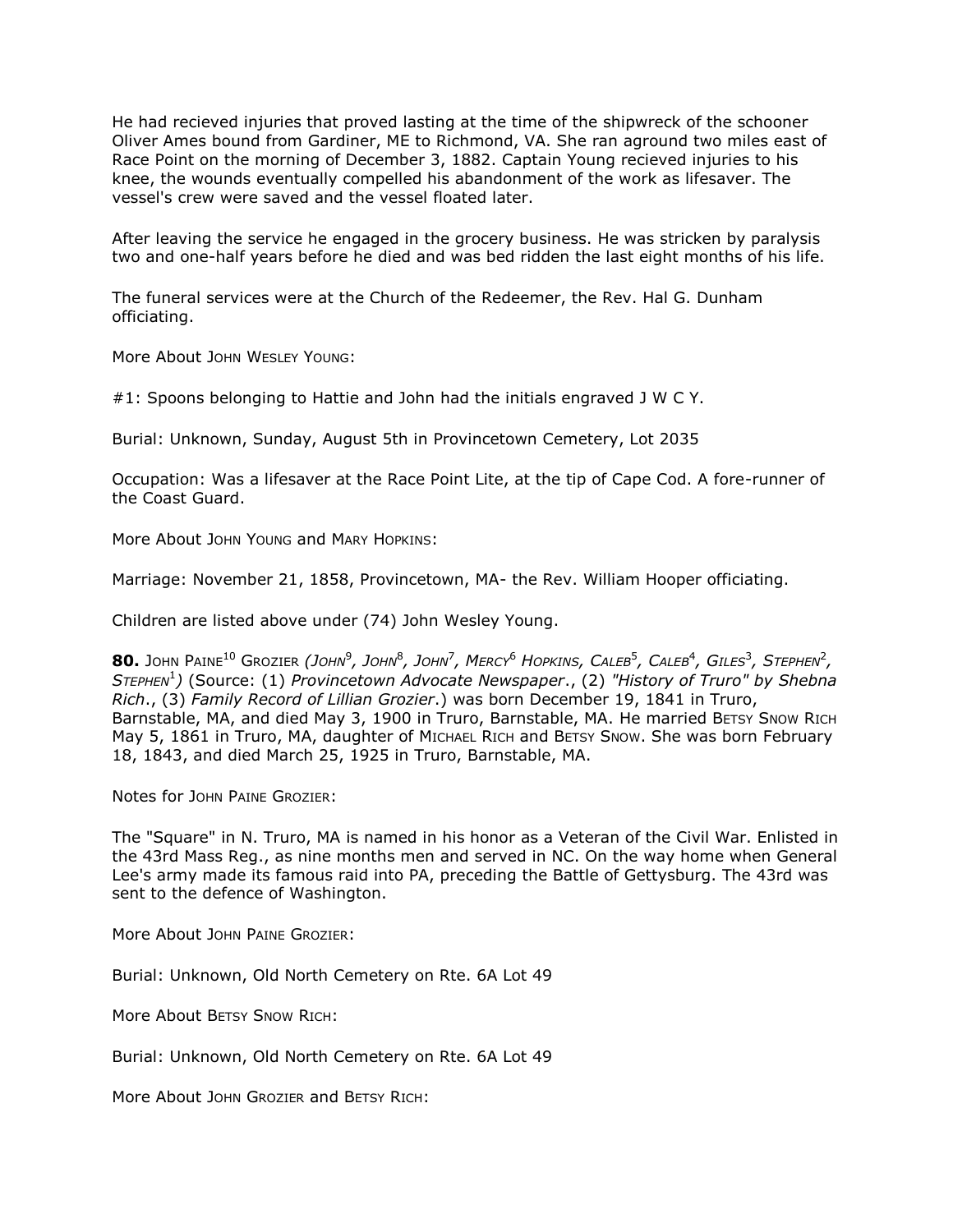He had recieved injuries that proved lasting at the time of the shipwreck of the schooner Oliver Ames bound from Gardiner, ME to Richmond, VA. She ran aground two miles east of Race Point on the morning of December 3, 1882. Captain Young recieved injuries to his knee, the wounds eventually compelled his abandonment of the work as lifesaver. The vessel's crew were saved and the vessel floated later.

After leaving the service he engaged in the grocery business. He was stricken by paralysis two and one-half years before he died and was bed ridden the last eight months of his life.

The funeral services were at the Church of the Redeemer, the Rev. Hal G. Dunham officiating.

More About JOHN WESLEY YOUNG:

#1: Spoons belonging to Hattie and John had the initials engraved J W C Y.

Burial: Unknown, Sunday, August 5th in Provincetown Cemetery, Lot 2035

Occupation: Was a lifesaver at the Race Point Lite, at the tip of Cape Cod. A fore-runner of the Coast Guard.

More About JOHN YOUNG and MARY HOPKINS:

Marriage: November 21, 1858, Provincetown, MA- the Rev. William Hooper officiating.

Children are listed above under (74) John Wesley Young.

**80.** JOHN PAINE[10] GROZIER *(JOHN[9], JOHN[8], JOHN[7], MERCY[6] HOPKINS, CALEB[5], CALEB[4], GILES[3], STEPHEN[2], STEPHEN[1])* (Source: (1) *Provincetown Advocate Newspaper*., (2) *"History of Truro" by Shebna Rich*., (3) *Family Record of Lillian Grozier*.) was born December 19, 1841 in Truro, Barnstable, MA, and died May 3, 1900 in Truro, Barnstable, MA. He married BETSY SNOW RICH May 5, 1861 in Truro, MA, daughter of MICHAEL RICH and BETSY SNOW. She was born February 18, 1843, and died March 25, 1925 in Truro, Barnstable, MA.

Notes for JOHN PAINE GROZIER:

The "Square" in N. Truro, MA is named in his honor as a Veteran of the Civil War. Enlisted in the 43rd Mass Reg., as nine months men and served in NC. On the way home when General Lee's army made its famous raid into PA, preceding the Battle of Gettysburg. The 43rd was sent to the defence of Washington.

More About JOHN PAINE GROZIER:

Burial: Unknown, Old North Cemetery on Rte. 6A Lot 49

More About BETSY SNOW RICH:

Burial: Unknown, Old North Cemetery on Rte. 6A Lot 49

More About JOHN GROZIER and BETSY RICH: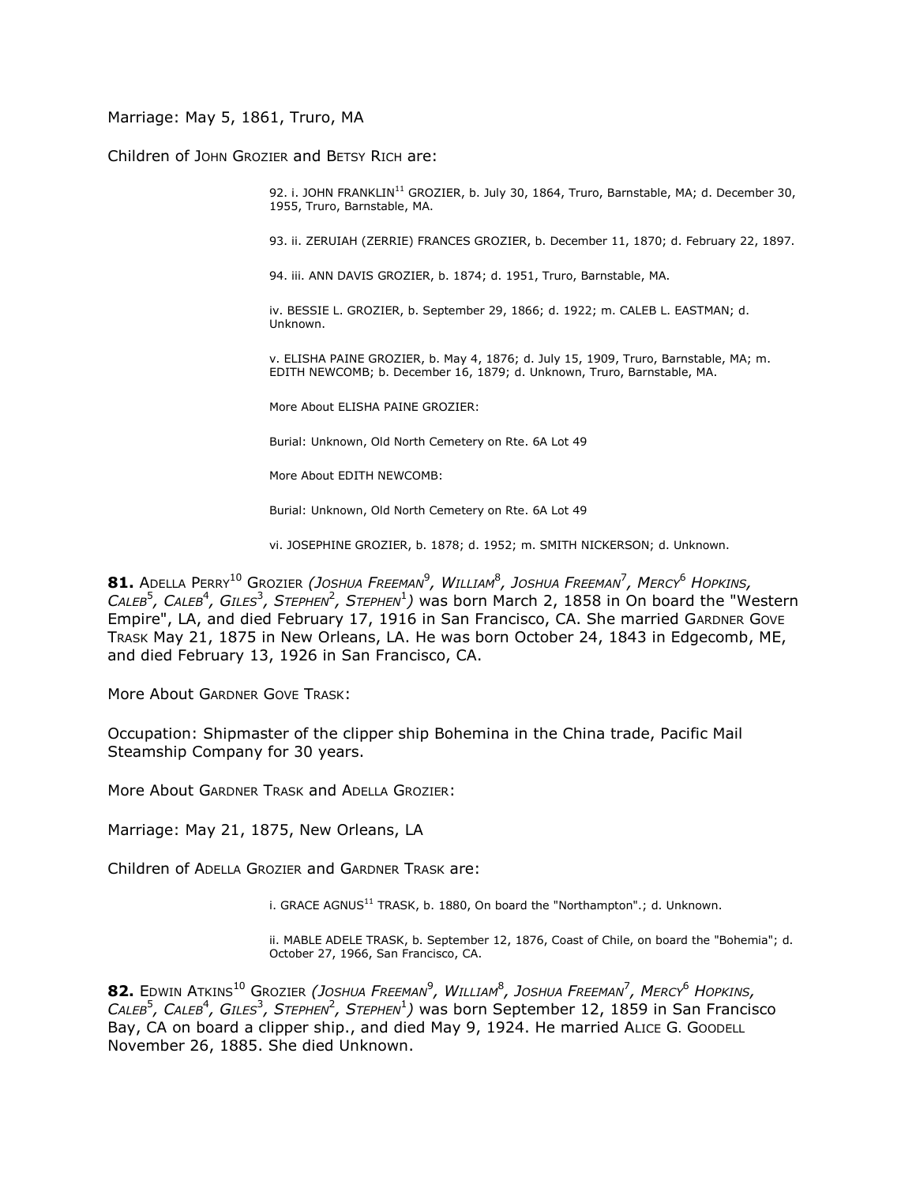Marriage: May 5, 1861, Truro, MA

Children of JOHN GROZIER and BETSY RICH are:

92. i. JOHN FRANKLIN[11] GROZIER, b. July 30, 1864, Truro, Barnstable, MA; d. December 30, 1955, Truro, Barnstable, MA.

93. ii. ZERUIAH (ZERRIE) FRANCES GROZIER, b. December 11, 1870; d. February 22, 1897.

94. iii. ANN DAVIS GROZIER, b. 1874; d. 1951, Truro, Barnstable, MA.

iv. BESSIE L. GROZIER, b. September 29, 1866; d. 1922; m. CALEB L. EASTMAN; d. Unknown.

v. ELISHA PAINE GROZIER, b. May 4, 1876; d. July 15, 1909, Truro, Barnstable, MA; m. EDITH NEWCOMB; b. December 16, 1879; d. Unknown, Truro, Barnstable, MA.

More About ELISHA PAINE GROZIER:

Burial: Unknown, Old North Cemetery on Rte. 6A Lot 49

More About EDITH NEWCOMB:

Burial: Unknown, Old North Cemetery on Rte. 6A Lot 49

vi. JOSEPHINE GROZIER, b. 1878; d. 1952; m. SMITH NICKERSON; d. Unknown.

**81.** ADELLA PERRY[10] GROZIER *(JOSHUA FREEMAN[9], WILLIAM[8], JOSHUA FREEMAN[7], MERCY[6] HOPKINS, CALEB[5], CALEB[4], GILES[3], STEPHEN[2], STEPHEN[1])* was born March 2, 1858 in On board the "Western Empire", LA, and died February 17, 1916 in San Francisco, CA. She married GARDNER GOVE TRASK May 21, 1875 in New Orleans, LA. He was born October 24, 1843 in Edgecomb, ME, and died February 13, 1926 in San Francisco, CA.

More About GARDNER GOVE TRASK:

Occupation: Shipmaster of the clipper ship Bohemina in the China trade, Pacific Mail Steamship Company for 30 years.

More About GARDNER TRASK and ADELLA GROZIER:

Marriage: May 21, 1875, New Orleans, LA

Children of ADELLA GROZIER and GARDNER TRASK are:

i. GRACE AGNUS[11] TRASK, b. 1880, On board the "Northampton".; d. Unknown.

ii. MABLE ADELE TRASK, b. September 12, 1876, Coast of Chile, on board the "Bohemia"; d. October 27, 1966, San Francisco, CA.

**82.** EDWIN ATKINS[10] GROZIER *(JOSHUA FREEMAN[9], WILLIAM[8], JOSHUA FREEMAN[7], MERCY[6] HOPKINS, CALEB[5], CALEB[4], GILES[3], STEPHEN[2], STEPHEN[1])* was born September 12, 1859 in San Francisco Bay, CA on board a clipper ship., and died May 9, 1924. He married ALICE G. GOODELL November 26, 1885. She died Unknown.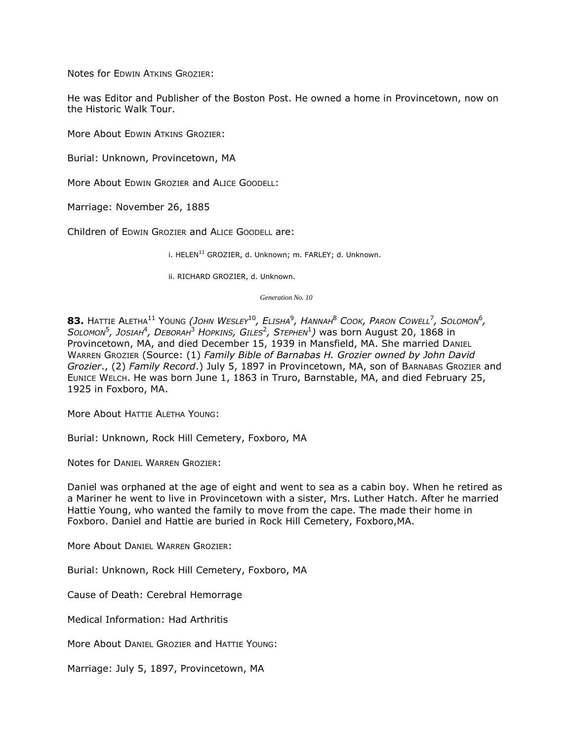Notes for EDWIN ATKINS GROZIER:

He was Editor and Publisher of the Boston Post. He owned a home in Provincetown, now on the Historic Walk Tour.

More About EDWIN ATKINS GROZIER:

Burial: Unknown, Provincetown, MA

More About EDWIN GROZIER and ALICE GOODELL:

Marriage: November 26, 1885

Children of EDWIN GROZIER and ALICE GOODELL are:

i. HELEN[11] GROZIER, d. Unknown; m. FARLEY; d. Unknown.

ii. RICHARD GROZIER, d. Unknown.

*Generation No. 10*

**83.** HATTIE ALETHA[11] YOUNG *(JOHN WESLEY[10], ELISHA[9], HANNAH[8] COOK, PARON COWELL[7], SOLOMON[6], SOLOMON[5], JOSIAH[4], DEBORAH[3] HOPKINS, GILES[2], STEPHEN[1])* was born August 20, 1868 in Provincetown, MA, and died December 15, 1939 in Mansfield, MA. She married DANIEL WARREN GROZIER (Source: (1) *Family Bible of Barnabas H. Grozier owned by John David Grozier*., (2) *Family Record*.) July 5, 1897 in Provincetown, MA, son of BARNABAS GROZIER and EUNICE WELCH. He was born June 1, 1863 in Truro, Barnstable, MA, and died February 25, 1925 in Foxboro, MA.

More About HATTIE ALETHA YOUNG:

Burial: Unknown, Rock Hill Cemetery, Foxboro, MA

Notes for DANIEL WARREN GROZIER:

Daniel was orphaned at the age of eight and went to sea as a cabin boy. When he retired as a Mariner he went to live in Provincetown with a sister, Mrs. Luther Hatch. After he married Hattie Young, who wanted the family to move from the cape. The made their home in Foxboro. Daniel and Hattie are buried in Rock Hill Cemetery, Foxboro,MA.

More About DANIEL WARREN GROZIER:

Burial: Unknown, Rock Hill Cemetery, Foxboro, MA

Cause of Death: Cerebral Hemorrage

Medical Information: Had Arthritis

More About DANIEL GROZIER and HATTIE YOUNG:

Marriage: July 5, 1897, Provincetown, MA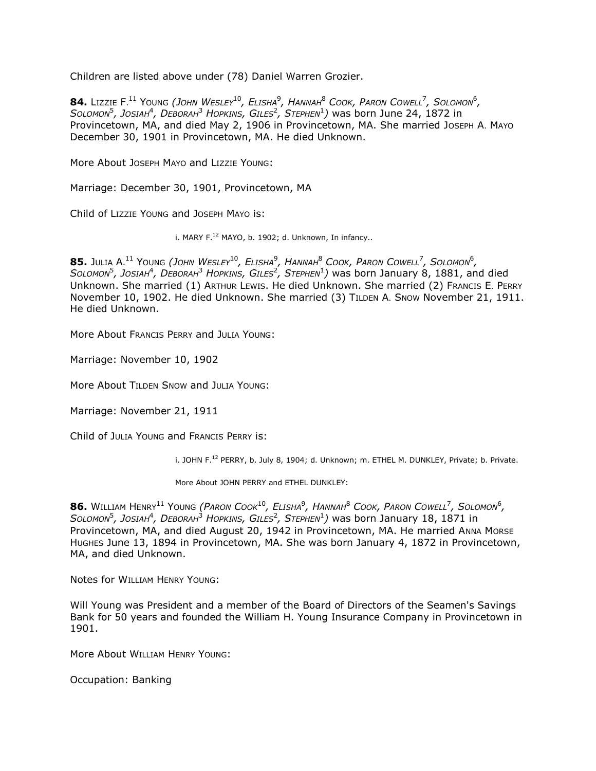Children are listed above under (78) Daniel Warren Grozier.

**84.** LIZZIE F.[11] YOUNG *(JOHN WESLEY[10], ELISHA[9], HANNAH[8] COOK, PARON COWELL[7], SOLOMON[6], SOLOMON[5], JOSIAH[4], DEBORAH[3] HOPKINS, GILES[2], STEPHEN[1])* was born June 24, 1872 in Provincetown, MA, and died May 2, 1906 in Provincetown, MA. She married JOSEPH A. MAYO December 30, 1901 in Provincetown, MA. He died Unknown.

More About JOSEPH MAYO and LIZZIE YOUNG:

Marriage: December 30, 1901, Provincetown, MA

Child of LIZZIE YOUNG and JOSEPH MAYO is:

i. MARY F.[12] MAYO, b. 1902; d. Unknown, In infancy..

**85.** JULIA A.[11] YOUNG *(JOHN WESLEY[10], ELISHA[9], HANNAH[8] COOK, PARON COWELL[7], SOLOMON[6], SOLOMON[5], JOSIAH[4], DEBORAH[3] HOPKINS, GILES[2], STEPHEN[1])* was born January 8, 1881, and died Unknown. She married (1) ARTHUR LEWIS. He died Unknown. She married (2) FRANCIS E. PERRY November 10, 1902. He died Unknown. She married (3) TILDEN A. SNOW November 21, 1911. He died Unknown.

More About FRANCIS PERRY and JULIA YOUNG:

Marriage: November 10, 1902

More About TILDEN SNOW and JULIA YOUNG:

Marriage: November 21, 1911

Child of JULIA YOUNG and FRANCIS PERRY is:

i. JOHN F.[12] PERRY, b. July 8, 1904; d. Unknown; m. ETHEL M. DUNKLEY, Private; b. Private.

More About JOHN PERRY and ETHEL DUNKLEY:

**86.** WILLIAM HENRY[11] YOUNG *(PARON COOK[10], ELISHA[9], HANNAH[8] COOK, PARON COWELL[7], SOLOMON[6], SOLOMON[5], JOSIAH[4], DEBORAH[3] HOPKINS, GILES[2], STEPHEN[1])* was born January 18, 1871 in Provincetown, MA, and died August 20, 1942 in Provincetown, MA. He married ANNA MORSE HUGHES June 13, 1894 in Provincetown, MA. She was born January 4, 1872 in Provincetown, MA, and died Unknown.

Notes for WILLIAM HENRY YOUNG:

Will Young was President and a member of the Board of Directors of the Seamen's Savings Bank for 50 years and founded the William H. Young Insurance Company in Provincetown in 1901.

More About WILLIAM HENRY YOUNG:

Occupation: Banking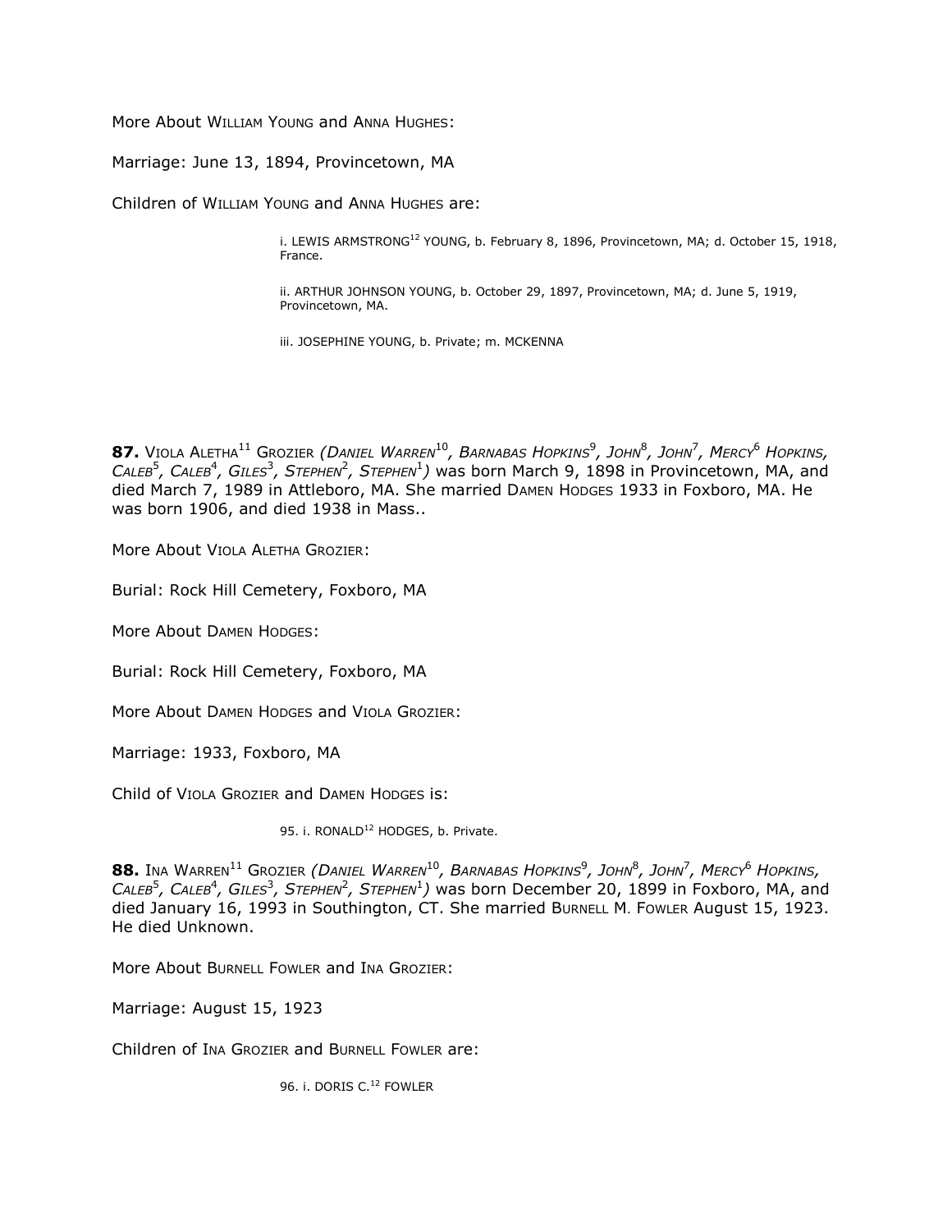More About WILLIAM YOUNG and ANNA HUGHES:

Marriage: June 13, 1894, Provincetown, MA

Children of WILLIAM YOUNG and ANNA HUGHES are:

i. LEWIS ARMSTRONG[12] YOUNG, b. February 8, 1896, Provincetown, MA; d. October 15, 1918, France.

ii. ARTHUR JOHNSON YOUNG, b. October 29, 1897, Provincetown, MA; d. June 5, 1919, Provincetown, MA.

iii. JOSEPHINE YOUNG, b. Private; m. MCKENNA

**87.** VIOLA ALETHA[11] GROZIER *(DANIEL WARREN[10], BARNABAS HOPKINS[9], JOHN[8], JOHN[7], MERCY[6] HOPKINS, CALEB[5], CALEB[4], GILES[3], STEPHEN[2], STEPHEN[1])* was born March 9, 1898 in Provincetown, MA, and died March 7, 1989 in Attleboro, MA. She married DAMEN HODGES 1933 in Foxboro, MA. He was born 1906, and died 1938 in Mass..

More About VIOLA ALETHA GROZIER:

Burial: Rock Hill Cemetery, Foxboro, MA

More About DAMEN HODGES:

Burial: Rock Hill Cemetery, Foxboro, MA

More About DAMEN HODGES and VIOLA GROZIER:

Marriage: 1933, Foxboro, MA

Child of VIOLA GROZIER and DAMEN HODGES is:

95. i. RONALD[12] HODGES, b. Private.

**88.** INA WARREN[11] GROZIER *(DANIEL WARREN[10], BARNABAS HOPKINS[9], JOHN[8], JOHN[7], MERCY[6] HOPKINS, CALEB[5], CALEB[4], GILES[3], STEPHEN[2], STEPHEN[1])* was born December 20, 1899 in Foxboro, MA, and died January 16, 1993 in Southington, CT. She married BURNELL M. FOWLER August 15, 1923. He died Unknown.

More About BURNELL FOWLER and INA GROZIER:

Marriage: August 15, 1923

Children of INA GROZIER and BURNELL FOWLER are:

96. i. DORIS C.[12] FOWLER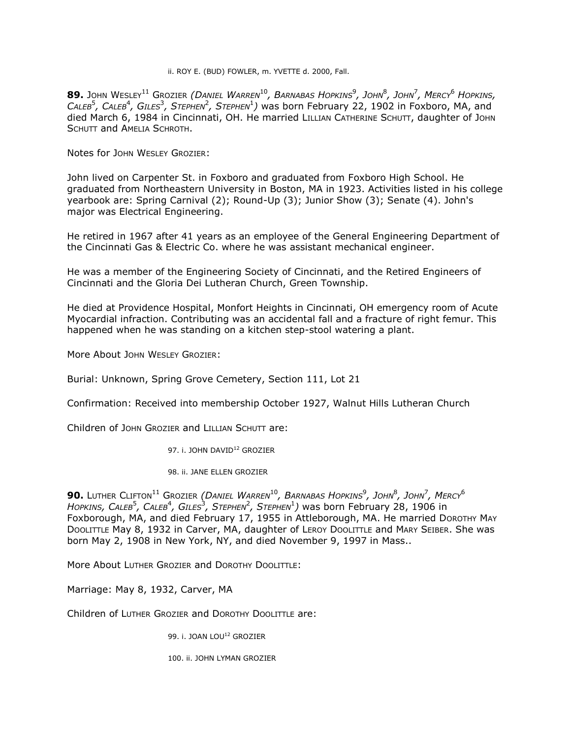ii. ROY E. (BUD) FOWLER, m. YVETTE d. 2000, Fall.

**89.** JOHN WESLEY[11] GROZIER *(DANIEL WARREN[10], BARNABAS HOPKINS[9], JOHN[8], JOHN[7], MERCY[6] HOPKINS, CALEB[5], CALEB[4], GILES[3], STEPHEN[2], STEPHEN[1])* was born February 22, 1902 in Foxboro, MA, and died March 6, 1984 in Cincinnati, OH. He married LILLIAN CATHERINE SCHUTT, daughter of JOHN SCHUTT and AMELIA SCHROTH.

Notes for JOHN WESLEY GROZIER:

John lived on Carpenter St. in Foxboro and graduated from Foxboro High School. He graduated from Northeastern University in Boston, MA in 1923. Activities listed in his college yearbook are: Spring Carnival (2); Round-Up (3); Junior Show (3); Senate (4). John's major was Electrical Engineering.

He retired in 1967 after 41 years as an employee of the General Engineering Department of the Cincinnati Gas & Electric Co. where he was assistant mechanical engineer.

He was a member of the Engineering Society of Cincinnati, and the Retired Engineers of Cincinnati and the Gloria Dei Lutheran Church, Green Township.

He died at Providence Hospital, Monfort Heights in Cincinnati, OH emergency room of Acute Myocardial infraction. Contributing was an accidental fall and a fracture of right femur. This happened when he was standing on a kitchen step-stool watering a plant.

More About JOHN WESLEY GROZIER:

Burial: Unknown, Spring Grove Cemetery, Section 111, Lot 21

Confirmation: Received into membership October 1927, Walnut Hills Lutheran Church

Children of JOHN GROZIER and LILLIAN SCHUTT are:

97. i. JOHN DAVID[12] GROZIER

98. ii. JANE ELLEN GROZIER

**90.** LUTHER CLIFTON[11] GROZIER *(DANIEL WARREN[10], BARNABAS HOPKINS[9], JOHN[8], JOHN[7], MERCY[6] HOPKINS, CALEB[5], CALEB[4], GILES[3], STEPHEN[2], STEPHEN[1])* was born February 28, 1906 in Foxborough, MA, and died February 17, 1955 in Attleborough, MA. He married DOROTHY MAY DOOLITTLE May 8, 1932 in Carver, MA, daughter of LEROY DOOLITTLE and MARY SEIBER. She was born May 2, 1908 in New York, NY, and died November 9, 1997 in Mass..

More About LUTHER GROZIER and DOROTHY DOOLITTLE:

Marriage: May 8, 1932, Carver, MA

Children of LUTHER GROZIER and DOROTHY DOOLITTLE are:

99. i. JOAN LOU[12] GROZIER

100. ii. JOHN LYMAN GROZIER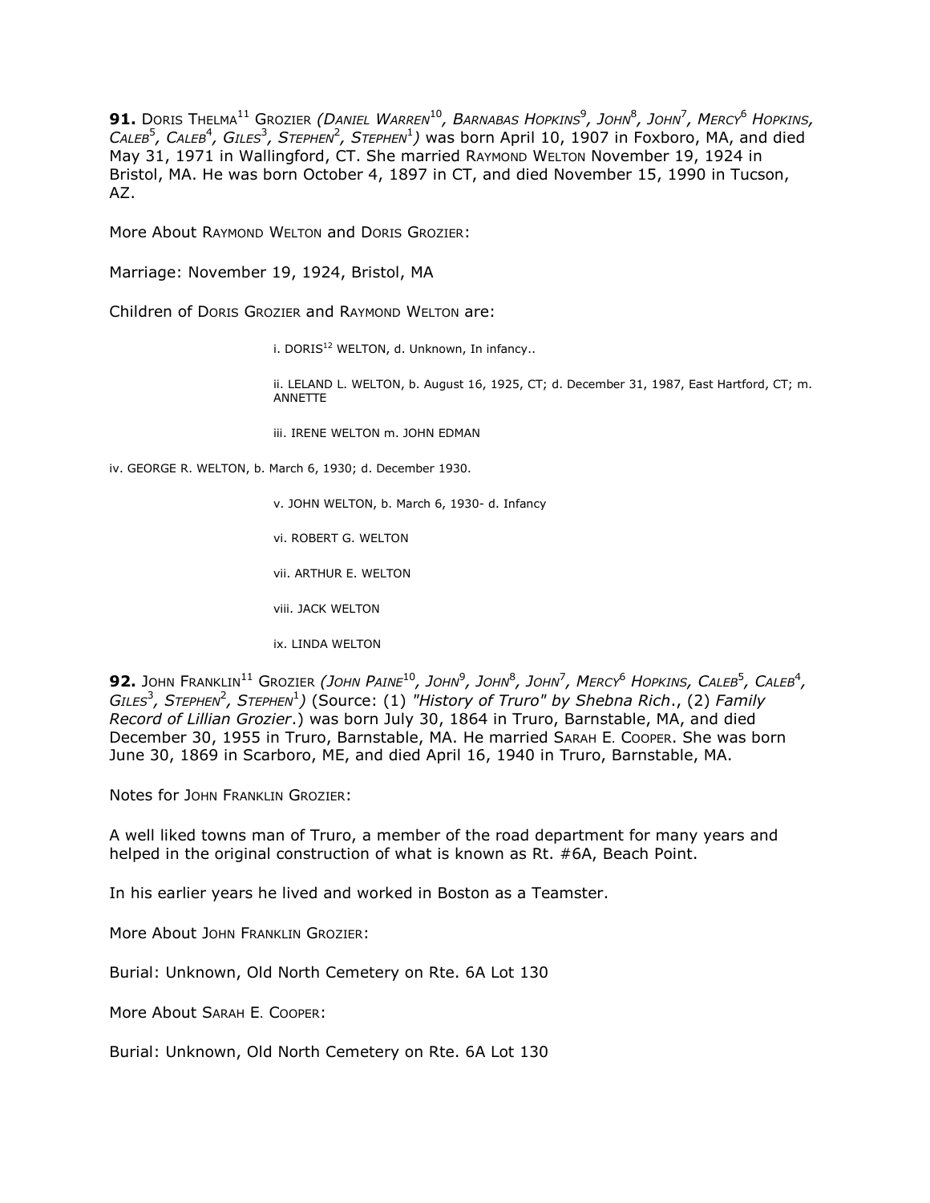**91.** DORIS THELMA[11] GROZIER *(DANIEL WARREN[10], BARNABAS HOPKINS[9], JOHN[8], JOHN[7], MERCY[6] HOPKINS, CALEB[5], CALEB[4], GILES[3], STEPHEN[2], STEPHEN[1])* was born April 10, 1907 in Foxboro, MA, and died May 31, 1971 in Wallingford, CT. She married RAYMOND WELTON November 19, 1924 in Bristol, MA. He was born October 4, 1897 in CT, and died November 15, 1990 in Tucson, AZ.

More About RAYMOND WELTON and DORIS GROZIER:

Marriage: November 19, 1924, Bristol, MA

Children of DORIS GROZIER and RAYMOND WELTON are:

i. DORIS[12] WELTON, d. Unknown, In infancy..

ii. LELAND L. WELTON, b. August 16, 1925, CT; d. December 31, 1987, East Hartford, CT; m. ANNETTE

iii. IRENE WELTON m. JOHN EDMAN

iv. GEORGE R. WELTON, b. March 6, 1930; d. December 1930.

v. JOHN WELTON, b. March 6, 1930- d. Infancy

vi. ROBERT G. WELTON

vii. ARTHUR E. WELTON

viii. JACK WELTON

ix. LINDA WELTON

**92.** JOHN FRANKLIN[11] GROZIER *(JOHN PAINE[10], JOHN[9], JOHN[8], JOHN[7], MERCY[6] HOPKINS, CALEB[5], CALEB[4], GILES[3], STEPHEN[2], STEPHEN[1])* (Source: (1) *"History of Truro" by Shebna Rich*., (2) *Family Record of Lillian Grozier*.) was born July 30, 1864 in Truro, Barnstable, MA, and died December 30, 1955 in Truro, Barnstable, MA. He married SARAH E. COOPER. She was born June 30, 1869 in Scarboro, ME, and died April 16, 1940 in Truro, Barnstable, MA.

Notes for JOHN FRANKLIN GROZIER:

A well liked towns man of Truro, a member of the road department for many years and helped in the original construction of what is known as Rt. #6A, Beach Point.

In his earlier years he lived and worked in Boston as a Teamster.

More About JOHN FRANKLIN GROZIER:

Burial: Unknown, Old North Cemetery on Rte. 6A Lot 130

More About SARAH E. COOPER:

Burial: Unknown, Old North Cemetery on Rte. 6A Lot 130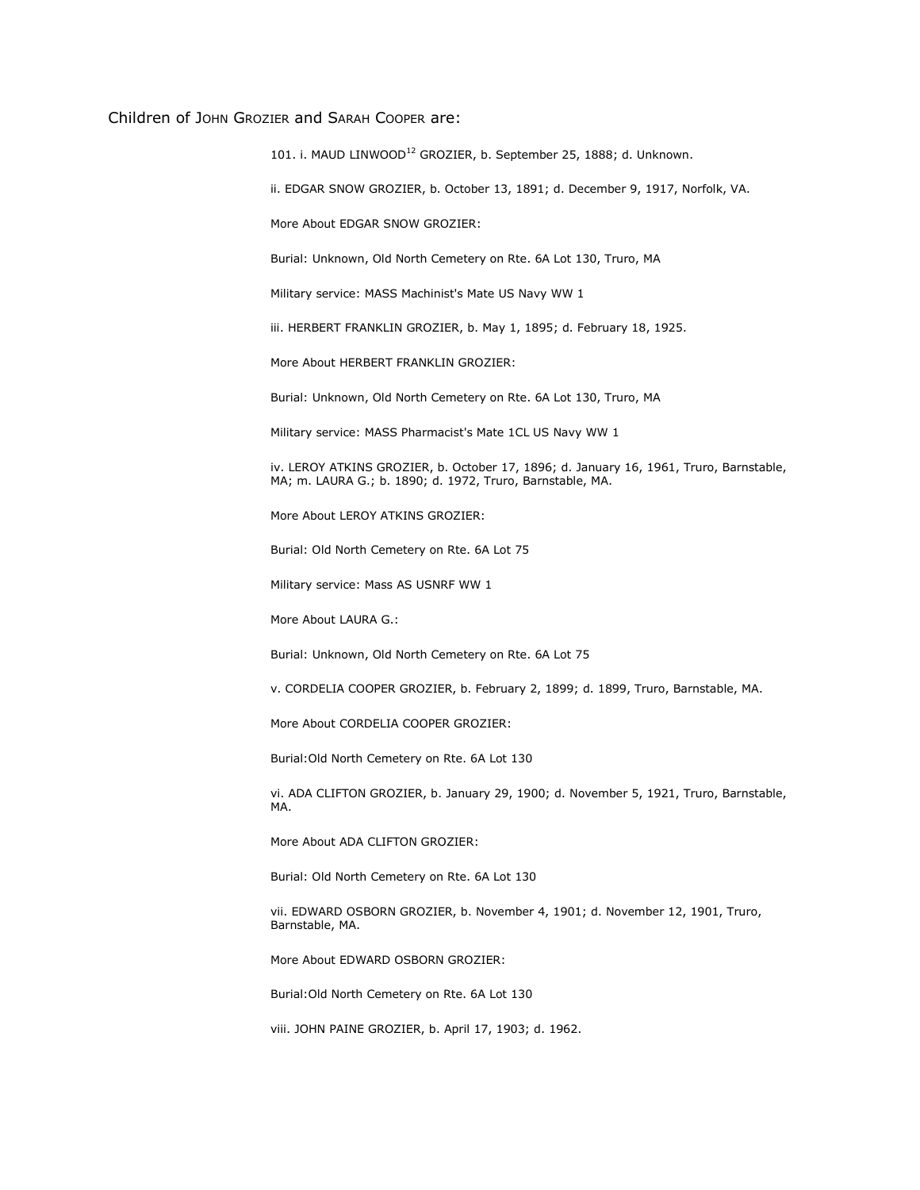Children of JOHN GROZIER and SARAH COOPER are:

101. i. MAUD LINWOOD[12] GROZIER, b. September 25, 1888; d. Unknown.

ii. EDGAR SNOW GROZIER, b. October 13, 1891; d. December 9, 1917, Norfolk, VA.

More About EDGAR SNOW GROZIER:

Burial: Unknown, Old North Cemetery on Rte. 6A Lot 130, Truro, MA

Military service: MASS Machinist's Mate US Navy WW 1

iii. HERBERT FRANKLIN GROZIER, b. May 1, 1895; d. February 18, 1925.

More About HERBERT FRANKLIN GROZIER:

Burial: Unknown, Old North Cemetery on Rte. 6A Lot 130, Truro, MA

Military service: MASS Pharmacist's Mate 1CL US Navy WW 1

iv. LEROY ATKINS GROZIER, b. October 17, 1896; d. January 16, 1961, Truro, Barnstable, MA; m. LAURA G.; b. 1890; d. 1972, Truro, Barnstable, MA.

More About LEROY ATKINS GROZIER:

Burial: Old North Cemetery on Rte. 6A Lot 75

Military service: Mass AS USNRF WW 1

More About LAURA G.:

Burial: Unknown, Old North Cemetery on Rte. 6A Lot 75

v. CORDELIA COOPER GROZIER, b. February 2, 1899; d. 1899, Truro, Barnstable, MA.

More About CORDELIA COOPER GROZIER:

Burial:Old North Cemetery on Rte. 6A Lot 130

vi. ADA CLIFTON GROZIER, b. January 29, 1900; d. November 5, 1921, Truro, Barnstable, MA.

More About ADA CLIFTON GROZIER:

Burial: Old North Cemetery on Rte. 6A Lot 130

vii. EDWARD OSBORN GROZIER, b. November 4, 1901; d. November 12, 1901, Truro, Barnstable, MA.

More About EDWARD OSBORN GROZIER:

Burial:Old North Cemetery on Rte. 6A Lot 130

viii. JOHN PAINE GROZIER, b. April 17, 1903; d. 1962.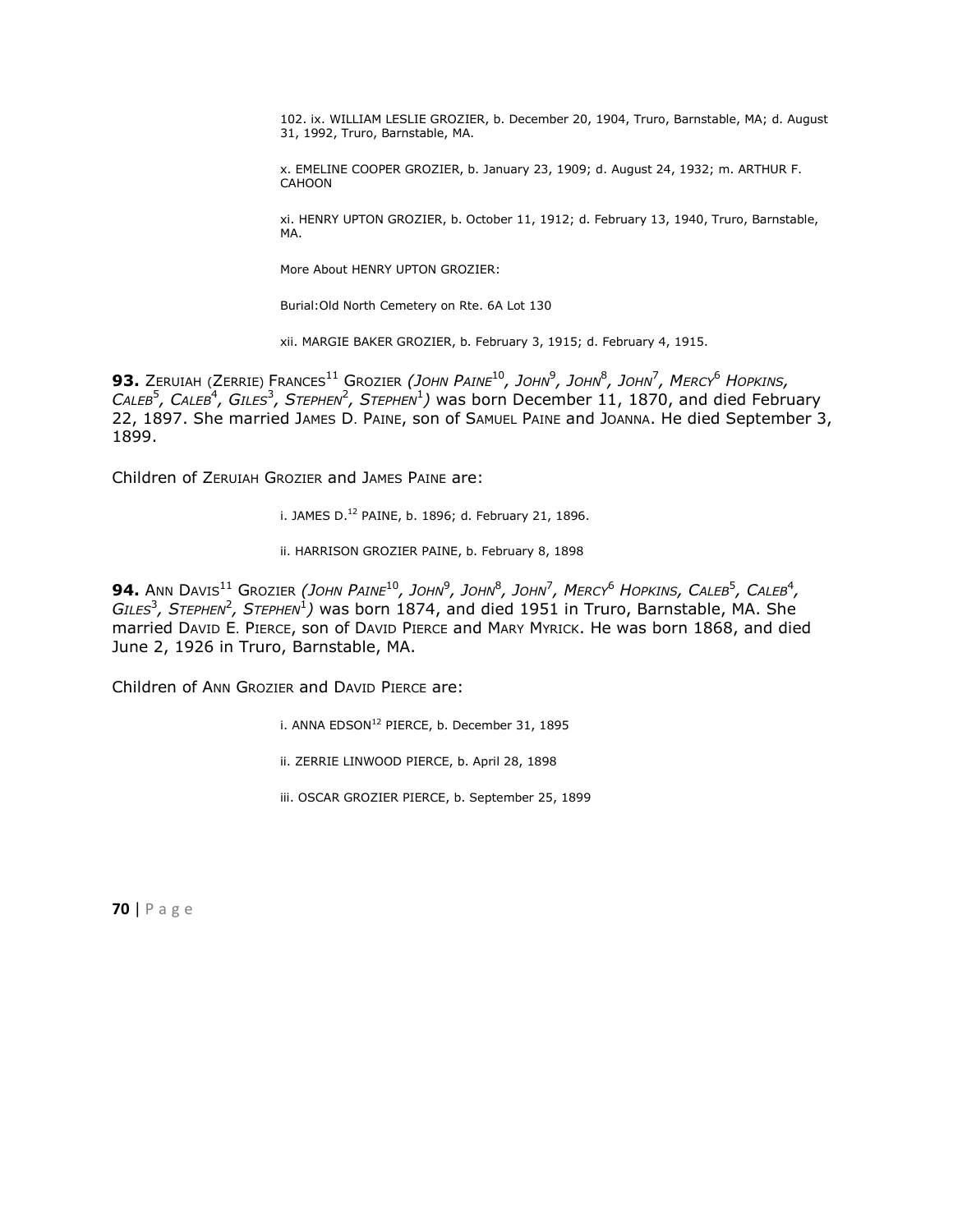102. ix. WILLIAM LESLIE GROZIER, b. December 20, 1904, Truro, Barnstable, MA; d. August 31, 1992, Truro, Barnstable, MA.

x. EMELINE COOPER GROZIER, b. January 23, 1909; d. August 24, 1932; m. ARTHUR F. CAHOON

xi. HENRY UPTON GROZIER, b. October 11, 1912; d. February 13, 1940, Truro, Barnstable, MA.

More About HENRY UPTON GROZIER:

Burial:Old North Cemetery on Rte. 6A Lot 130

xii. MARGIE BAKER GROZIER, b. February 3, 1915; d. February 4, 1915.

**93.** ZERUIAH (ZERRIE) FRANCES[11] GROZIER *(JOHN PAINE[10], JOHN[9], JOHN[8], JOHN[7], MERCY[6] HOPKINS, CALEB[5], CALEB[4], GILES[3], STEPHEN[2], STEPHEN[1])* was born December 11, 1870, and died February 22, 1897. She married JAMES D. PAINE, son of SAMUEL PAINE and JOANNA. He died September 3, 1899.

Children of ZERUIAH GROZIER and JAMES PAINE are:

i. JAMES D.[12] PAINE, b. 1896; d. February 21, 1896.

ii. HARRISON GROZIER PAINE, b. February 8, 1898

**94.** ANN DAVIS[11] GROZIER *(JOHN PAINE[10], JOHN[9], JOHN[8], JOHN[7], MERCY[6] HOPKINS, CALEB[5], CALEB[4], GILES[3], STEPHEN[2], STEPHEN[1])* was born 1874, and died 1951 in Truro, Barnstable, MA. She married DAVID E. PIERCE, son of DAVID PIERCE and MARY MYRICK. He was born 1868, and died June 2, 1926 in Truro, Barnstable, MA.

Children of ANN GROZIER and DAVID PIERCE are:

i. ANNA EDSON[12] PIERCE, b. December 31, 1895

ii. ZERRIE LINWOOD PIERCE, b. April 28, 1898

iii. OSCAR GROZIER PIERCE, b. September 25, 1899